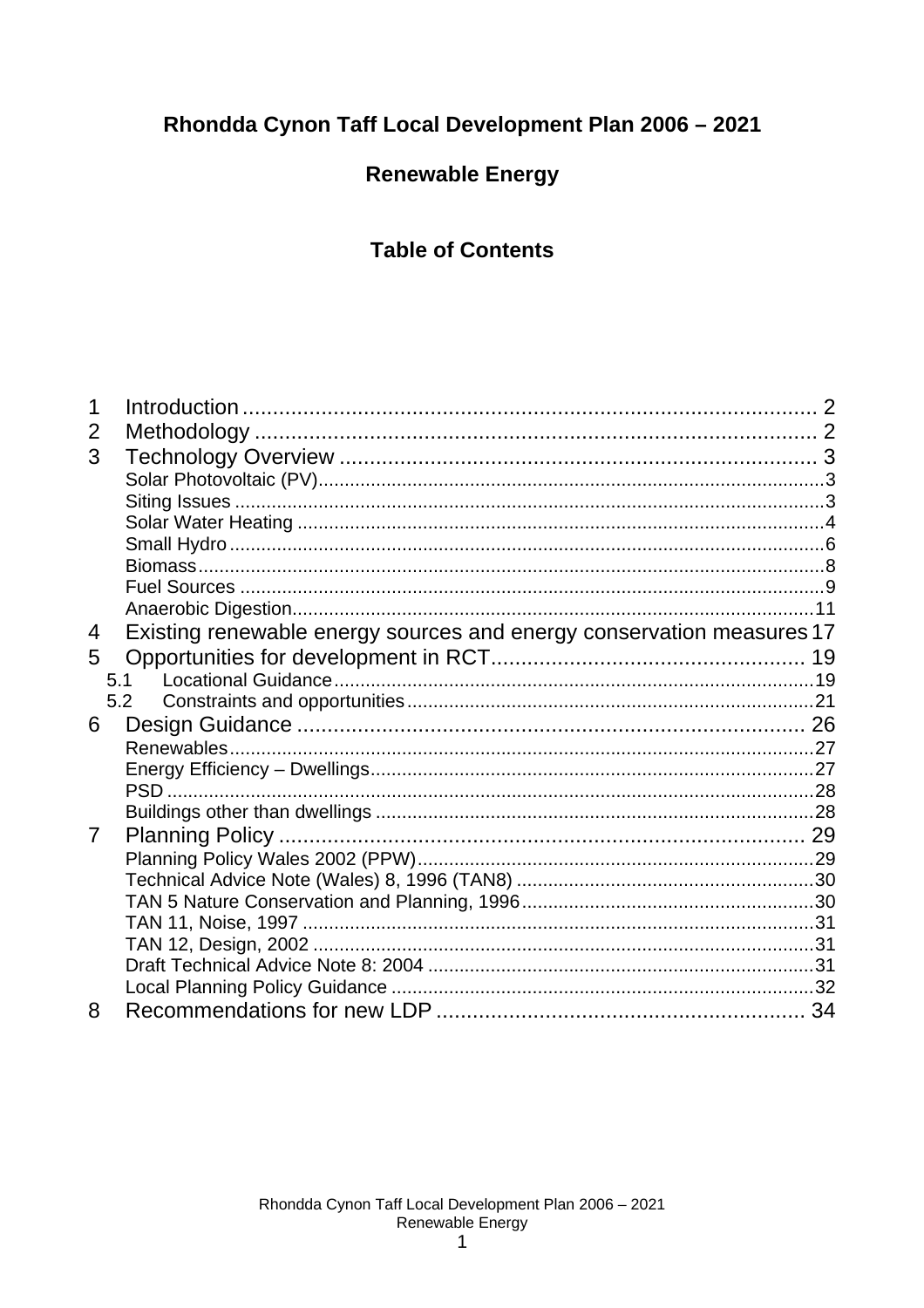**Rhondda Cynon Taff Local Development Plan 2006 – 2021**

**Renewable Energy**

**Table of Contents**

1 Introduction ... 2
2 Methodology ... 2
3 Technology Overview ... 3
- Solar Photovoltaic (PV) ... 3
- Siting Issues ... 3
- Solar Water Heating ... 4
- Small Hydro ... 6
- Biomass ... 8
- Fuel Sources ... 9
- Anaerobic Digestion ... 11

4 Existing renewable energy sources and energy conservation measures 17
5 Opportunities for development in RCT ... 19
- 5.1 Locational Guidance ... 19
- 5.2 Constraints and opportunities ... 21

6 Design Guidance ... 26
- Renewables ... 27
- Energy Efficiency – Dwellings ... 27
- PSD ... 28
- Buildings other than dwellings ... 28

7 Planning Policy ... 29
- Planning Policy Wales 2002 (PPW) ... 29
- Technical Advice Note (Wales) 8, 1996 (TAN8) ... 30
- TAN 5 Nature Conservation and Planning, 1996 ... 30
- TAN 11, Noise, 1997 ... 31
- TAN 12, Design, 2002 ... 31
- Draft Technical Advice Note 8: 2004 ... 31
- Local Planning Policy Guidance ... 32

8 Recommendations for new LDP ... 34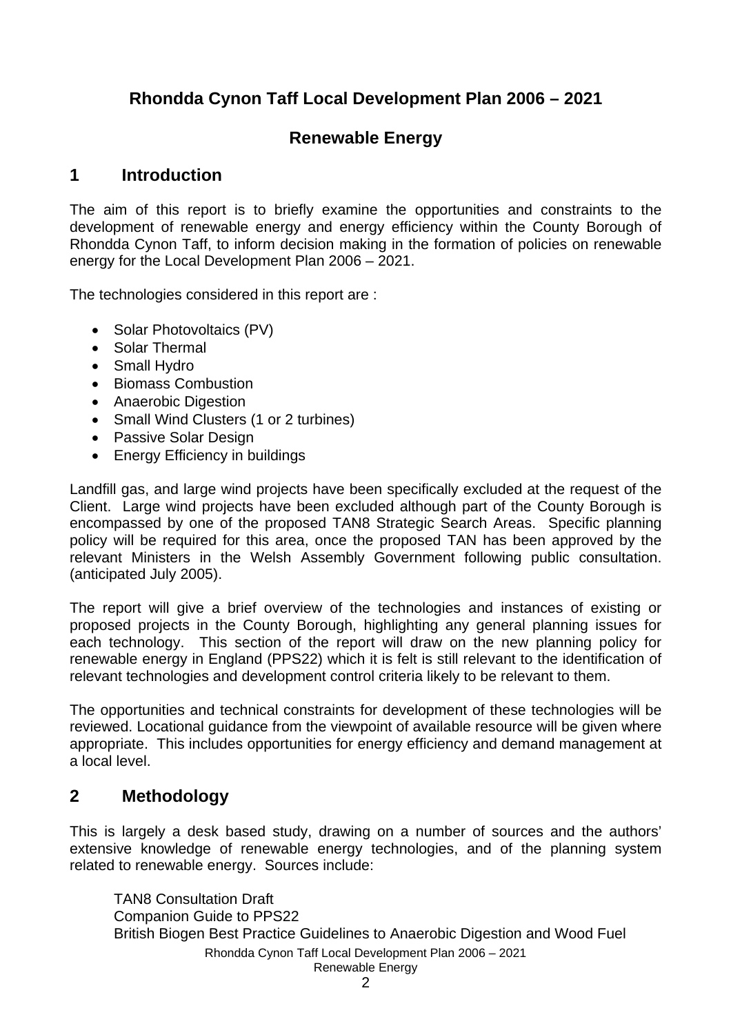# Rhondda Cynon Taff Local Development Plan 2006 – 2021

## Renewable Energy

## 1 Introduction

The aim of this report is to briefly examine the opportunities and constraints to the development of renewable energy and energy efficiency within the County Borough of Rhondda Cynon Taff, to inform decision making in the formation of policies on renewable energy for the Local Development Plan 2006 – 2021.

The technologies considered in this report are :

- Solar Photovoltaics (PV)
- Solar Thermal
- Small Hydro
- Biomass Combustion
- Anaerobic Digestion
- Small Wind Clusters (1 or 2 turbines)
- Passive Solar Design
- Energy Efficiency in buildings

Landfill gas, and large wind projects have been specifically excluded at the request of the Client. Large wind projects have been excluded although part of the County Borough is encompassed by one of the proposed TAN8 Strategic Search Areas. Specific planning policy will be required for this area, once the proposed TAN has been approved by the relevant Ministers in the Welsh Assembly Government following public consultation. (anticipated July 2005).

The report will give a brief overview of the technologies and instances of existing or proposed projects in the County Borough, highlighting any general planning issues for each technology. This section of the report will draw on the new planning policy for renewable energy in England (PPS22) which it is felt is still relevant to the identification of relevant technologies and development control criteria likely to be relevant to them.

The opportunities and technical constraints for development of these technologies will be reviewed. Locational guidance from the viewpoint of available resource will be given where appropriate. This includes opportunities for energy efficiency and demand management at a local level.

## 2 Methodology

This is largely a desk based study, drawing on a number of sources and the authors' extensive knowledge of renewable energy technologies, and of the planning system related to renewable energy. Sources include:

TAN8 Consultation Draft
Companion Guide to PPS22
British Biogen Best Practice Guidelines to Anaerobic Digestion and Wood Fuel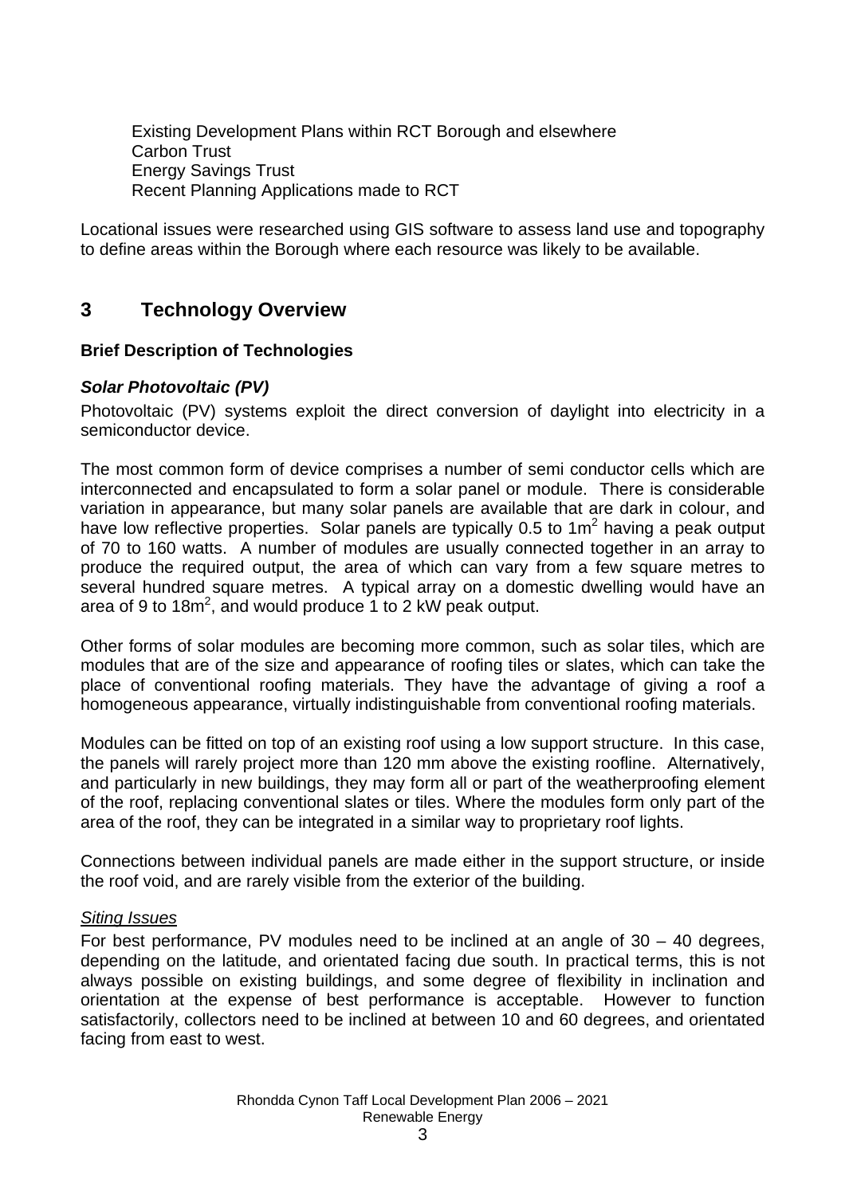Existing Development Plans within RCT Borough and elsewhere
Carbon Trust
Energy Savings Trust
Recent Planning Applications made to RCT

Locational issues were researched using GIS software to assess land use and topography to define areas within the Borough where each resource was likely to be available.

# 3 Technology Overview

**Brief Description of Technologies**

***Solar Photovoltaic (PV)***

Photovoltaic (PV) systems exploit the direct conversion of daylight into electricity in a semiconductor device.

The most common form of device comprises a number of semi conductor cells which are interconnected and encapsulated to form a solar panel or module. There is considerable variation in appearance, but many solar panels are available that are dark in colour, and have low reflective properties. Solar panels are typically 0.5 to $1m^2$ having a peak output of 70 to 160 watts. A number of modules are usually connected together in an array to produce the required output, the area of which can vary from a few square metres to several hundred square metres. A typical array on a domestic dwelling would have an area of 9 to $18m^2$, and would produce 1 to 2 kW peak output.

Other forms of solar modules are becoming more common, such as solar tiles, which are modules that are of the size and appearance of roofing tiles or slates, which can take the place of conventional roofing materials. They have the advantage of giving a roof a homogeneous appearance, virtually indistinguishable from conventional roofing materials.

Modules can be fitted on top of an existing roof using a low support structure. In this case, the panels will rarely project more than 120 mm above the existing roofline. Alternatively, and particularly in new buildings, they may form all or part of the weatherproofing element of the roof, replacing conventional slates or tiles. Where the modules form only part of the area of the roof, they can be integrated in a similar way to proprietary roof lights.

Connections between individual panels are made either in the support structure, or inside the roof void, and are rarely visible from the exterior of the building.

*Siting Issues*

For best performance, PV modules need to be inclined at an angle of 30 – 40 degrees, depending on the latitude, and orientated facing due south. In practical terms, this is not always possible on existing buildings, and some degree of flexibility in inclination and orientation at the expense of best performance is acceptable. However to function satisfactorily, collectors need to be inclined at between 10 and 60 degrees, and orientated facing from east to west.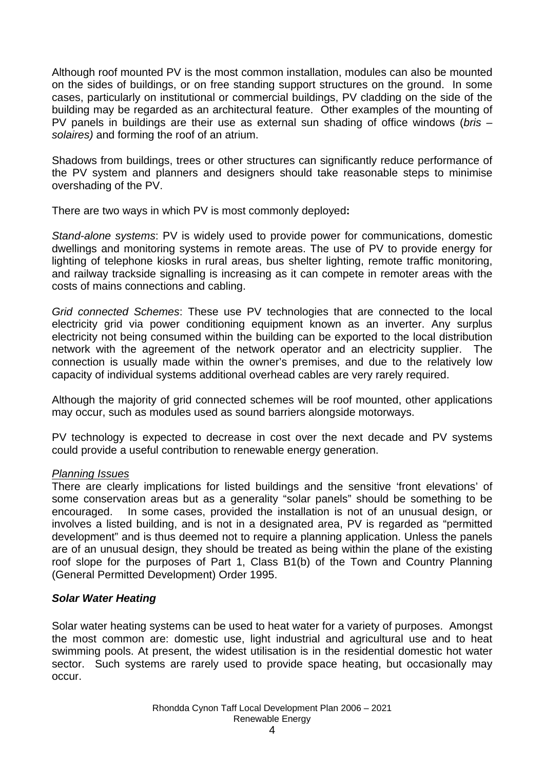Although roof mounted PV is the most common installation, modules can also be mounted on the sides of buildings, or on free standing support structures on the ground. In some cases, particularly on institutional or commercial buildings, PV cladding on the side of the building may be regarded as an architectural feature. Other examples of the mounting of PV panels in buildings are their use as external sun shading of office windows (*bris – solaires)* and forming the roof of an atrium.

Shadows from buildings, trees or other structures can significantly reduce performance of the PV system and planners and designers should take reasonable steps to minimise overshading of the PV.

There are two ways in which PV is most commonly deployed**:**

*Stand-alone systems*: PV is widely used to provide power for communications, domestic dwellings and monitoring systems in remote areas. The use of PV to provide energy for lighting of telephone kiosks in rural areas, bus shelter lighting, remote traffic monitoring, and railway trackside signalling is increasing as it can compete in remoter areas with the costs of mains connections and cabling.

*Grid connected Schemes*: These use PV technologies that are connected to the local electricity grid via power conditioning equipment known as an inverter. Any surplus electricity not being consumed within the building can be exported to the local distribution network with the agreement of the network operator and an electricity supplier. The connection is usually made within the owner's premises, and due to the relatively low capacity of individual systems additional overhead cables are very rarely required.

Although the majority of grid connected schemes will be roof mounted, other applications may occur, such as modules used as sound barriers alongside motorways.

PV technology is expected to decrease in cost over the next decade and PV systems could provide a useful contribution to renewable energy generation.

*Planning Issues*

There are clearly implications for listed buildings and the sensitive 'front elevations' of some conservation areas but as a generality "solar panels" should be something to be encouraged. In some cases, provided the installation is not of an unusual design, or involves a listed building, and is not in a designated area, PV is regarded as "permitted development" and is thus deemed not to require a planning application. Unless the panels are of an unusual design, they should be treated as being within the plane of the existing roof slope for the purposes of Part 1, Class B1(b) of the Town and Country Planning (General Permitted Development) Order 1995.

### ***Solar Water Heating***

Solar water heating systems can be used to heat water for a variety of purposes. Amongst the most common are: domestic use, light industrial and agricultural use and to heat swimming pools. At present, the widest utilisation is in the residential domestic hot water sector. Such systems are rarely used to provide space heating, but occasionally may occur.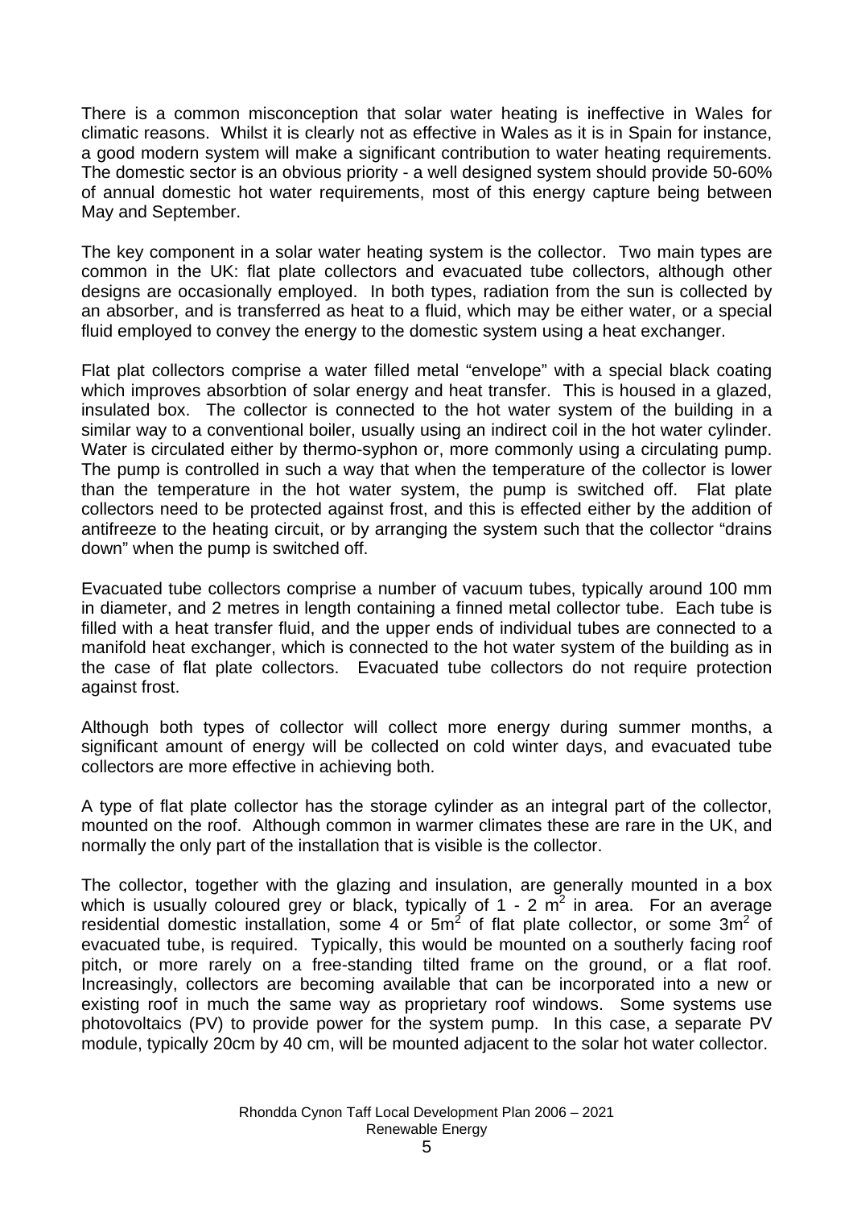There is a common misconception that solar water heating is ineffective in Wales for climatic reasons. Whilst it is clearly not as effective in Wales as it is in Spain for instance, a good modern system will make a significant contribution to water heating requirements. The domestic sector is an obvious priority - a well designed system should provide 50-60% of annual domestic hot water requirements, most of this energy capture being between May and September.

The key component in a solar water heating system is the collector. Two main types are common in the UK: flat plate collectors and evacuated tube collectors, although other designs are occasionally employed. In both types, radiation from the sun is collected by an absorber, and is transferred as heat to a fluid, which may be either water, or a special fluid employed to convey the energy to the domestic system using a heat exchanger.

Flat plat collectors comprise a water filled metal "envelope" with a special black coating which improves absorbtion of solar energy and heat transfer. This is housed in a glazed, insulated box. The collector is connected to the hot water system of the building in a similar way to a conventional boiler, usually using an indirect coil in the hot water cylinder. Water is circulated either by thermo-syphon or, more commonly using a circulating pump. The pump is controlled in such a way that when the temperature of the collector is lower than the temperature in the hot water system, the pump is switched off. Flat plate collectors need to be protected against frost, and this is effected either by the addition of antifreeze to the heating circuit, or by arranging the system such that the collector "drains down" when the pump is switched off.

Evacuated tube collectors comprise a number of vacuum tubes, typically around 100 mm in diameter, and 2 metres in length containing a finned metal collector tube. Each tube is filled with a heat transfer fluid, and the upper ends of individual tubes are connected to a manifold heat exchanger, which is connected to the hot water system of the building as in the case of flat plate collectors. Evacuated tube collectors do not require protection against frost.

Although both types of collector will collect more energy during summer months, a significant amount of energy will be collected on cold winter days, and evacuated tube collectors are more effective in achieving both.

A type of flat plate collector has the storage cylinder as an integral part of the collector, mounted on the roof. Although common in warmer climates these are rare in the UK, and normally the only part of the installation that is visible is the collector.

The collector, together with the glazing and insulation, are generally mounted in a box which is usually coloured grey or black, typically of 1 - 2 $m^2$ in area. For an average residential domestic installation, some 4 or $5m^2$ of flat plate collector, or some $3m^2$ of evacuated tube, is required. Typically, this would be mounted on a southerly facing roof pitch, or more rarely on a free-standing tilted frame on the ground, or a flat roof. Increasingly, collectors are becoming available that can be incorporated into a new or existing roof in much the same way as proprietary roof windows. Some systems use photovoltaics (PV) to provide power for the system pump. In this case, a separate PV module, typically 20cm by 40 cm, will be mounted adjacent to the solar hot water collector.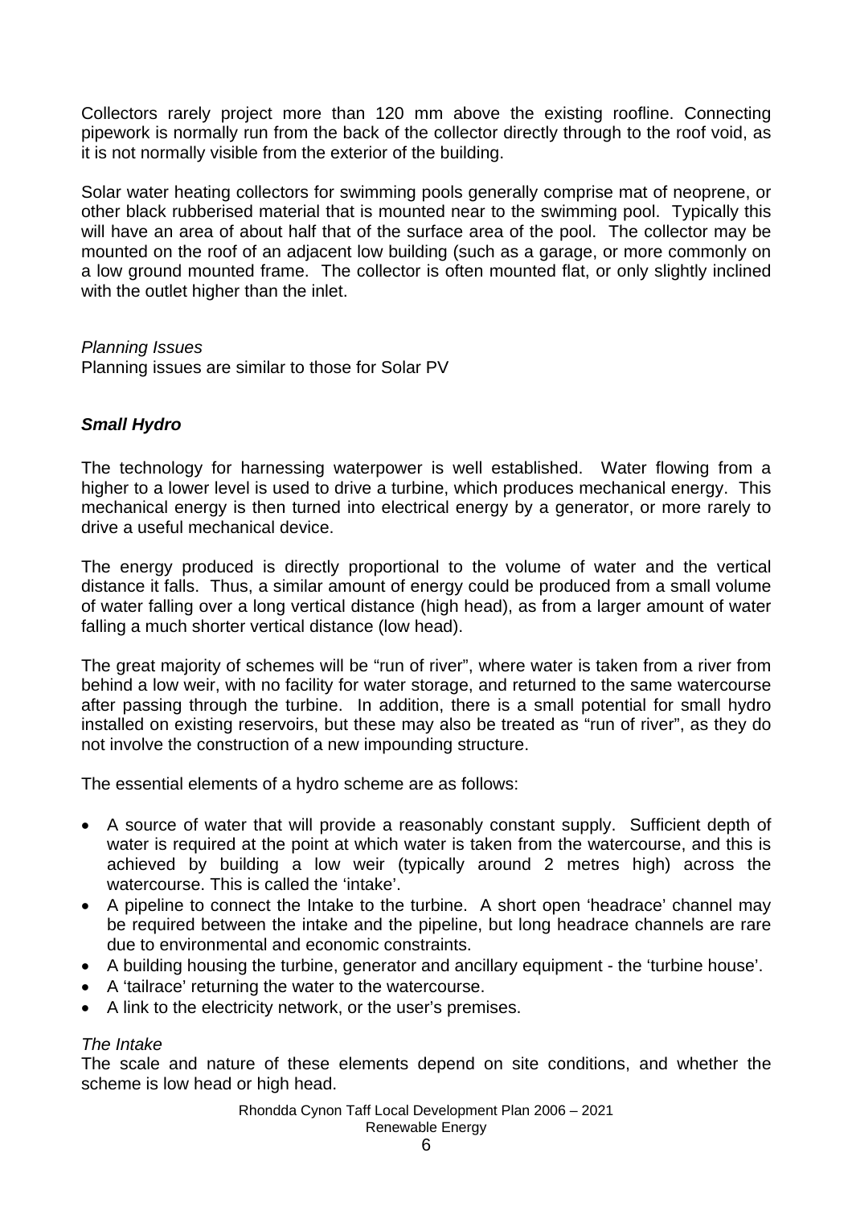Collectors rarely project more than 120 mm above the existing roofline. Connecting pipework is normally run from the back of the collector directly through to the roof void, as it is not normally visible from the exterior of the building.

Solar water heating collectors for swimming pools generally comprise mat of neoprene, or other black rubberised material that is mounted near to the swimming pool. Typically this will have an area of about half that of the surface area of the pool. The collector may be mounted on the roof of an adjacent low building (such as a garage, or more commonly on a low ground mounted frame. The collector is often mounted flat, or only slightly inclined with the outlet higher than the inlet.

*Planning Issues*
Planning issues are similar to those for Solar PV

### ***Small Hydro***

The technology for harnessing waterpower is well established. Water flowing from a higher to a lower level is used to drive a turbine, which produces mechanical energy. This mechanical energy is then turned into electrical energy by a generator, or more rarely to drive a useful mechanical device.

The energy produced is directly proportional to the volume of water and the vertical distance it falls. Thus, a similar amount of energy could be produced from a small volume of water falling over a long vertical distance (high head), as from a larger amount of water falling a much shorter vertical distance (low head).

The great majority of schemes will be "run of river", where water is taken from a river from behind a low weir, with no facility for water storage, and returned to the same watercourse after passing through the turbine. In addition, there is a small potential for small hydro installed on existing reservoirs, but these may also be treated as "run of river", as they do not involve the construction of a new impounding structure.

The essential elements of a hydro scheme are as follows:

- A source of water that will provide a reasonably constant supply. Sufficient depth of water is required at the point at which water is taken from the watercourse, and this is achieved by building a low weir (typically around 2 metres high) across the watercourse. This is called the 'intake'.
- A pipeline to connect the Intake to the turbine. A short open 'headrace' channel may be required between the intake and the pipeline, but long headrace channels are rare due to environmental and economic constraints.
- A building housing the turbine, generator and ancillary equipment - the 'turbine house'.
- A 'tailrace' returning the water to the watercourse.
- A link to the electricity network, or the user's premises.

*The Intake*
The scale and nature of these elements depend on site conditions, and whether the scheme is low head or high head.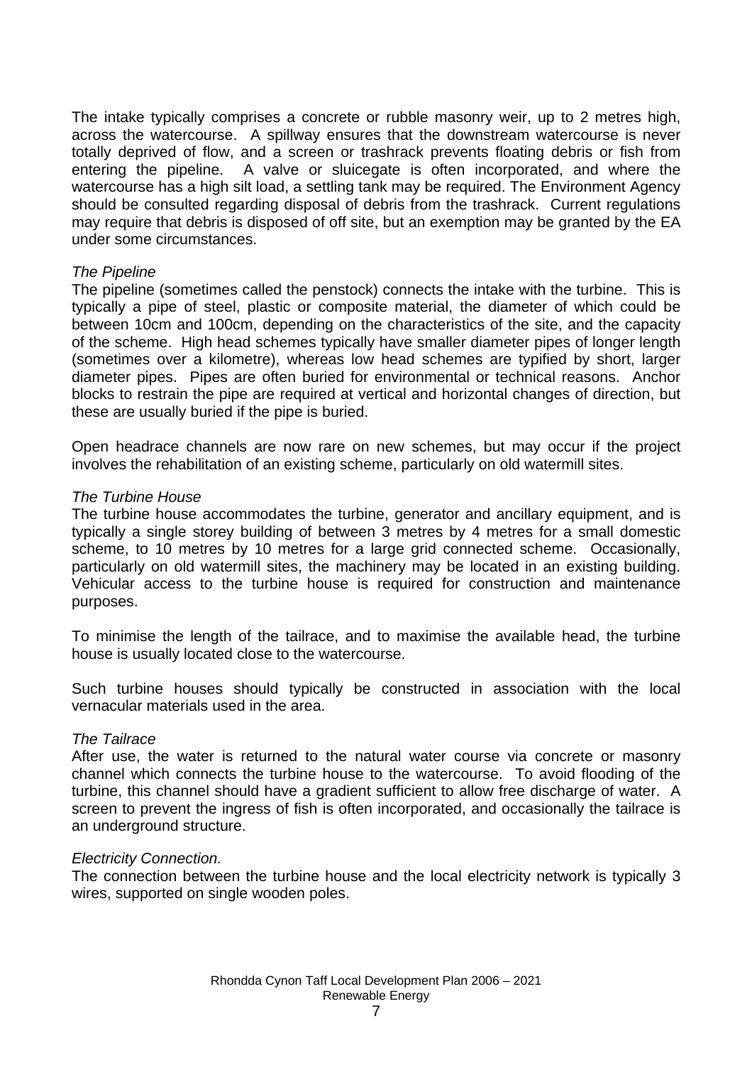The intake typically comprises a concrete or rubble masonry weir, up to 2 metres high, across the watercourse. A spillway ensures that the downstream watercourse is never totally deprived of flow, and a screen or trashrack prevents floating debris or fish from entering the pipeline. A valve or sluicegate is often incorporated, and where the watercourse has a high silt load, a settling tank may be required. The Environment Agency should be consulted regarding disposal of debris from the trashrack. Current regulations may require that debris is disposed of off site, but an exemption may be granted by the EA under some circumstances.

*The Pipeline*

The pipeline (sometimes called the penstock) connects the intake with the turbine. This is typically a pipe of steel, plastic or composite material, the diameter of which could be between 10cm and 100cm, depending on the characteristics of the site, and the capacity of the scheme. High head schemes typically have smaller diameter pipes of longer length (sometimes over a kilometre), whereas low head schemes are typified by short, larger diameter pipes. Pipes are often buried for environmental or technical reasons. Anchor blocks to restrain the pipe are required at vertical and horizontal changes of direction, but these are usually buried if the pipe is buried.

Open headrace channels are now rare on new schemes, but may occur if the project involves the rehabilitation of an existing scheme, particularly on old watermill sites.

*The Turbine House*

The turbine house accommodates the turbine, generator and ancillary equipment, and is typically a single storey building of between 3 metres by 4 metres for a small domestic scheme, to 10 metres by 10 metres for a large grid connected scheme. Occasionally, particularly on old watermill sites, the machinery may be located in an existing building. Vehicular access to the turbine house is required for construction and maintenance purposes.

To minimise the length of the tailrace, and to maximise the available head, the turbine house is usually located close to the watercourse.

Such turbine houses should typically be constructed in association with the local vernacular materials used in the area.

*The Tailrace*

After use, the water is returned to the natural water course via concrete or masonry channel which connects the turbine house to the watercourse. To avoid flooding of the turbine, this channel should have a gradient sufficient to allow free discharge of water. A screen to prevent the ingress of fish is often incorporated, and occasionally the tailrace is an underground structure.

*Electricity Connection.*

The connection between the turbine house and the local electricity network is typically 3 wires, supported on single wooden poles.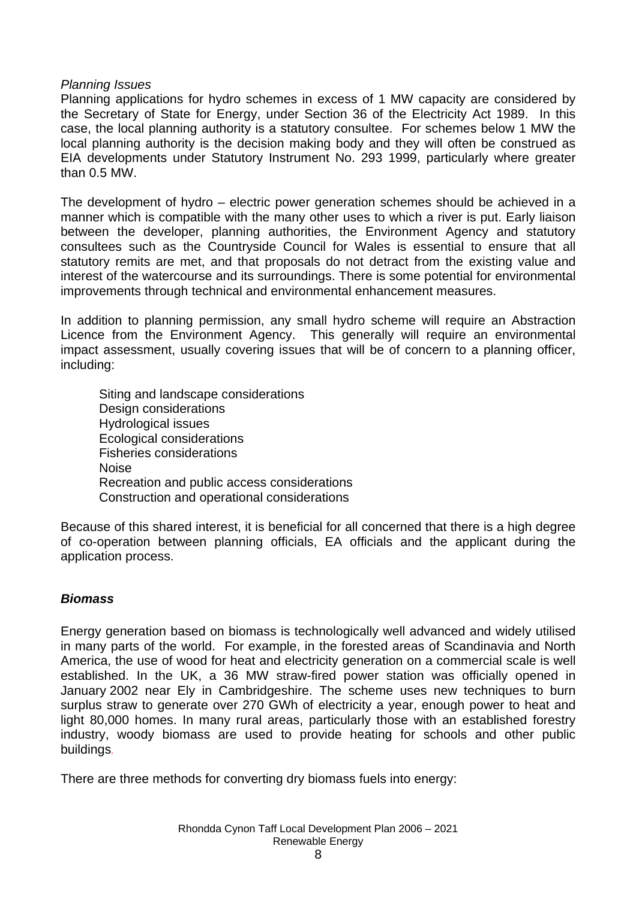*Planning Issues*

Planning applications for hydro schemes in excess of 1 MW capacity are considered by the Secretary of State for Energy, under Section 36 of the Electricity Act 1989. In this case, the local planning authority is a statutory consultee. For schemes below 1 MW the local planning authority is the decision making body and they will often be construed as EIA developments under Statutory Instrument No. 293 1999, particularly where greater than 0.5 MW.

The development of hydro – electric power generation schemes should be achieved in a manner which is compatible with the many other uses to which a river is put. Early liaison between the developer, planning authorities, the Environment Agency and statutory consultees such as the Countryside Council for Wales is essential to ensure that all statutory remits are met, and that proposals do not detract from the existing value and interest of the watercourse and its surroundings. There is some potential for environmental improvements through technical and environmental enhancement measures.

In addition to planning permission, any small hydro scheme will require an Abstraction Licence from the Environment Agency. This generally will require an environmental impact assessment, usually covering issues that will be of concern to a planning officer, including:

- Siting and landscape considerations
- Design considerations
- Hydrological issues
- Ecological considerations
- Fisheries considerations
- Noise
- Recreation and public access considerations
- Construction and operational considerations

Because of this shared interest, it is beneficial for all concerned that there is a high degree of co-operation between planning officials, EA officials and the applicant during the application process.

***Biomass***

Energy generation based on biomass is technologically well advanced and widely utilised in many parts of the world. For example, in the forested areas of Scandinavia and North America, the use of wood for heat and electricity generation on a commercial scale is well established. In the UK, a 36 MW straw-fired power station was officially opened in January 2002 near Ely in Cambridgeshire. The scheme uses new techniques to burn surplus straw to generate over 270 GWh of electricity a year, enough power to heat and light 80,000 homes. In many rural areas, particularly those with an established forestry industry, woody biomass are used to provide heating for schools and other public buildings.

There are three methods for converting dry biomass fuels into energy: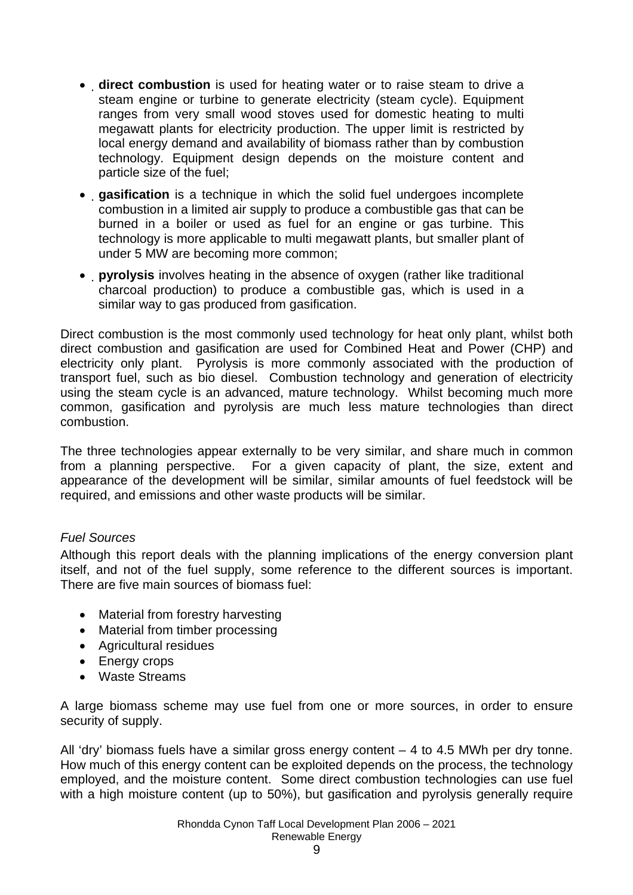- **direct combustion** is used for heating water or to raise steam to drive a steam engine or turbine to generate electricity (steam cycle). Equipment ranges from very small wood stoves used for domestic heating to multi megawatt plants for electricity production. The upper limit is restricted by local energy demand and availability of biomass rather than by combustion technology. Equipment design depends on the moisture content and particle size of the fuel;
- **gasification** is a technique in which the solid fuel undergoes incomplete combustion in a limited air supply to produce a combustible gas that can be burned in a boiler or used as fuel for an engine or gas turbine. This technology is more applicable to multi megawatt plants, but smaller plant of under 5 MW are becoming more common;
- **pyrolysis** involves heating in the absence of oxygen (rather like traditional charcoal production) to produce a combustible gas, which is used in a similar way to gas produced from gasification.

Direct combustion is the most commonly used technology for heat only plant, whilst both direct combustion and gasification are used for Combined Heat and Power (CHP) and electricity only plant. Pyrolysis is more commonly associated with the production of transport fuel, such as bio diesel. Combustion technology and generation of electricity using the steam cycle is an advanced, mature technology. Whilst becoming much more common, gasification and pyrolysis are much less mature technologies than direct combustion.

The three technologies appear externally to be very similar, and share much in common from a planning perspective. For a given capacity of plant, the size, extent and appearance of the development will be similar, similar amounts of fuel feedstock will be required, and emissions and other waste products will be similar.

*Fuel Sources*

Although this report deals with the planning implications of the energy conversion plant itself, and not of the fuel supply, some reference to the different sources is important. There are five main sources of biomass fuel:

- Material from forestry harvesting
- Material from timber processing
- Agricultural residues
- Energy crops
- Waste Streams

A large biomass scheme may use fuel from one or more sources, in order to ensure security of supply.

All 'dry' biomass fuels have a similar gross energy content – 4 to 4.5 MWh per dry tonne. How much of this energy content can be exploited depends on the process, the technology employed, and the moisture content. Some direct combustion technologies can use fuel with a high moisture content (up to 50%), but gasification and pyrolysis generally require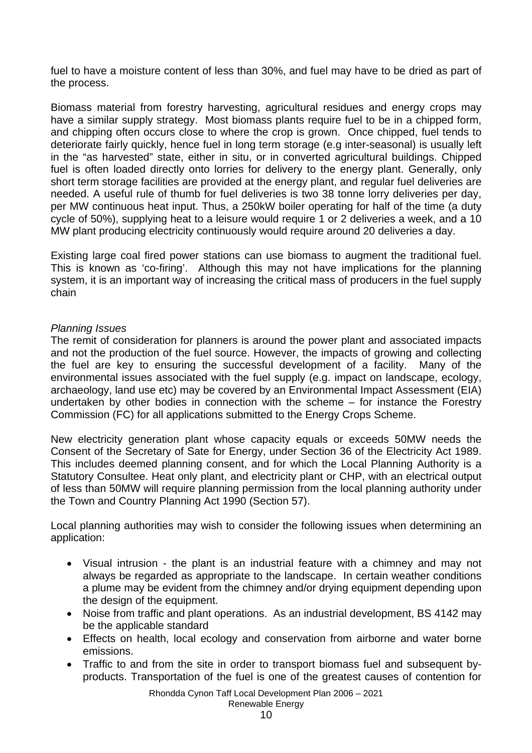fuel to have a moisture content of less than 30%, and fuel may have to be dried as part of the process.

Biomass material from forestry harvesting, agricultural residues and energy crops may have a similar supply strategy. Most biomass plants require fuel to be in a chipped form, and chipping often occurs close to where the crop is grown. Once chipped, fuel tends to deteriorate fairly quickly, hence fuel in long term storage (e.g inter-seasonal) is usually left in the "as harvested" state, either in situ, or in converted agricultural buildings. Chipped fuel is often loaded directly onto lorries for delivery to the energy plant. Generally, only short term storage facilities are provided at the energy plant, and regular fuel deliveries are needed. A useful rule of thumb for fuel deliveries is two 38 tonne lorry deliveries per day, per MW continuous heat input. Thus, a 250kW boiler operating for half of the time (a duty cycle of 50%), supplying heat to a leisure would require 1 or 2 deliveries a week, and a 10 MW plant producing electricity continuously would require around 20 deliveries a day.

Existing large coal fired power stations can use biomass to augment the traditional fuel. This is known as 'co-firing'. Although this may not have implications for the planning system, it is an important way of increasing the critical mass of producers in the fuel supply chain

*Planning Issues*

The remit of consideration for planners is around the power plant and associated impacts and not the production of the fuel source. However, the impacts of growing and collecting the fuel are key to ensuring the successful development of a facility. Many of the environmental issues associated with the fuel supply (e.g. impact on landscape, ecology, archaeology, land use etc) may be covered by an Environmental Impact Assessment (EIA) undertaken by other bodies in connection with the scheme – for instance the Forestry Commission (FC) for all applications submitted to the Energy Crops Scheme.

New electricity generation plant whose capacity equals or exceeds 50MW needs the Consent of the Secretary of Sate for Energy, under Section 36 of the Electricity Act 1989. This includes deemed planning consent, and for which the Local Planning Authority is a Statutory Consultee. Heat only plant, and electricity plant or CHP, with an electrical output of less than 50MW will require planning permission from the local planning authority under the Town and Country Planning Act 1990 (Section 57).

Local planning authorities may wish to consider the following issues when determining an application:

- Visual intrusion - the plant is an industrial feature with a chimney and may not always be regarded as appropriate to the landscape. In certain weather conditions a plume may be evident from the chimney and/or drying equipment depending upon the design of the equipment.
- Noise from traffic and plant operations. As an industrial development, BS 4142 may be the applicable standard
- Effects on health, local ecology and conservation from airborne and water borne emissions.
- Traffic to and from the site in order to transport biomass fuel and subsequent by-products. Transportation of the fuel is one of the greatest causes of contention for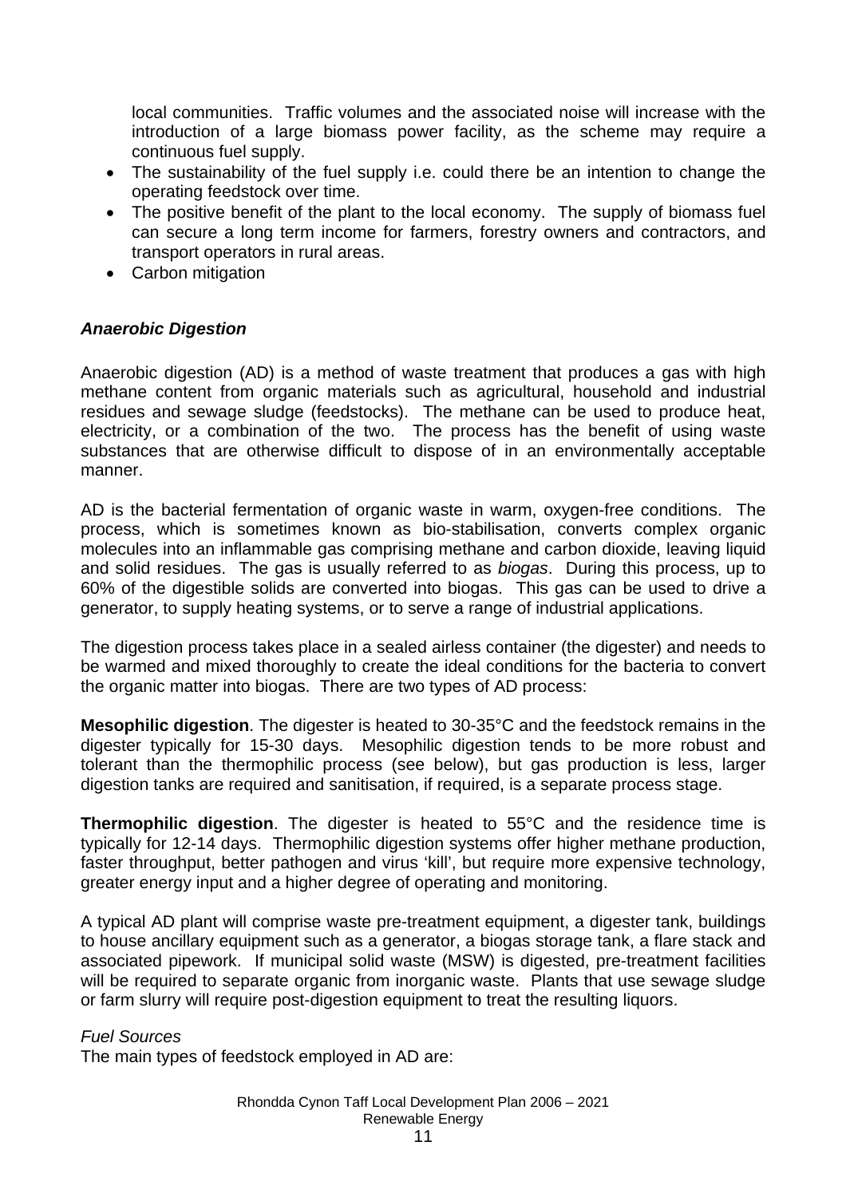local communities. Traffic volumes and the associated noise will increase with the introduction of a large biomass power facility, as the scheme may require a continuous fuel supply.

- The sustainability of the fuel supply i.e. could there be an intention to change the operating feedstock over time.
- The positive benefit of the plant to the local economy. The supply of biomass fuel can secure a long term income for farmers, forestry owners and contractors, and transport operators in rural areas.
- Carbon mitigation

### *Anaerobic Digestion*

Anaerobic digestion (AD) is a method of waste treatment that produces a gas with high methane content from organic materials such as agricultural, household and industrial residues and sewage sludge (feedstocks). The methane can be used to produce heat, electricity, or a combination of the two. The process has the benefit of using waste substances that are otherwise difficult to dispose of in an environmentally acceptable manner.

AD is the bacterial fermentation of organic waste in warm, oxygen-free conditions. The process, which is sometimes known as bio-stabilisation, converts complex organic molecules into an inflammable gas comprising methane and carbon dioxide, leaving liquid and solid residues. The gas is usually referred to as *biogas*. During this process, up to 60% of the digestible solids are converted into biogas. This gas can be used to drive a generator, to supply heating systems, or to serve a range of industrial applications.

The digestion process takes place in a sealed airless container (the digester) and needs to be warmed and mixed thoroughly to create the ideal conditions for the bacteria to convert the organic matter into biogas. There are two types of AD process:

**Mesophilic digestion**. The digester is heated to 30-35°C and the feedstock remains in the digester typically for 15-30 days. Mesophilic digestion tends to be more robust and tolerant than the thermophilic process (see below), but gas production is less, larger digestion tanks are required and sanitisation, if required, is a separate process stage.

**Thermophilic digestion**. The digester is heated to 55°C and the residence time is typically for 12-14 days. Thermophilic digestion systems offer higher methane production, faster throughput, better pathogen and virus 'kill', but require more expensive technology, greater energy input and a higher degree of operating and monitoring.

A typical AD plant will comprise waste pre-treatment equipment, a digester tank, buildings to house ancillary equipment such as a generator, a biogas storage tank, a flare stack and associated pipework. If municipal solid waste (MSW) is digested, pre-treatment facilities will be required to separate organic from inorganic waste. Plants that use sewage sludge or farm slurry will require post-digestion equipment to treat the resulting liquors.

*Fuel Sources*

The main types of feedstock employed in AD are: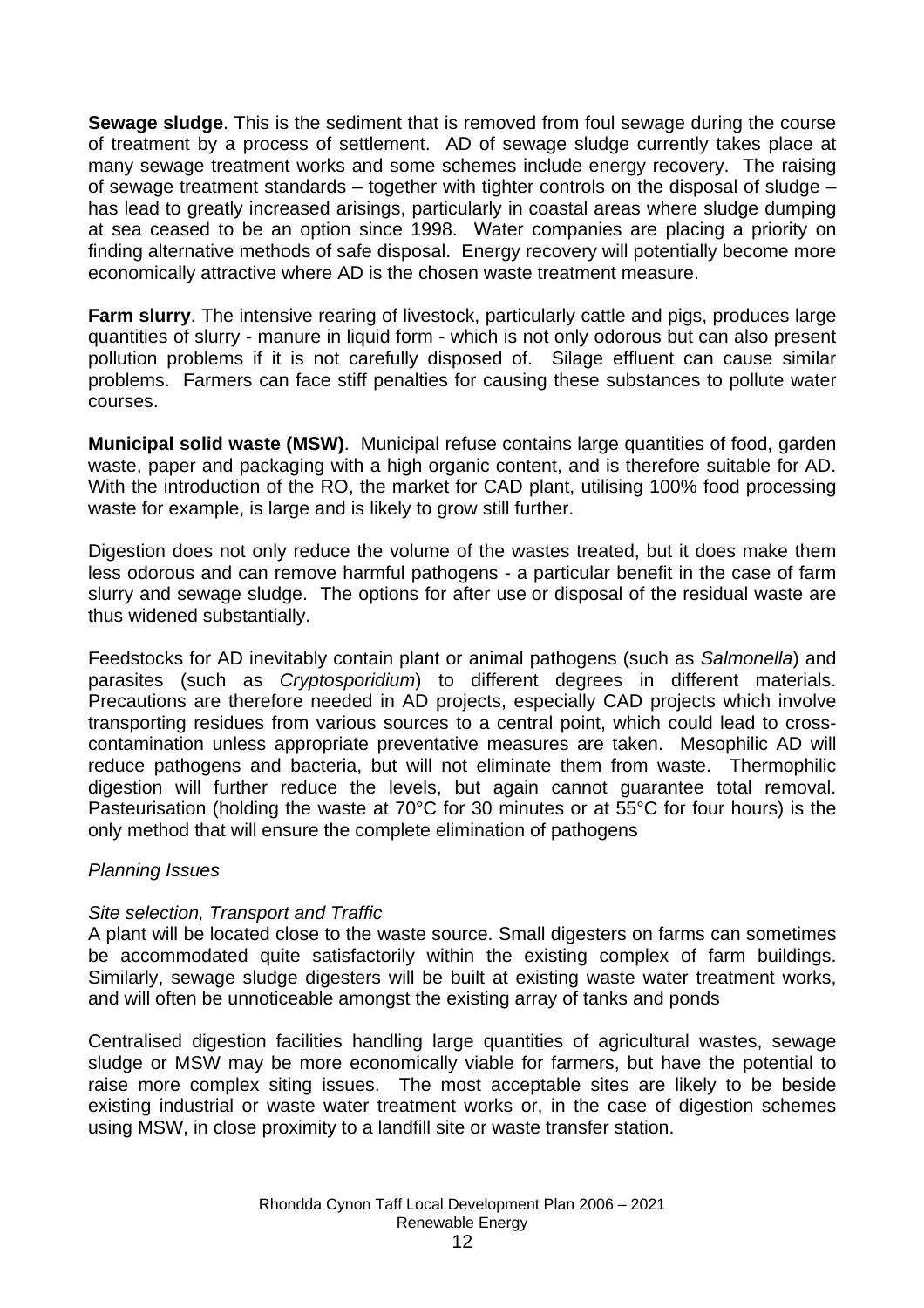**Sewage sludge**. This is the sediment that is removed from foul sewage during the course of treatment by a process of settlement. AD of sewage sludge currently takes place at many sewage treatment works and some schemes include energy recovery. The raising of sewage treatment standards – together with tighter controls on the disposal of sludge – has lead to greatly increased arisings, particularly in coastal areas where sludge dumping at sea ceased to be an option since 1998. Water companies are placing a priority on finding alternative methods of safe disposal. Energy recovery will potentially become more economically attractive where AD is the chosen waste treatment measure.

**Farm slurry**. The intensive rearing of livestock, particularly cattle and pigs, produces large quantities of slurry - manure in liquid form - which is not only odorous but can also present pollution problems if it is not carefully disposed of. Silage effluent can cause similar problems. Farmers can face stiff penalties for causing these substances to pollute water courses.

**Municipal solid waste (MSW)**. Municipal refuse contains large quantities of food, garden waste, paper and packaging with a high organic content, and is therefore suitable for AD. With the introduction of the RO, the market for CAD plant, utilising 100% food processing waste for example, is large and is likely to grow still further.

Digestion does not only reduce the volume of the wastes treated, but it does make them less odorous and can remove harmful pathogens - a particular benefit in the case of farm slurry and sewage sludge. The options for after use or disposal of the residual waste are thus widened substantially.

Feedstocks for AD inevitably contain plant or animal pathogens (such as *Salmonella*) and parasites (such as *Cryptosporidium*) to different degrees in different materials. Precautions are therefore needed in AD projects, especially CAD projects which involve transporting residues from various sources to a central point, which could lead to cross-contamination unless appropriate preventative measures are taken. Mesophilic AD will reduce pathogens and bacteria, but will not eliminate them from waste. Thermophilic digestion will further reduce the levels, but again cannot guarantee total removal. Pasteurisation (holding the waste at 70°C for 30 minutes or at 55°C for four hours) is the only method that will ensure the complete elimination of pathogens

*Planning Issues*

*Site selection, Transport and Traffic*

A plant will be located close to the waste source. Small digesters on farms can sometimes be accommodated quite satisfactorily within the existing complex of farm buildings. Similarly, sewage sludge digesters will be built at existing waste water treatment works, and will often be unnoticeable amongst the existing array of tanks and ponds

Centralised digestion facilities handling large quantities of agricultural wastes, sewage sludge or MSW may be more economically viable for farmers, but have the potential to raise more complex siting issues. The most acceptable sites are likely to be beside existing industrial or waste water treatment works or, in the case of digestion schemes using MSW, in close proximity to a landfill site or waste transfer station.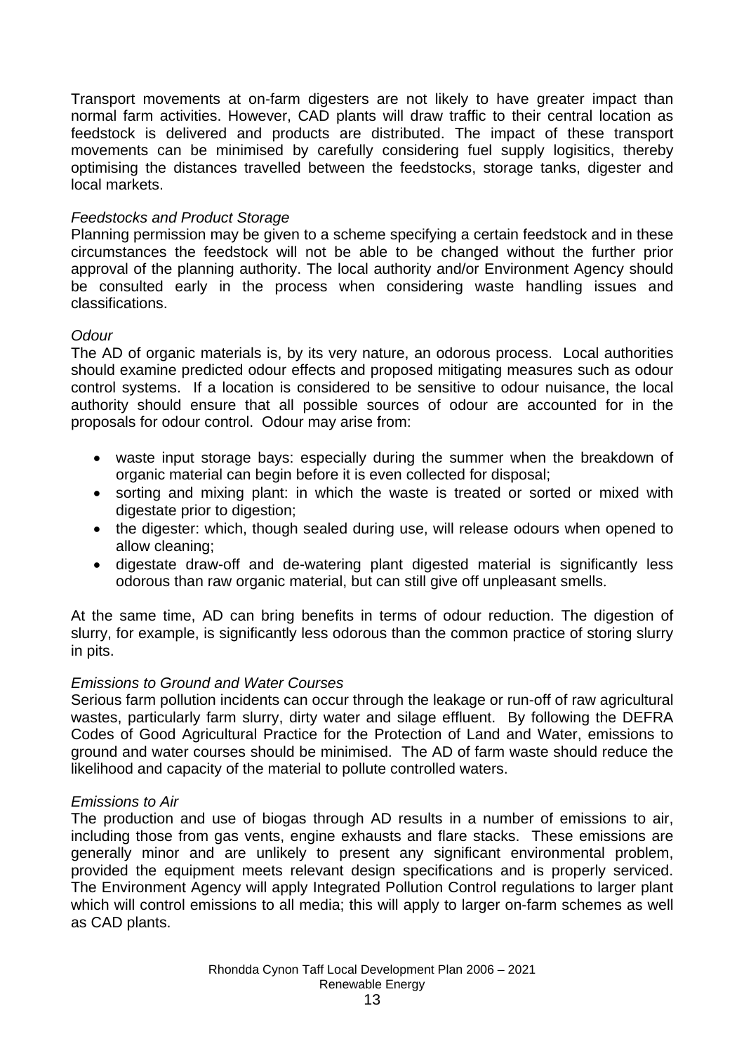Transport movements at on-farm digesters are not likely to have greater impact than normal farm activities. However, CAD plants will draw traffic to their central location as feedstock is delivered and products are distributed. The impact of these transport movements can be minimised by carefully considering fuel supply logisitics, thereby optimising the distances travelled between the feedstocks, storage tanks, digester and local markets.

*Feedstocks and Product Storage*

Planning permission may be given to a scheme specifying a certain feedstock and in these circumstances the feedstock will not be able to be changed without the further prior approval of the planning authority. The local authority and/or Environment Agency should be consulted early in the process when considering waste handling issues and classifications.

*Odour*

The AD of organic materials is, by its very nature, an odorous process. Local authorities should examine predicted odour effects and proposed mitigating measures such as odour control systems. If a location is considered to be sensitive to odour nuisance, the local authority should ensure that all possible sources of odour are accounted for in the proposals for odour control. Odour may arise from:

- waste input storage bays: especially during the summer when the breakdown of organic material can begin before it is even collected for disposal;
- sorting and mixing plant: in which the waste is treated or sorted or mixed with digestate prior to digestion;
- the digester: which, though sealed during use, will release odours when opened to allow cleaning;
- digestate draw-off and de-watering plant digested material is significantly less odorous than raw organic material, but can still give off unpleasant smells.

At the same time, AD can bring benefits in terms of odour reduction. The digestion of slurry, for example, is significantly less odorous than the common practice of storing slurry in pits.

*Emissions to Ground and Water Courses*

Serious farm pollution incidents can occur through the leakage or run-off of raw agricultural wastes, particularly farm slurry, dirty water and silage effluent. By following the DEFRA Codes of Good Agricultural Practice for the Protection of Land and Water, emissions to ground and water courses should be minimised. The AD of farm waste should reduce the likelihood and capacity of the material to pollute controlled waters.

*Emissions to Air*

The production and use of biogas through AD results in a number of emissions to air, including those from gas vents, engine exhausts and flare stacks. These emissions are generally minor and are unlikely to present any significant environmental problem, provided the equipment meets relevant design specifications and is properly serviced. The Environment Agency will apply Integrated Pollution Control regulations to larger plant which will control emissions to all media; this will apply to larger on-farm schemes as well as CAD plants.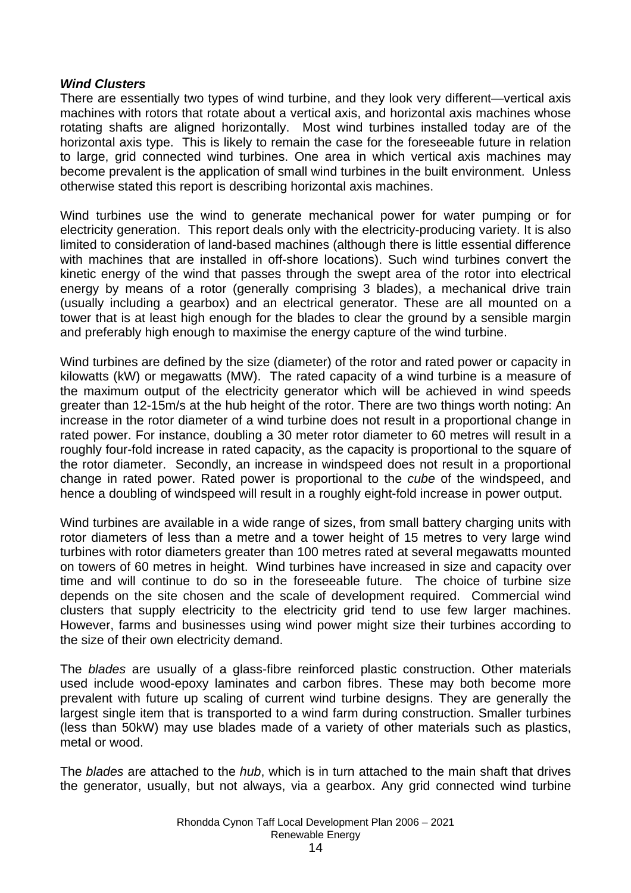***Wind Clusters***

There are essentially two types of wind turbine, and they look very different—vertical axis machines with rotors that rotate about a vertical axis, and horizontal axis machines whose rotating shafts are aligned horizontally. Most wind turbines installed today are of the horizontal axis type. This is likely to remain the case for the foreseeable future in relation to large, grid connected wind turbines. One area in which vertical axis machines may become prevalent is the application of small wind turbines in the built environment. Unless otherwise stated this report is describing horizontal axis machines.

Wind turbines use the wind to generate mechanical power for water pumping or for electricity generation. This report deals only with the electricity-producing variety. It is also limited to consideration of land-based machines (although there is little essential difference with machines that are installed in off-shore locations). Such wind turbines convert the kinetic energy of the wind that passes through the swept area of the rotor into electrical energy by means of a rotor (generally comprising 3 blades), a mechanical drive train (usually including a gearbox) and an electrical generator. These are all mounted on a tower that is at least high enough for the blades to clear the ground by a sensible margin and preferably high enough to maximise the energy capture of the wind turbine.

Wind turbines are defined by the size (diameter) of the rotor and rated power or capacity in kilowatts (kW) or megawatts (MW). The rated capacity of a wind turbine is a measure of the maximum output of the electricity generator which will be achieved in wind speeds greater than 12-15m/s at the hub height of the rotor. There are two things worth noting: An increase in the rotor diameter of a wind turbine does not result in a proportional change in rated power. For instance, doubling a 30 meter rotor diameter to 60 metres will result in a roughly four-fold increase in rated capacity, as the capacity is proportional to the square of the rotor diameter. Secondly, an increase in windspeed does not result in a proportional change in rated power. Rated power is proportional to the *cube* of the windspeed, and hence a doubling of windspeed will result in a roughly eight-fold increase in power output.

Wind turbines are available in a wide range of sizes, from small battery charging units with rotor diameters of less than a metre and a tower height of 15 metres to very large wind turbines with rotor diameters greater than 100 metres rated at several megawatts mounted on towers of 60 metres in height. Wind turbines have increased in size and capacity over time and will continue to do so in the foreseeable future. The choice of turbine size depends on the site chosen and the scale of development required. Commercial wind clusters that supply electricity to the electricity grid tend to use few larger machines. However, farms and businesses using wind power might size their turbines according to the size of their own electricity demand.

The *blades* are usually of a glass-fibre reinforced plastic construction. Other materials used include wood-epoxy laminates and carbon fibres. These may both become more prevalent with future up scaling of current wind turbine designs. They are generally the largest single item that is transported to a wind farm during construction. Smaller turbines (less than 50kW) may use blades made of a variety of other materials such as plastics, metal or wood.

The *blades* are attached to the *hub*, which is in turn attached to the main shaft that drives the generator, usually, but not always, via a gearbox. Any grid connected wind turbine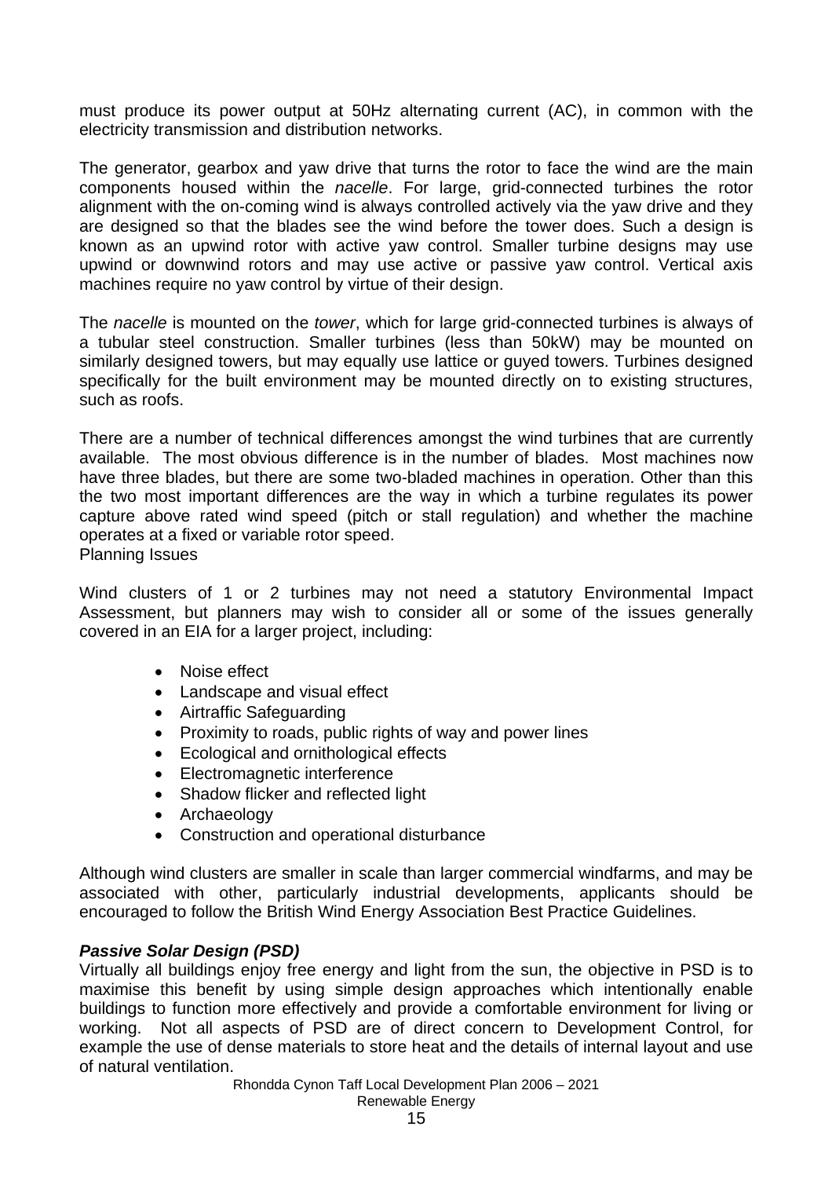must produce its power output at 50Hz alternating current (AC), in common with the electricity transmission and distribution networks.

The generator, gearbox and yaw drive that turns the rotor to face the wind are the main components housed within the *nacelle*. For large, grid-connected turbines the rotor alignment with the on-coming wind is always controlled actively via the yaw drive and they are designed so that the blades see the wind before the tower does. Such a design is known as an upwind rotor with active yaw control. Smaller turbine designs may use upwind or downwind rotors and may use active or passive yaw control. Vertical axis machines require no yaw control by virtue of their design.

The *nacelle* is mounted on the *tower*, which for large grid-connected turbines is always of a tubular steel construction. Smaller turbines (less than 50kW) may be mounted on similarly designed towers, but may equally use lattice or guyed towers. Turbines designed specifically for the built environment may be mounted directly on to existing structures, such as roofs.

There are a number of technical differences amongst the wind turbines that are currently available. The most obvious difference is in the number of blades. Most machines now have three blades, but there are some two-bladed machines in operation. Other than this the two most important differences are the way in which a turbine regulates its power capture above rated wind speed (pitch or stall regulation) and whether the machine operates at a fixed or variable rotor speed.

Planning Issues

Wind clusters of 1 or 2 turbines may not need a statutory Environmental Impact Assessment, but planners may wish to consider all or some of the issues generally covered in an EIA for a larger project, including:

- Noise effect
- Landscape and visual effect
- Airtraffic Safeguarding
- Proximity to roads, public rights of way and power lines
- Ecological and ornithological effects
- Electromagnetic interference
- Shadow flicker and reflected light
- Archaeology
- Construction and operational disturbance

Although wind clusters are smaller in scale than larger commercial windfarms, and may be associated with other, particularly industrial developments, applicants should be encouraged to follow the British Wind Energy Association Best Practice Guidelines.

***Passive Solar Design (PSD)***

Virtually all buildings enjoy free energy and light from the sun, the objective in PSD is to maximise this benefit by using simple design approaches which intentionally enable buildings to function more effectively and provide a comfortable environment for living or working. Not all aspects of PSD are of direct concern to Development Control, for example the use of dense materials to store heat and the details of internal layout and use of natural ventilation.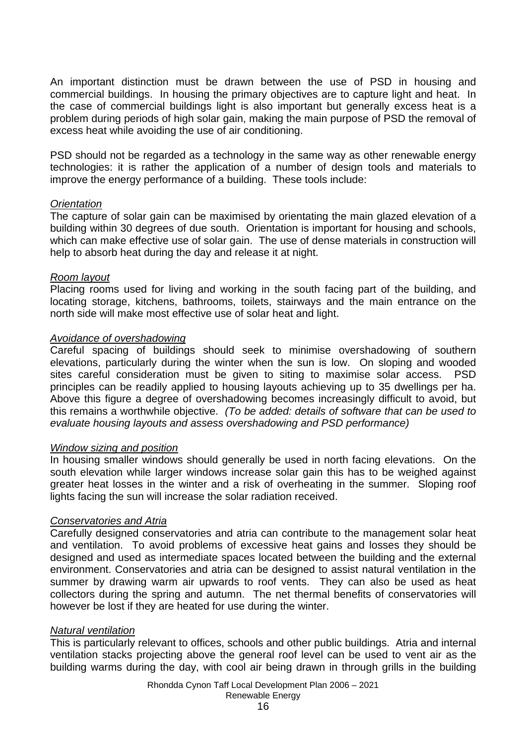An important distinction must be drawn between the use of PSD in housing and commercial buildings. In housing the primary objectives are to capture light and heat. In the case of commercial buildings light is also important but generally excess heat is a problem during periods of high solar gain, making the main purpose of PSD the removal of excess heat while avoiding the use of air conditioning.

PSD should not be regarded as a technology in the same way as other renewable energy technologies: it is rather the application of a number of design tools and materials to improve the energy performance of a building. These tools include:

*Orientation*
The capture of solar gain can be maximised by orientating the main glazed elevation of a building within 30 degrees of due south. Orientation is important for housing and schools, which can make effective use of solar gain. The use of dense materials in construction will help to absorb heat during the day and release it at night.

*Room layout*
Placing rooms used for living and working in the south facing part of the building, and locating storage, kitchens, bathrooms, toilets, stairways and the main entrance on the north side will make most effective use of solar heat and light.

*Avoidance of overshadowing*
Careful spacing of buildings should seek to minimise overshadowing of southern elevations, particularly during the winter when the sun is low. On sloping and wooded sites careful consideration must be given to siting to maximise solar access. PSD principles can be readily applied to housing layouts achieving up to 35 dwellings per ha. Above this figure a degree of overshadowing becomes increasingly difficult to avoid, but this remains a worthwhile objective. *(To be added: details of software that can be used to evaluate housing layouts and assess overshadowing and PSD performance)*

*Window sizing and position*
In housing smaller windows should generally be used in north facing elevations. On the south elevation while larger windows increase solar gain this has to be weighed against greater heat losses in the winter and a risk of overheating in the summer. Sloping roof lights facing the sun will increase the solar radiation received.

*Conservatories and Atria*
Carefully designed conservatories and atria can contribute to the management solar heat and ventilation. To avoid problems of excessive heat gains and losses they should be designed and used as intermediate spaces located between the building and the external environment. Conservatories and atria can be designed to assist natural ventilation in the summer by drawing warm air upwards to roof vents. They can also be used as heat collectors during the spring and autumn. The net thermal benefits of conservatories will however be lost if they are heated for use during the winter.

*Natural ventilation*
This is particularly relevant to offices, schools and other public buildings. Atria and internal ventilation stacks projecting above the general roof level can be used to vent air as the building warms during the day, with cool air being drawn in through grills in the building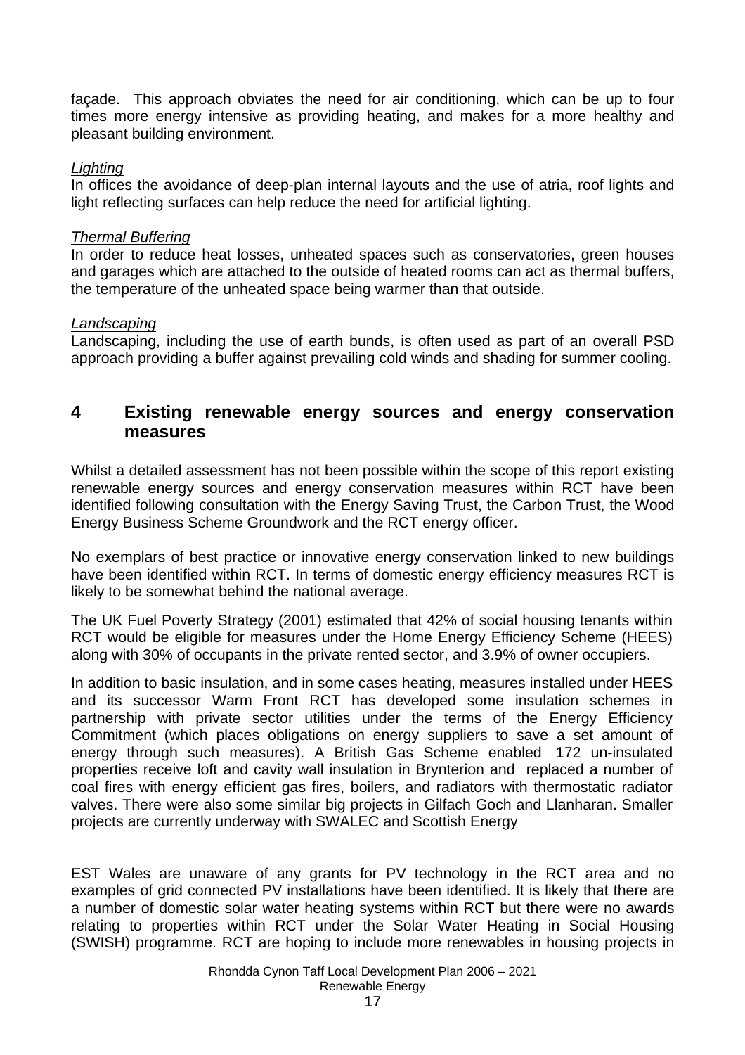façade. This approach obviates the need for air conditioning, which can be up to four times more energy intensive as providing heating, and makes for a more healthy and pleasant building environment.

*Lighting*

In offices the avoidance of deep-plan internal layouts and the use of atria, roof lights and light reflecting surfaces can help reduce the need for artificial lighting.

*Thermal Buffering*

In order to reduce heat losses, unheated spaces such as conservatories, green houses and garages which are attached to the outside of heated rooms can act as thermal buffers, the temperature of the unheated space being warmer than that outside.

*Landscaping*

Landscaping, including the use of earth bunds, is often used as part of an overall PSD approach providing a buffer against prevailing cold winds and shading for summer cooling.

## 4 Existing renewable energy sources and energy conservation measures

Whilst a detailed assessment has not been possible within the scope of this report existing renewable energy sources and energy conservation measures within RCT have been identified following consultation with the Energy Saving Trust, the Carbon Trust, the Wood Energy Business Scheme Groundwork and the RCT energy officer.

No exemplars of best practice or innovative energy conservation linked to new buildings have been identified within RCT. In terms of domestic energy efficiency measures RCT is likely to be somewhat behind the national average.

The UK Fuel Poverty Strategy (2001) estimated that 42% of social housing tenants within RCT would be eligible for measures under the Home Energy Efficiency Scheme (HEES) along with 30% of occupants in the private rented sector, and 3.9% of owner occupiers.

In addition to basic insulation, and in some cases heating, measures installed under HEES and its successor Warm Front RCT has developed some insulation schemes in partnership with private sector utilities under the terms of the Energy Efficiency Commitment (which places obligations on energy suppliers to save a set amount of energy through such measures). A British Gas Scheme enabled 172 un-insulated properties receive loft and cavity wall insulation in Brynterion and replaced a number of coal fires with energy efficient gas fires, boilers, and radiators with thermostatic radiator valves. There were also some similar big projects in Gilfach Goch and Llanharan. Smaller projects are currently underway with SWALEC and Scottish Energy

EST Wales are unaware of any grants for PV technology in the RCT area and no examples of grid connected PV installations have been identified. It is likely that there are a number of domestic solar water heating systems within RCT but there were no awards relating to properties within RCT under the Solar Water Heating in Social Housing (SWISH) programme. RCT are hoping to include more renewables in housing projects in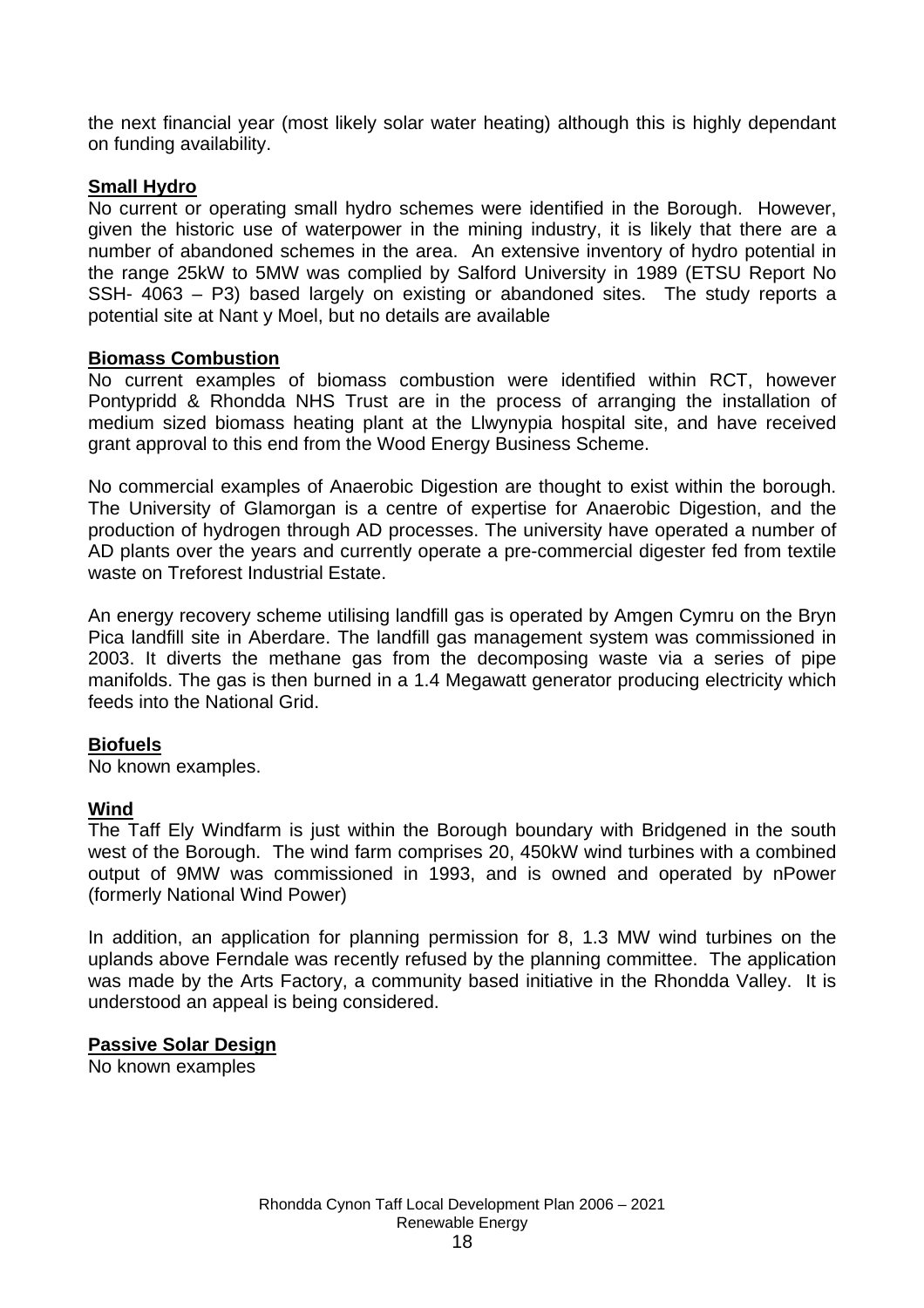the next financial year (most likely solar water heating) although this is highly dependant on funding availability.

**Small Hydro**

No current or operating small hydro schemes were identified in the Borough. However, given the historic use of waterpower in the mining industry, it is likely that there are a number of abandoned schemes in the area. An extensive inventory of hydro potential in the range 25kW to 5MW was complied by Salford University in 1989 (ETSU Report No SSH- 4063 – P3) based largely on existing or abandoned sites. The study reports a potential site at Nant y Moel, but no details are available

**Biomass Combustion**

No current examples of biomass combustion were identified within RCT, however Pontypridd & Rhondda NHS Trust are in the process of arranging the installation of medium sized biomass heating plant at the Llwynypia hospital site, and have received grant approval to this end from the Wood Energy Business Scheme.

No commercial examples of Anaerobic Digestion are thought to exist within the borough. The University of Glamorgan is a centre of expertise for Anaerobic Digestion, and the production of hydrogen through AD processes. The university have operated a number of AD plants over the years and currently operate a pre-commercial digester fed from textile waste on Treforest Industrial Estate.

An energy recovery scheme utilising landfill gas is operated by Amgen Cymru on the Bryn Pica landfill site in Aberdare. The landfill gas management system was commissioned in 2003. It diverts the methane gas from the decomposing waste via a series of pipe manifolds. The gas is then burned in a 1.4 Megawatt generator producing electricity which feeds into the National Grid.

**Biofuels**

No known examples.

**Wind**

The Taff Ely Windfarm is just within the Borough boundary with Bridgened in the south west of the Borough. The wind farm comprises 20, 450kW wind turbines with a combined output of 9MW was commissioned in 1993, and is owned and operated by nPower (formerly National Wind Power)

In addition, an application for planning permission for 8, 1.3 MW wind turbines on the uplands above Ferndale was recently refused by the planning committee. The application was made by the Arts Factory, a community based initiative in the Rhondda Valley. It is understood an appeal is being considered.

**Passive Solar Design**

No known examples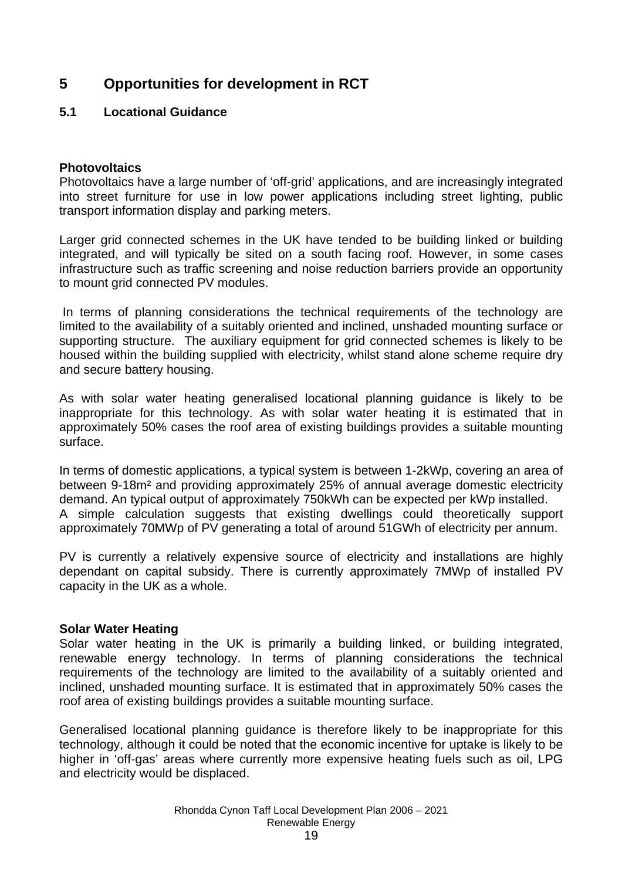# 5 Opportunities for development in RCT

## 5.1 Locational Guidance

**Photovoltaics**
Photovoltaics have a large number of 'off-grid' applications, and are increasingly integrated into street furniture for use in low power applications including street lighting, public transport information display and parking meters.

Larger grid connected schemes in the UK have tended to be building linked or building integrated, and will typically be sited on a south facing roof. However, in some cases infrastructure such as traffic screening and noise reduction barriers provide an opportunity to mount grid connected PV modules.

In terms of planning considerations the technical requirements of the technology are limited to the availability of a suitably oriented and inclined, unshaded mounting surface or supporting structure. The auxiliary equipment for grid connected schemes is likely to be housed within the building supplied with electricity, whilst stand alone scheme require dry and secure battery housing.

As with solar water heating generalised locational planning guidance is likely to be inappropriate for this technology. As with solar water heating it is estimated that in approximately 50% cases the roof area of existing buildings provides a suitable mounting surface.

In terms of domestic applications, a typical system is between 1-2kWp, covering an area of between 9-18m² and providing approximately 25% of annual average domestic electricity demand. An typical output of approximately 750kWh can be expected per kWp installed.
A simple calculation suggests that existing dwellings could theoretically support approximately 70MWp of PV generating a total of around 51GWh of electricity per annum.

PV is currently a relatively expensive source of electricity and installations are highly dependant on capital subsidy. There is currently approximately 7MWp of installed PV capacity in the UK as a whole.

**Solar Water Heating**
Solar water heating in the UK is primarily a building linked, or building integrated, renewable energy technology. In terms of planning considerations the technical requirements of the technology are limited to the availability of a suitably oriented and inclined, unshaded mounting surface. It is estimated that in approximately 50% cases the roof area of existing buildings provides a suitable mounting surface.

Generalised locational planning guidance is therefore likely to be inappropriate for this technology, although it could be noted that the economic incentive for uptake is likely to be higher in 'off-gas' areas where currently more expensive heating fuels such as oil, LPG and electricity would be displaced.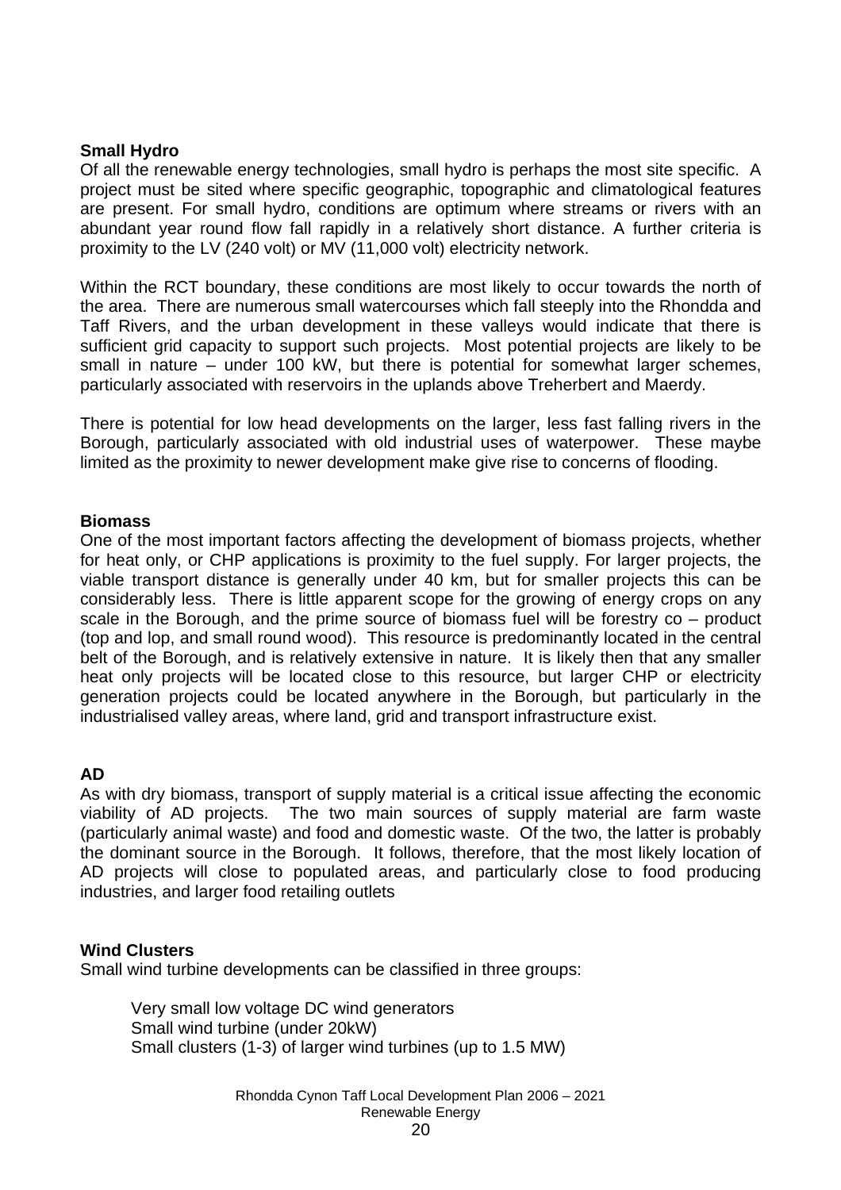**Small Hydro**

Of all the renewable energy technologies, small hydro is perhaps the most site specific. A project must be sited where specific geographic, topographic and climatological features are present. For small hydro, conditions are optimum where streams or rivers with an abundant year round flow fall rapidly in a relatively short distance. A further criteria is proximity to the LV (240 volt) or MV (11,000 volt) electricity network.

Within the RCT boundary, these conditions are most likely to occur towards the north of the area. There are numerous small watercourses which fall steeply into the Rhondda and Taff Rivers, and the urban development in these valleys would indicate that there is sufficient grid capacity to support such projects. Most potential projects are likely to be small in nature – under 100 kW, but there is potential for somewhat larger schemes, particularly associated with reservoirs in the uplands above Treherbert and Maerdy.

There is potential for low head developments on the larger, less fast falling rivers in the Borough, particularly associated with old industrial uses of waterpower. These maybe limited as the proximity to newer development make give rise to concerns of flooding.

**Biomass**

One of the most important factors affecting the development of biomass projects, whether for heat only, or CHP applications is proximity to the fuel supply. For larger projects, the viable transport distance is generally under 40 km, but for smaller projects this can be considerably less. There is little apparent scope for the growing of energy crops on any scale in the Borough, and the prime source of biomass fuel will be forestry co – product (top and lop, and small round wood). This resource is predominantly located in the central belt of the Borough, and is relatively extensive in nature. It is likely then that any smaller heat only projects will be located close to this resource, but larger CHP or electricity generation projects could be located anywhere in the Borough, but particularly in the industrialised valley areas, where land, grid and transport infrastructure exist.

**AD**

As with dry biomass, transport of supply material is a critical issue affecting the economic viability of AD projects. The two main sources of supply material are farm waste (particularly animal waste) and food and domestic waste. Of the two, the latter is probably the dominant source in the Borough. It follows, therefore, that the most likely location of AD projects will close to populated areas, and particularly close to food producing industries, and larger food retailing outlets

**Wind Clusters**

Small wind turbine developments can be classified in three groups:

- Very small low voltage DC wind generators
- Small wind turbine (under 20kW)
- Small clusters (1-3) of larger wind turbines (up to 1.5 MW)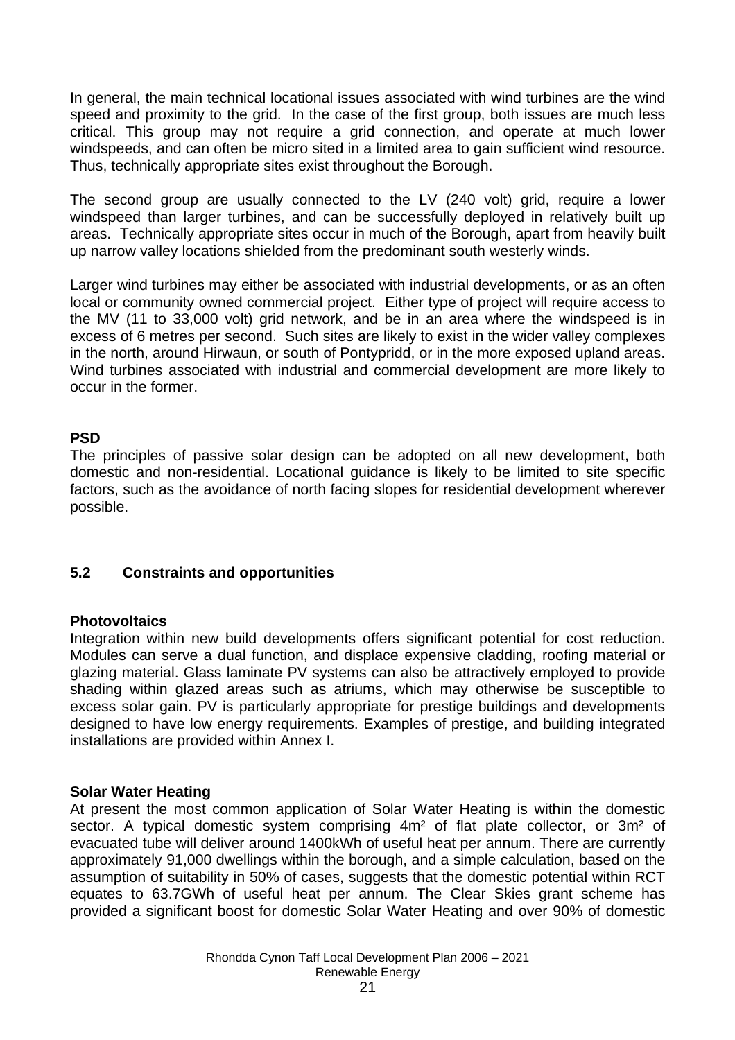In general, the main technical locational issues associated with wind turbines are the wind speed and proximity to the grid. In the case of the first group, both issues are much less critical. This group may not require a grid connection, and operate at much lower windspeeds, and can often be micro sited in a limited area to gain sufficient wind resource. Thus, technically appropriate sites exist throughout the Borough.

The second group are usually connected to the LV (240 volt) grid, require a lower windspeed than larger turbines, and can be successfully deployed in relatively built up areas. Technically appropriate sites occur in much of the Borough, apart from heavily built up narrow valley locations shielded from the predominant south westerly winds.

Larger wind turbines may either be associated with industrial developments, or as an often local or community owned commercial project. Either type of project will require access to the MV (11 to 33,000 volt) grid network, and be in an area where the windspeed is in excess of 6 metres per second. Such sites are likely to exist in the wider valley complexes in the north, around Hirwaun, or south of Pontypridd, or in the more exposed upland areas. Wind turbines associated with industrial and commercial development are more likely to occur in the former.

**PSD**

The principles of passive solar design can be adopted on all new development, both domestic and non-residential. Locational guidance is likely to be limited to site specific factors, such as the avoidance of north facing slopes for residential development wherever possible.

## 5.2 Constraints and opportunities

**Photovoltaics**

Integration within new build developments offers significant potential for cost reduction. Modules can serve a dual function, and displace expensive cladding, roofing material or glazing material. Glass laminate PV systems can also be attractively employed to provide shading within glazed areas such as atriums, which may otherwise be susceptible to excess solar gain. PV is particularly appropriate for prestige buildings and developments designed to have low energy requirements. Examples of prestige, and building integrated installations are provided within Annex I.

**Solar Water Heating**

At present the most common application of Solar Water Heating is within the domestic sector. A typical domestic system comprising 4m² of flat plate collector, or 3m² of evacuated tube will deliver around 1400kWh of useful heat per annum. There are currently approximately 91,000 dwellings within the borough, and a simple calculation, based on the assumption of suitability in 50% of cases, suggests that the domestic potential within RCT equates to 63.7GWh of useful heat per annum. The Clear Skies grant scheme has provided a significant boost for domestic Solar Water Heating and over 90% of domestic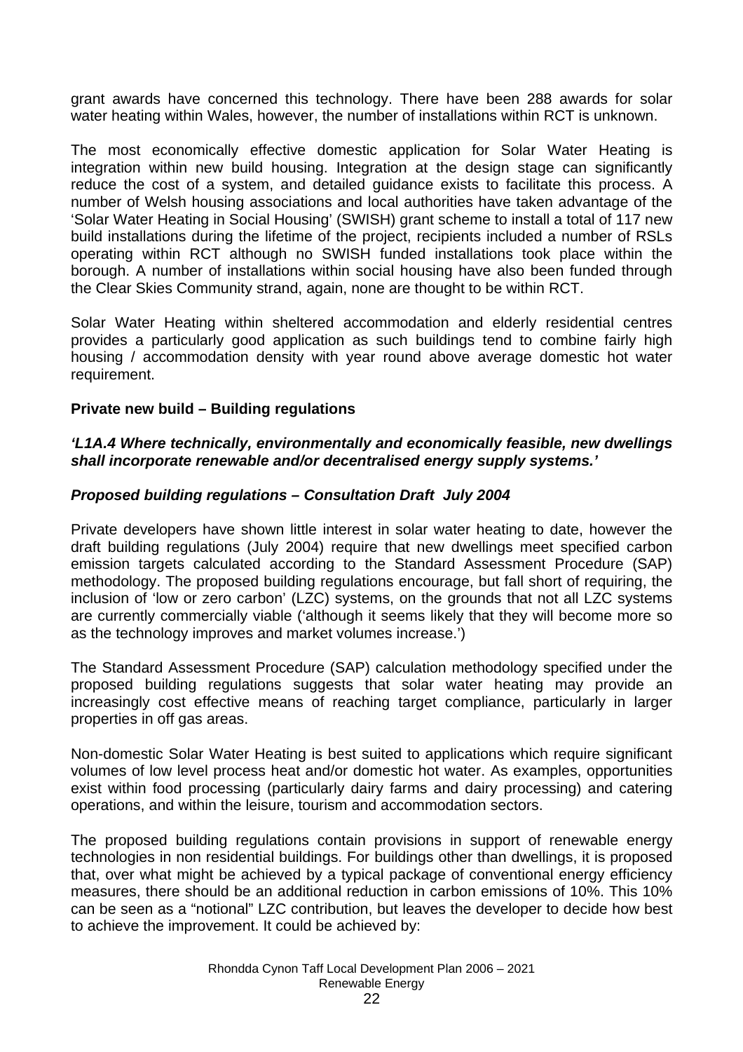grant awards have concerned this technology. There have been 288 awards for solar water heating within Wales, however, the number of installations within RCT is unknown.

The most economically effective domestic application for Solar Water Heating is integration within new build housing. Integration at the design stage can significantly reduce the cost of a system, and detailed guidance exists to facilitate this process. A number of Welsh housing associations and local authorities have taken advantage of the 'Solar Water Heating in Social Housing' (SWISH) grant scheme to install a total of 117 new build installations during the lifetime of the project, recipients included a number of RSLs operating within RCT although no SWISH funded installations took place within the borough. A number of installations within social housing have also been funded through the Clear Skies Community strand, again, none are thought to be within RCT.

Solar Water Heating within sheltered accommodation and elderly residential centres provides a particularly good application as such buildings tend to combine fairly high housing / accommodation density with year round above average domestic hot water requirement.

**Private new build – Building regulations**

***'L1A.4 Where technically, environmentally and economically feasible, new dwellings shall incorporate renewable and/or decentralised energy supply systems.'***

***Proposed building regulations – Consultation Draft July 2004***

Private developers have shown little interest in solar water heating to date, however the draft building regulations (July 2004) require that new dwellings meet specified carbon emission targets calculated according to the Standard Assessment Procedure (SAP) methodology. The proposed building regulations encourage, but fall short of requiring, the inclusion of 'low or zero carbon' (LZC) systems, on the grounds that not all LZC systems are currently commercially viable ('although it seems likely that they will become more so as the technology improves and market volumes increase.')

The Standard Assessment Procedure (SAP) calculation methodology specified under the proposed building regulations suggests that solar water heating may provide an increasingly cost effective means of reaching target compliance, particularly in larger properties in off gas areas.

Non-domestic Solar Water Heating is best suited to applications which require significant volumes of low level process heat and/or domestic hot water. As examples, opportunities exist within food processing (particularly dairy farms and dairy processing) and catering operations, and within the leisure, tourism and accommodation sectors.

The proposed building regulations contain provisions in support of renewable energy technologies in non residential buildings. For buildings other than dwellings, it is proposed that, over what might be achieved by a typical package of conventional energy efficiency measures, there should be an additional reduction in carbon emissions of 10%. This 10% can be seen as a "notional" LZC contribution, but leaves the developer to decide how best to achieve the improvement. It could be achieved by: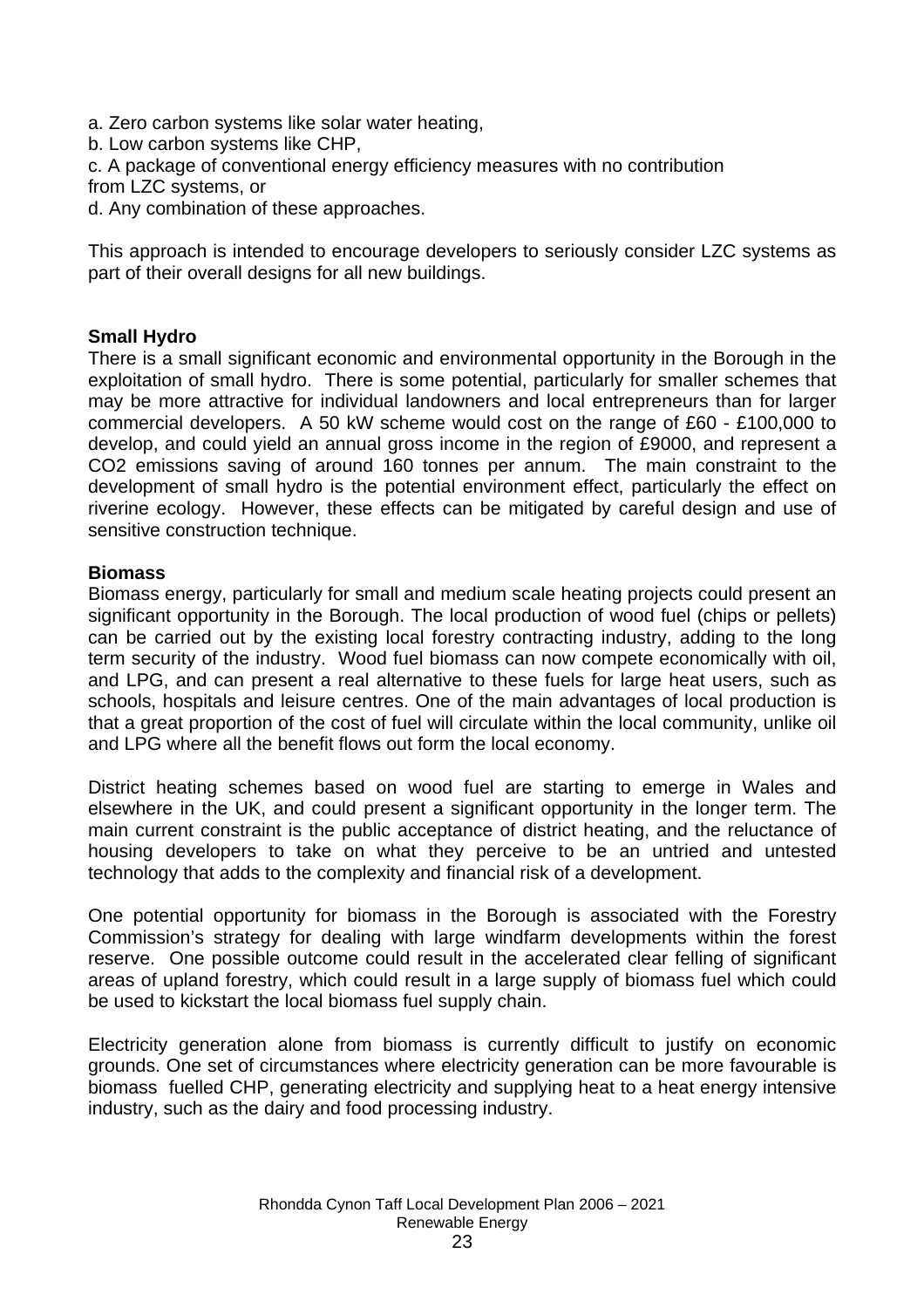a. Zero carbon systems like solar water heating,  
b. Low carbon systems like CHP,  
c. A package of conventional energy efficiency measures with no contribution from LZC systems, or  
d. Any combination of these approaches.

This approach is intended to encourage developers to seriously consider LZC systems as part of their overall designs for all new buildings.

**Small Hydro**

There is a small significant economic and environmental opportunity in the Borough in the exploitation of small hydro. There is some potential, particularly for smaller schemes that may be more attractive for individual landowners and local entrepreneurs than for larger commercial developers. A 50 kW scheme would cost on the range of £60 - £100,000 to develop, and could yield an annual gross income in the region of £9000, and represent a $CO_2$ emissions saving of around 160 tonnes per annum. The main constraint to the development of small hydro is the potential environment effect, particularly the effect on riverine ecology. However, these effects can be mitigated by careful design and use of sensitive construction technique.

**Biomass**

Biomass energy, particularly for small and medium scale heating projects could present an significant opportunity in the Borough. The local production of wood fuel (chips or pellets) can be carried out by the existing local forestry contracting industry, adding to the long term security of the industry. Wood fuel biomass can now compete economically with oil, and LPG, and can present a real alternative to these fuels for large heat users, such as schools, hospitals and leisure centres. One of the main advantages of local production is that a great proportion of the cost of fuel will circulate within the local community, unlike oil and LPG where all the benefit flows out form the local economy.

District heating schemes based on wood fuel are starting to emerge in Wales and elsewhere in the UK, and could present a significant opportunity in the longer term. The main current constraint is the public acceptance of district heating, and the reluctance of housing developers to take on what they perceive to be an untried and untested technology that adds to the complexity and financial risk of a development.

One potential opportunity for biomass in the Borough is associated with the Forestry Commission's strategy for dealing with large windfarm developments within the forest reserve. One possible outcome could result in the accelerated clear felling of significant areas of upland forestry, which could result in a large supply of biomass fuel which could be used to kickstart the local biomass fuel supply chain.

Electricity generation alone from biomass is currently difficult to justify on economic grounds. One set of circumstances where electricity generation can be more favourable is biomass fuelled CHP, generating electricity and supplying heat to a heat energy intensive industry, such as the dairy and food processing industry.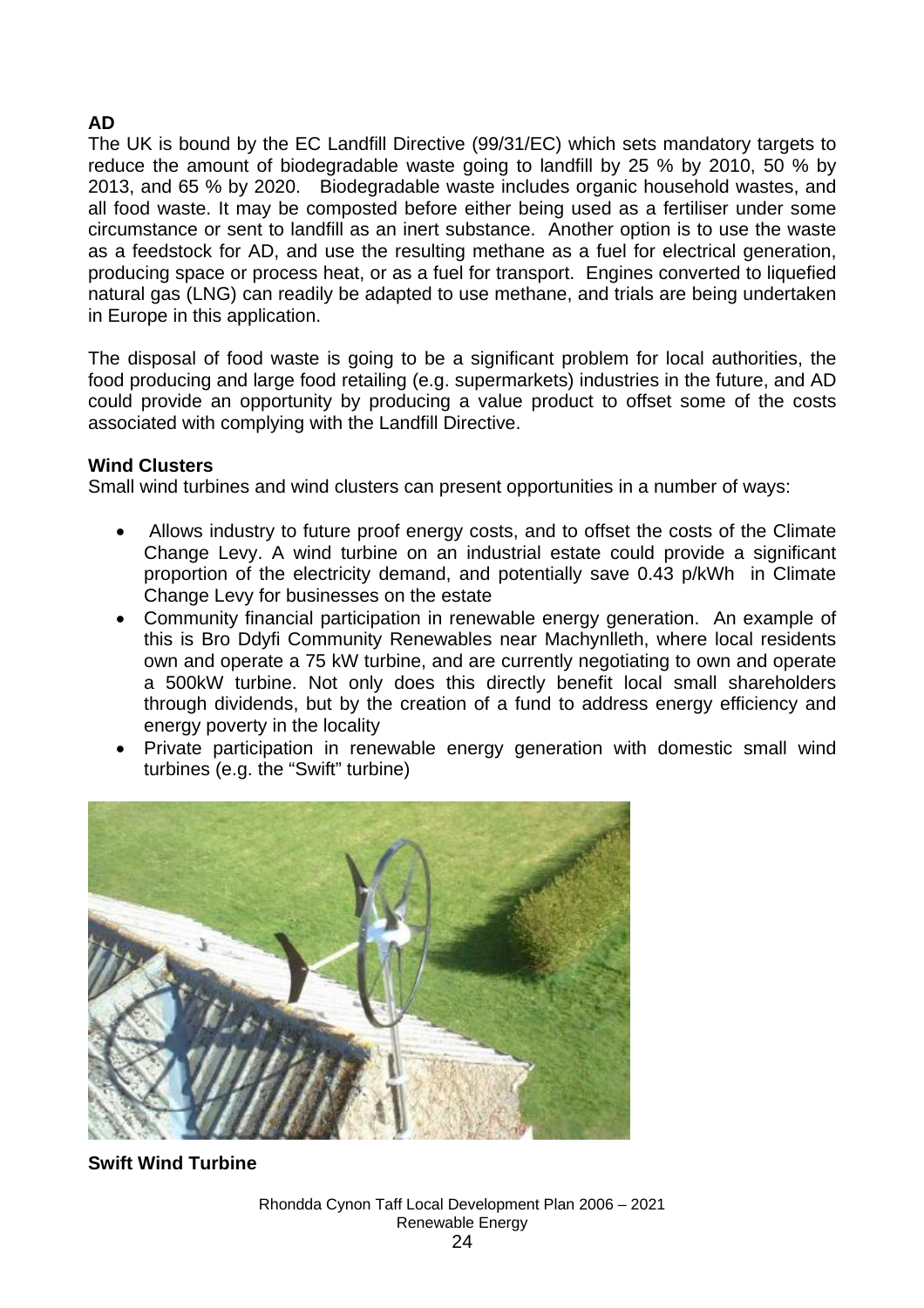**AD**

The UK is bound by the EC Landfill Directive (99/31/EC) which sets mandatory targets to reduce the amount of biodegradable waste going to landfill by 25 % by 2010, 50 % by 2013, and 65 % by 2020. Biodegradable waste includes organic household wastes, and all food waste. It may be composted before either being used as a fertiliser under some circumstance or sent to landfill as an inert substance. Another option is to use the waste as a feedstock for AD, and use the resulting methane as a fuel for electrical generation, producing space or process heat, or as a fuel for transport. Engines converted to liquefied natural gas (LNG) can readily be adapted to use methane, and trials are being undertaken in Europe in this application.

The disposal of food waste is going to be a significant problem for local authorities, the food producing and large food retailing (e.g. supermarkets) industries in the future, and AD could provide an opportunity by producing a value product to offset some of the costs associated with complying with the Landfill Directive.

**Wind Clusters**

Small wind turbines and wind clusters can present opportunities in a number of ways:

- Allows industry to future proof energy costs, and to offset the costs of the Climate Change Levy. A wind turbine on an industrial estate could provide a significant proportion of the electricity demand, and potentially save 0.43 p/kWh in Climate Change Levy for businesses on the estate
- Community financial participation in renewable energy generation. An example of this is Bro Ddyfi Community Renewables near Machynlleth, where local residents own and operate a 75 kW turbine, and are currently negotiating to own and operate a 500kW turbine. Not only does this directly benefit local small shareholders through dividends, but by the creation of a fund to address energy efficiency and energy poverty in the locality
- Private participation in renewable energy generation with domestic small wind turbines (e.g. the "Swift" turbine)

**Swift Wind Turbine**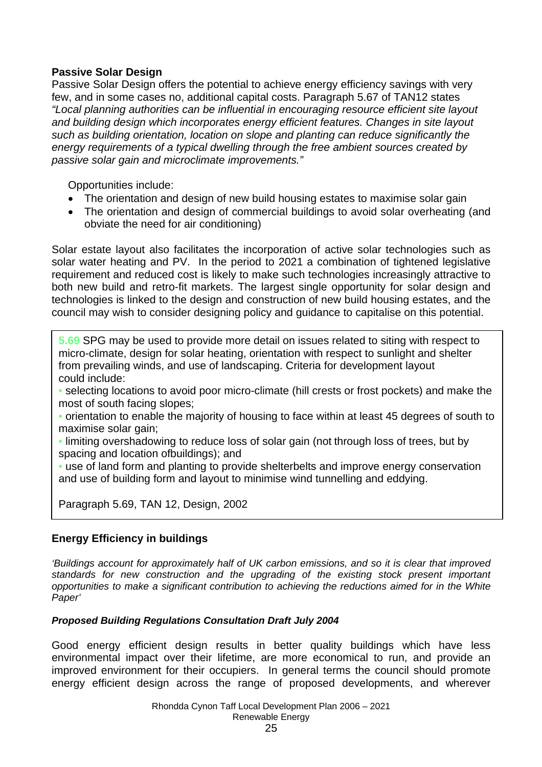**Passive Solar Design**

Passive Solar Design offers the potential to achieve energy efficiency savings with very few, and in some cases no, additional capital costs. Paragraph 5.67 of TAN12 states *"Local planning authorities can be influential in encouraging resource efficient site layout and building design which incorporates energy efficient features. Changes in site layout such as building orientation, location on slope and planting can reduce significantly the energy requirements of a typical dwelling through the free ambient sources created by passive solar gain and microclimate improvements."*

Opportunities include:

- The orientation and design of new build housing estates to maximise solar gain
- The orientation and design of commercial buildings to avoid solar overheating (and obviate the need for air conditioning)

Solar estate layout also facilitates the incorporation of active solar technologies such as solar water heating and PV. In the period to 2021 a combination of tightened legislative requirement and reduced cost is likely to make such technologies increasingly attractive to both new build and retro-fit markets. The largest single opportunity for solar design and technologies is linked to the design and construction of new build housing estates, and the council may wish to consider designing policy and guidance to capitalise on this potential.

> **5.69** SPG may be used to provide more detail on issues related to siting with respect to micro-climate, design for solar heating, orientation with respect to sunlight and shelter from prevailing winds, and use of landscaping. Criteria for development layout could include:
>
> - selecting locations to avoid poor micro-climate (hill crests or frost pockets) and make the most of south facing slopes;
> - orientation to enable the majority of housing to face within at least 45 degrees of south to maximise solar gain;
> - limiting overshadowing to reduce loss of solar gain (not through loss of trees, but by spacing and location ofbuildings); and
> - use of land form and planting to provide shelterbelts and improve energy conservation and use of building form and layout to minimise wind tunnelling and eddying.
>
> Paragraph 5.69, TAN 12, Design, 2002

**Energy Efficiency in buildings**

*'Buildings account for approximately half of UK carbon emissions, and so it is clear that improved standards for new construction and the upgrading of the existing stock present important opportunities to make a significant contribution to achieving the reductions aimed for in the White Paper'*

***Proposed Building Regulations Consultation Draft July 2004***

Good energy efficient design results in better quality buildings which have less environmental impact over their lifetime, are more economical to run, and provide an improved environment for their occupiers. In general terms the council should promote energy efficient design across the range of proposed developments, and wherever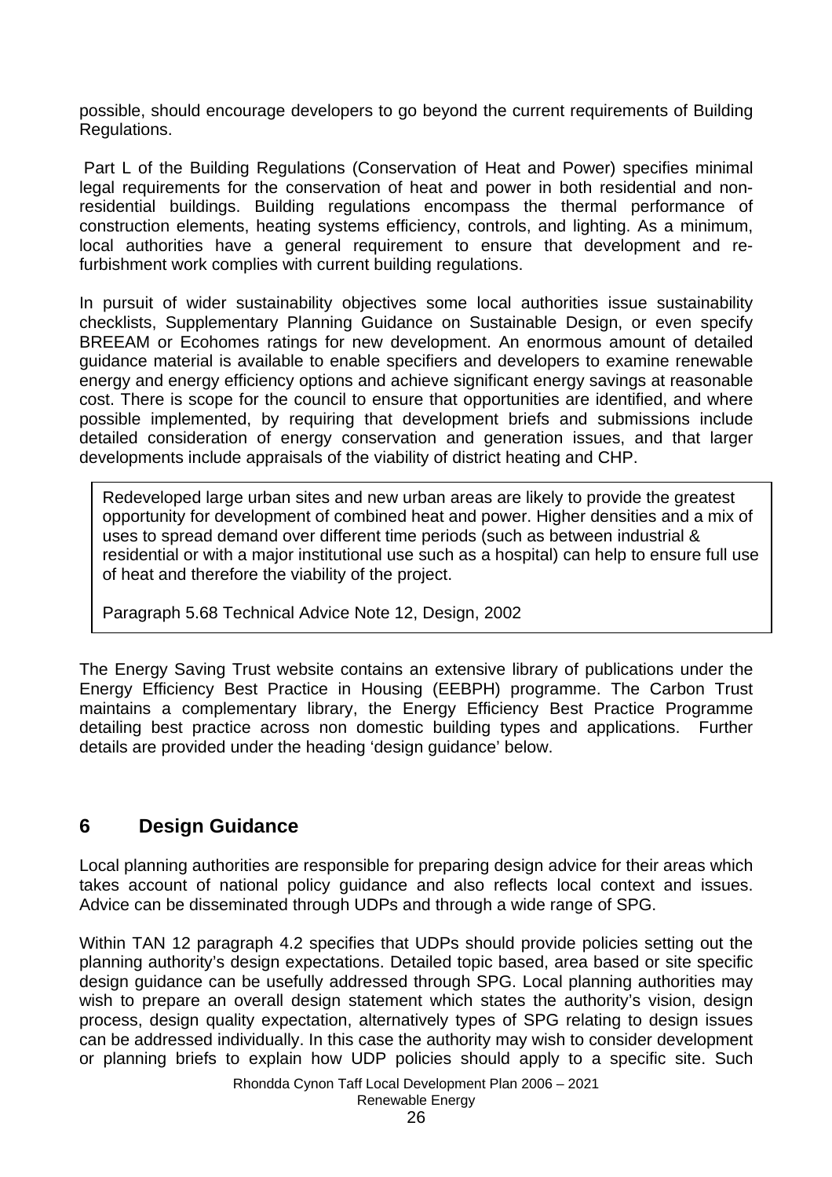possible, should encourage developers to go beyond the current requirements of Building Regulations.

Part L of the Building Regulations (Conservation of Heat and Power) specifies minimal legal requirements for the conservation of heat and power in both residential and non-residential buildings. Building regulations encompass the thermal performance of construction elements, heating systems efficiency, controls, and lighting. As a minimum, local authorities have a general requirement to ensure that development and re-furbishment work complies with current building regulations.

In pursuit of wider sustainability objectives some local authorities issue sustainability checklists, Supplementary Planning Guidance on Sustainable Design, or even specify BREEAM or Ecohomes ratings for new development. An enormous amount of detailed guidance material is available to enable specifiers and developers to examine renewable energy and energy efficiency options and achieve significant energy savings at reasonable cost. There is scope for the council to ensure that opportunities are identified, and where possible implemented, by requiring that development briefs and submissions include detailed consideration of energy conservation and generation issues, and that larger developments include appraisals of the viability of district heating and CHP.

> Redeveloped large urban sites and new urban areas are likely to provide the greatest opportunity for development of combined heat and power. Higher densities and a mix of uses to spread demand over different time periods (such as between industrial & residential or with a major institutional use such as a hospital) can help to ensure full use of heat and therefore the viability of the project.
>
> Paragraph 5.68 Technical Advice Note 12, Design, 2002

The Energy Saving Trust website contains an extensive library of publications under the Energy Efficiency Best Practice in Housing (EEBPH) programme. The Carbon Trust maintains a complementary library, the Energy Efficiency Best Practice Programme detailing best practice across non domestic building types and applications. Further details are provided under the heading 'design guidance' below.

## 6 Design Guidance

Local planning authorities are responsible for preparing design advice for their areas which takes account of national policy guidance and also reflects local context and issues. Advice can be disseminated through UDPs and through a wide range of SPG.

Within TAN 12 paragraph 4.2 specifies that UDPs should provide policies setting out the planning authority's design expectations. Detailed topic based, area based or site specific design guidance can be usefully addressed through SPG. Local planning authorities may wish to prepare an overall design statement which states the authority's vision, design process, design quality expectation, alternatively types of SPG relating to design issues can be addressed individually. In this case the authority may wish to consider development or planning briefs to explain how UDP policies should apply to a specific site. Such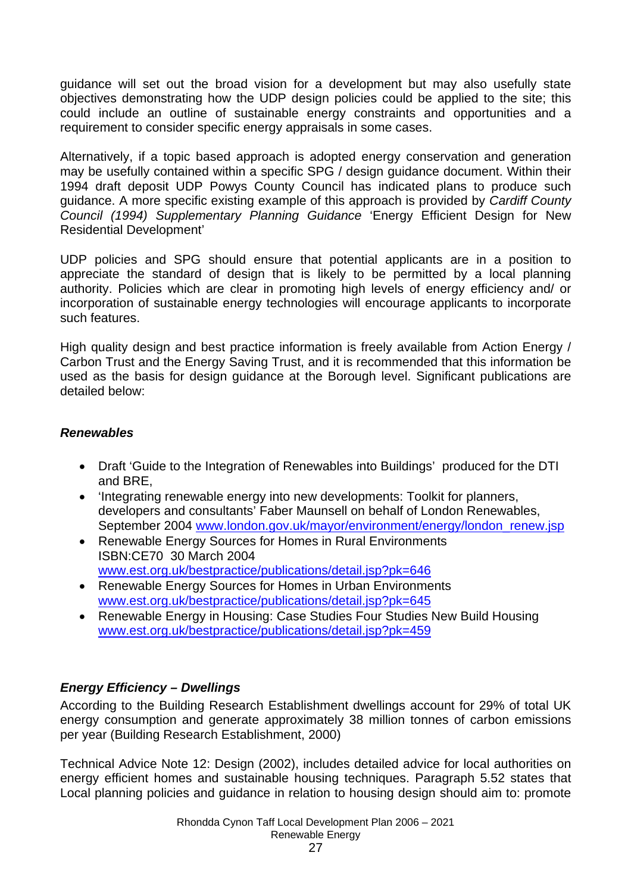guidance will set out the broad vision for a development but may also usefully state objectives demonstrating how the UDP design policies could be applied to the site; this could include an outline of sustainable energy constraints and opportunities and a requirement to consider specific energy appraisals in some cases.

Alternatively, if a topic based approach is adopted energy conservation and generation may be usefully contained within a specific SPG / design guidance document. Within their 1994 draft deposit UDP Powys County Council has indicated plans to produce such guidance. A more specific existing example of this approach is provided by *Cardiff County Council (1994) Supplementary Planning Guidance* 'Energy Efficient Design for New Residential Development'

UDP policies and SPG should ensure that potential applicants are in a position to appreciate the standard of design that is likely to be permitted by a local planning authority. Policies which are clear in promoting high levels of energy efficiency and/ or incorporation of sustainable energy technologies will encourage applicants to incorporate such features.

High quality design and best practice information is freely available from Action Energy / Carbon Trust and the Energy Saving Trust, and it is recommended that this information be used as the basis for design guidance at the Borough level. Significant publications are detailed below:

***Renewables***

- Draft 'Guide to the Integration of Renewables into Buildings' produced for the DTI and BRE,
- 'Integrating renewable energy into new developments: Toolkit for planners, developers and consultants' Faber Maunsell on behalf of London Renewables, September 2004 www.london.gov.uk/mayor/environment/energy/london_renew.jsp
- Renewable Energy Sources for Homes in Rural Environments ISBN:CE70 30 March 2004 www.est.org.uk/bestpractice/publications/detail.jsp?pk=646
- Renewable Energy Sources for Homes in Urban Environments www.est.org.uk/bestpractice/publications/detail.jsp?pk=645
- Renewable Energy in Housing: Case Studies Four Studies New Build Housing www.est.org.uk/bestpractice/publications/detail.jsp?pk=459

***Energy Efficiency – Dwellings***

According to the Building Research Establishment dwellings account for 29% of total UK energy consumption and generate approximately 38 million tonnes of carbon emissions per year (Building Research Establishment, 2000)

Technical Advice Note 12: Design (2002), includes detailed advice for local authorities on energy efficient homes and sustainable housing techniques. Paragraph 5.52 states that Local planning policies and guidance in relation to housing design should aim to: promote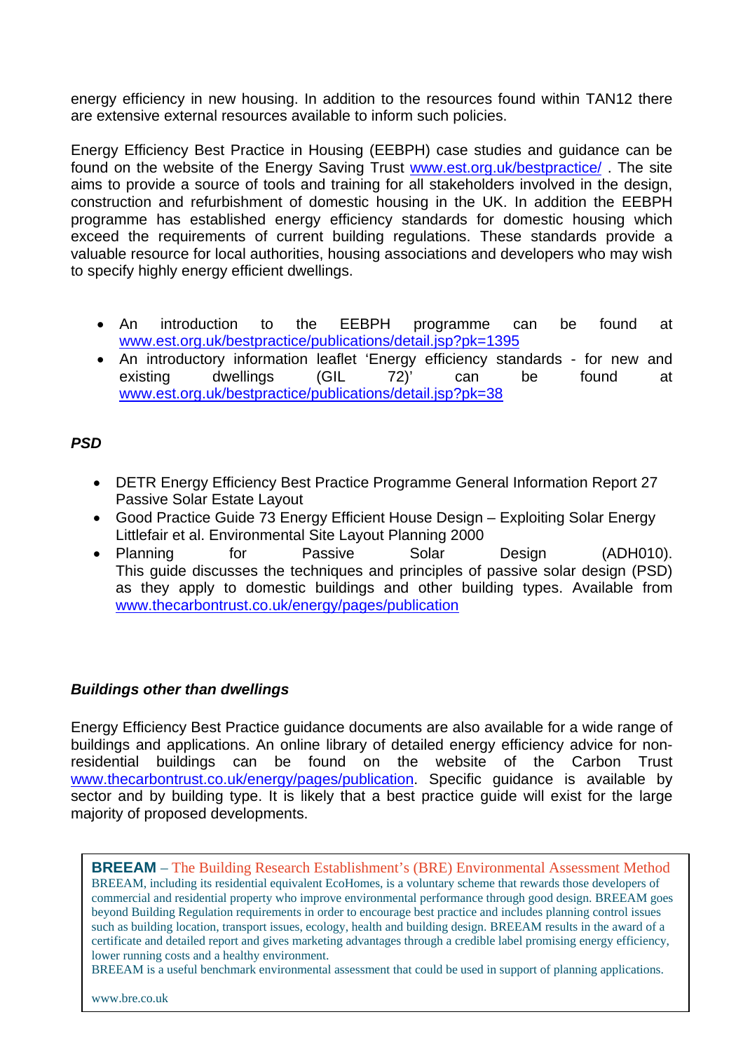energy efficiency in new housing. In addition to the resources found within TAN12 there are extensive external resources available to inform such policies.

Energy Efficiency Best Practice in Housing (EEBPH) case studies and guidance can be found on the website of the Energy Saving Trust www.est.org.uk/bestpractice/ . The site aims to provide a source of tools and training for all stakeholders involved in the design, construction and refurbishment of domestic housing in the UK. In addition the EEBPH programme has established energy efficiency standards for domestic housing which exceed the requirements of current building regulations. These standards provide a valuable resource for local authorities, housing associations and developers who may wish to specify highly energy efficient dwellings.

- An introduction to the EEBPH programme can be found at www.est.org.uk/bestpractice/publications/detail.jsp?pk=1395
- An introductory information leaflet 'Energy efficiency standards - for new and existing dwellings (GIL 72)' can be found at www.est.org.uk/bestpractice/publications/detail.jsp?pk=38

***PSD***

- DETR Energy Efficiency Best Practice Programme General Information Report 27 Passive Solar Estate Layout
- Good Practice Guide 73 Energy Efficient House Design – Exploiting Solar Energy Littlefair et al. Environmental Site Layout Planning 2000
- Planning for Passive Solar Design (ADH010). This guide discusses the techniques and principles of passive solar design (PSD) as they apply to domestic buildings and other building types. Available from www.thecarbontrust.co.uk/energy/pages/publication

***Buildings other than dwellings***

Energy Efficiency Best Practice guidance documents are also available for a wide range of buildings and applications. An online library of detailed energy efficiency advice for non-residential buildings can be found on the website of the Carbon Trust www.thecarbontrust.co.uk/energy/pages/publication. Specific guidance is available by sector and by building type. It is likely that a best practice guide will exist for the large majority of proposed developments.

**BREEAM** – The Building Research Establishment's (BRE) Environmental Assessment Method

BREEAM, including its residential equivalent EcoHomes, is a voluntary scheme that rewards those developers of commercial and residential property who improve environmental performance through good design. BREEAM goes beyond Building Regulation requirements in order to encourage best practice and includes planning control issues such as building location, transport issues, ecology, health and building design. BREEAM results in the award of a certificate and detailed report and gives marketing advantages through a credible label promising energy efficiency, lower running costs and a healthy environment.

BREEAM is a useful benchmark environmental assessment that could be used in support of planning applications.

www.bre.co.uk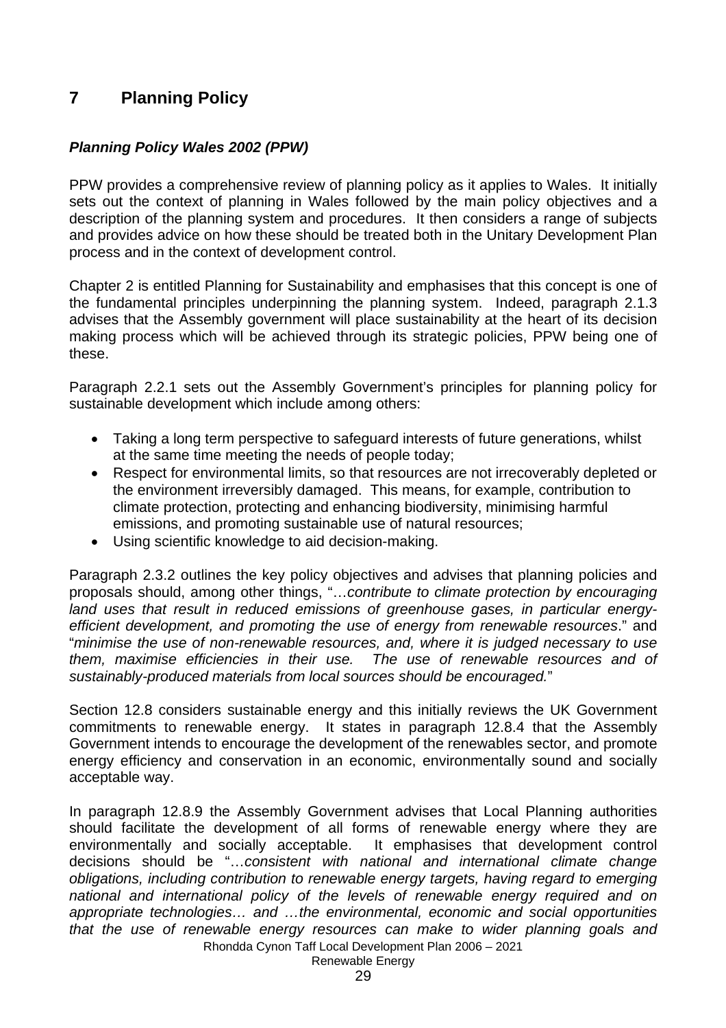# 7 Planning Policy

***Planning Policy Wales 2002 (PPW)***

PPW provides a comprehensive review of planning policy as it applies to Wales. It initially sets out the context of planning in Wales followed by the main policy objectives and a description of the planning system and procedures. It then considers a range of subjects and provides advice on how these should be treated both in the Unitary Development Plan process and in the context of development control.

Chapter 2 is entitled Planning for Sustainability and emphasises that this concept is one of the fundamental principles underpinning the planning system. Indeed, paragraph 2.1.3 advises that the Assembly government will place sustainability at the heart of its decision making process which will be achieved through its strategic policies, PPW being one of these.

Paragraph 2.2.1 sets out the Assembly Government's principles for planning policy for sustainable development which include among others:

- Taking a long term perspective to safeguard interests of future generations, whilst at the same time meeting the needs of people today;
- Respect for environmental limits, so that resources are not irrecoverably depleted or the environment irreversibly damaged. This means, for example, contribution to climate protection, protecting and enhancing biodiversity, minimising harmful emissions, and promoting sustainable use of natural resources;
- Using scientific knowledge to aid decision-making.

Paragraph 2.3.2 outlines the key policy objectives and advises that planning policies and proposals should, among other things, "…*contribute to climate protection by encouraging land uses that result in reduced emissions of greenhouse gases, in particular energy-efficient development, and promoting the use of energy from renewable resources*." and "*minimise the use of non-renewable resources, and, where it is judged necessary to use them, maximise efficiencies in their use. The use of renewable resources and of sustainably-produced materials from local sources should be encouraged.*"

Section 12.8 considers sustainable energy and this initially reviews the UK Government commitments to renewable energy. It states in paragraph 12.8.4 that the Assembly Government intends to encourage the development of the renewables sector, and promote energy efficiency and conservation in an economic, environmentally sound and socially acceptable way.

In paragraph 12.8.9 the Assembly Government advises that Local Planning authorities should facilitate the development of all forms of renewable energy where they are environmentally and socially acceptable. It emphasises that development control decisions should be "…*consistent with national and international climate change obligations, including contribution to renewable energy targets, having regard to emerging national and international policy of the levels of renewable energy required and on appropriate technologies… and …the environmental, economic and social opportunities that the use of renewable energy resources can make to wider planning goals and*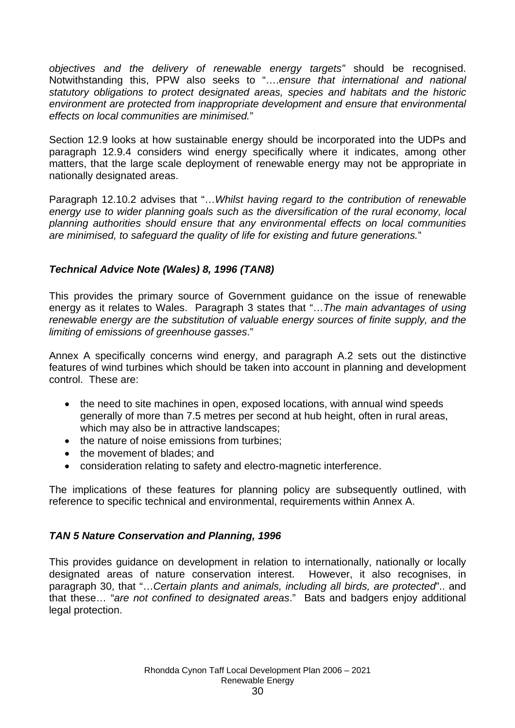*objectives and the delivery of renewable energy targets"* should be recognised. Notwithstanding this, PPW also seeks to "….*ensure that international and national statutory obligations to protect designated areas, species and habitats and the historic environment are protected from inappropriate development and ensure that environmental effects on local communities are minimised.*"

Section 12.9 looks at how sustainable energy should be incorporated into the UDPs and paragraph 12.9.4 considers wind energy specifically where it indicates, among other matters, that the large scale deployment of renewable energy may not be appropriate in nationally designated areas.

Paragraph 12.10.2 advises that "…*Whilst having regard to the contribution of renewable energy use to wider planning goals such as the diversification of the rural economy, local planning authorities should ensure that any environmental effects on local communities are minimised, to safeguard the quality of life for existing and future generations.*"

### *Technical Advice Note (Wales) 8, 1996 (TAN8)*

This provides the primary source of Government guidance on the issue of renewable energy as it relates to Wales. Paragraph 3 states that "…*The main advantages of using renewable energy are the substitution of valuable energy sources of finite supply, and the limiting of emissions of greenhouse gasses*."

Annex A specifically concerns wind energy, and paragraph A.2 sets out the distinctive features of wind turbines which should be taken into account in planning and development control. These are:

- the need to site machines in open, exposed locations, with annual wind speeds generally of more than 7.5 metres per second at hub height, often in rural areas, which may also be in attractive landscapes;
- the nature of noise emissions from turbines;
- the movement of blades; and
- consideration relating to safety and electro-magnetic interference.

The implications of these features for planning policy are subsequently outlined, with reference to specific technical and environmental, requirements within Annex A.

### *TAN 5 Nature Conservation and Planning, 1996*

This provides guidance on development in relation to internationally, nationally or locally designated areas of nature conservation interest. However, it also recognises, in paragraph 30, that "…*Certain plants and animals, including all birds, are protected*".. and that these… "*are not confined to designated areas*." Bats and badgers enjoy additional legal protection.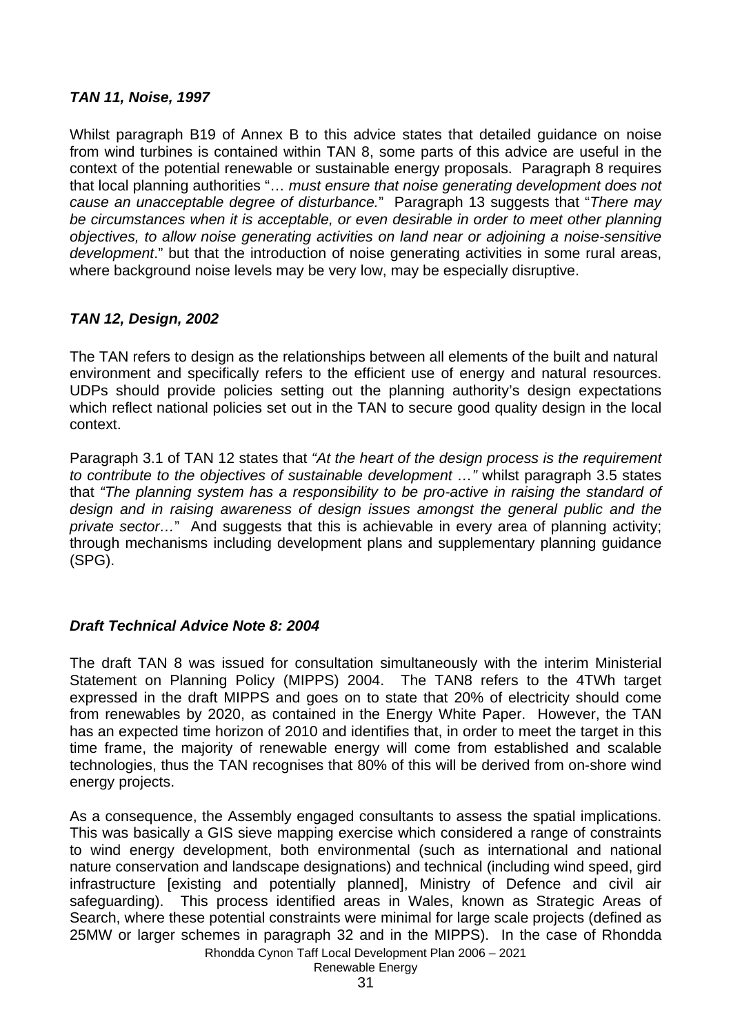### *TAN 11, Noise, 1997*

Whilst paragraph B19 of Annex B to this advice states that detailed guidance on noise from wind turbines is contained within TAN 8, some parts of this advice are useful in the context of the potential renewable or sustainable energy proposals. Paragraph 8 requires that local planning authorities "… *must ensure that noise generating development does not cause an unacceptable degree of disturbance.*" Paragraph 13 suggests that "*There may be circumstances when it is acceptable, or even desirable in order to meet other planning objectives, to allow noise generating activities on land near or adjoining a noise-sensitive development*." but that the introduction of noise generating activities in some rural areas, where background noise levels may be very low, may be especially disruptive.

### *TAN 12, Design, 2002*

The TAN refers to design as the relationships between all elements of the built and natural environment and specifically refers to the efficient use of energy and natural resources. UDPs should provide policies setting out the planning authority's design expectations which reflect national policies set out in the TAN to secure good quality design in the local context.

Paragraph 3.1 of TAN 12 states that *"At the heart of the design process is the requirement to contribute to the objectives of sustainable development …"* whilst paragraph 3.5 states that *"The planning system has a responsibility to be pro-active in raising the standard of design and in raising awareness of design issues amongst the general public and the private sector…*" And suggests that this is achievable in every area of planning activity; through mechanisms including development plans and supplementary planning guidance (SPG).

### *Draft Technical Advice Note 8: 2004*

The draft TAN 8 was issued for consultation simultaneously with the interim Ministerial Statement on Planning Policy (MIPPS) 2004. The TAN8 refers to the 4TWh target expressed in the draft MIPPS and goes on to state that 20% of electricity should come from renewables by 2020, as contained in the Energy White Paper. However, the TAN has an expected time horizon of 2010 and identifies that, in order to meet the target in this time frame, the majority of renewable energy will come from established and scalable technologies, thus the TAN recognises that 80% of this will be derived from on-shore wind energy projects.

As a consequence, the Assembly engaged consultants to assess the spatial implications. This was basically a GIS sieve mapping exercise which considered a range of constraints to wind energy development, both environmental (such as international and national nature conservation and landscape designations) and technical (including wind speed, gird infrastructure [existing and potentially planned], Ministry of Defence and civil air safeguarding). This process identified areas in Wales, known as Strategic Areas of Search, where these potential constraints were minimal for large scale projects (defined as 25MW or larger schemes in paragraph 32 and in the MIPPS). In the case of Rhondda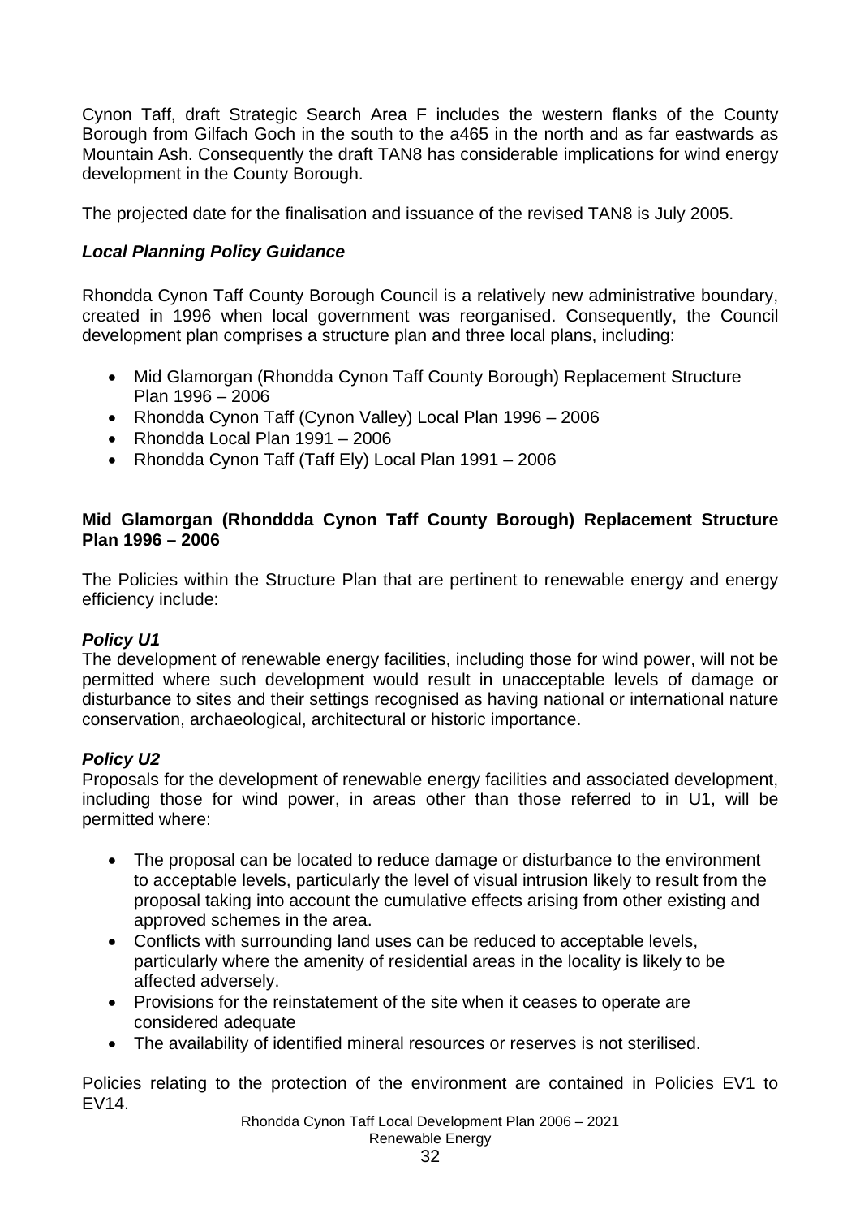Cynon Taff, draft Strategic Search Area F includes the western flanks of the County Borough from Gilfach Goch in the south to the a465 in the north and as far eastwards as Mountain Ash. Consequently the draft TAN8 has considerable implications for wind energy development in the County Borough.

The projected date for the finalisation and issuance of the revised TAN8 is July 2005.

### *Local Planning Policy Guidance*

Rhondda Cynon Taff County Borough Council is a relatively new administrative boundary, created in 1996 when local government was reorganised. Consequently, the Council development plan comprises a structure plan and three local plans, including:

- Mid Glamorgan (Rhondda Cynon Taff County Borough) Replacement Structure Plan 1996 – 2006
- Rhondda Cynon Taff (Cynon Valley) Local Plan 1996 – 2006
- Rhondda Local Plan 1991 – 2006
- Rhondda Cynon Taff (Taff Ely) Local Plan 1991 – 2006

**Mid Glamorgan (Rhonddda Cynon Taff County Borough) Replacement Structure Plan 1996 – 2006**

The Policies within the Structure Plan that are pertinent to renewable energy and energy efficiency include:

***Policy U1***
The development of renewable energy facilities, including those for wind power, will not be permitted where such development would result in unacceptable levels of damage or disturbance to sites and their settings recognised as having national or international nature conservation, archaeological, architectural or historic importance.

***Policy U2***
Proposals for the development of renewable energy facilities and associated development, including those for wind power, in areas other than those referred to in U1, will be permitted where:

- The proposal can be located to reduce damage or disturbance to the environment to acceptable levels, particularly the level of visual intrusion likely to result from the proposal taking into account the cumulative effects arising from other existing and approved schemes in the area.
- Conflicts with surrounding land uses can be reduced to acceptable levels, particularly where the amenity of residential areas in the locality is likely to be affected adversely.
- Provisions for the reinstatement of the site when it ceases to operate are considered adequate
- The availability of identified mineral resources or reserves is not sterilised.

Policies relating to the protection of the environment are contained in Policies EV1 to EV14.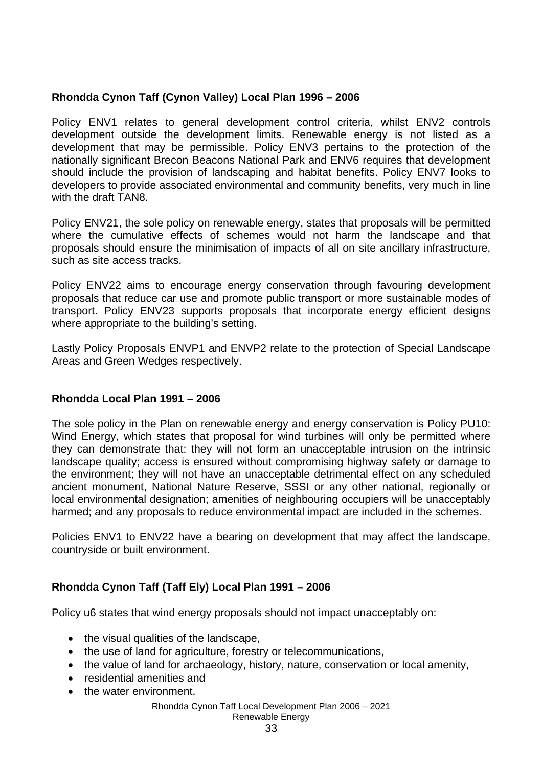**Rhondda Cynon Taff (Cynon Valley) Local Plan 1996 – 2006**

Policy ENV1 relates to general development control criteria, whilst ENV2 controls development outside the development limits. Renewable energy is not listed as a development that may be permissible. Policy ENV3 pertains to the protection of the nationally significant Brecon Beacons National Park and ENV6 requires that development should include the provision of landscaping and habitat benefits. Policy ENV7 looks to developers to provide associated environmental and community benefits, very much in line with the draft TAN8.

Policy ENV21, the sole policy on renewable energy, states that proposals will be permitted where the cumulative effects of schemes would not harm the landscape and that proposals should ensure the minimisation of impacts of all on site ancillary infrastructure, such as site access tracks.

Policy ENV22 aims to encourage energy conservation through favouring development proposals that reduce car use and promote public transport or more sustainable modes of transport. Policy ENV23 supports proposals that incorporate energy efficient designs where appropriate to the building's setting.

Lastly Policy Proposals ENVP1 and ENVP2 relate to the protection of Special Landscape Areas and Green Wedges respectively.

**Rhondda Local Plan 1991 – 2006**

The sole policy in the Plan on renewable energy and energy conservation is Policy PU10: Wind Energy, which states that proposal for wind turbines will only be permitted where they can demonstrate that: they will not form an unacceptable intrusion on the intrinsic landscape quality; access is ensured without compromising highway safety or damage to the environment; they will not have an unacceptable detrimental effect on any scheduled ancient monument, National Nature Reserve, SSSI or any other national, regionally or local environmental designation; amenities of neighbouring occupiers will be unacceptably harmed; and any proposals to reduce environmental impact are included in the schemes.

Policies ENV1 to ENV22 have a bearing on development that may affect the landscape, countryside or built environment.

**Rhondda Cynon Taff (Taff Ely) Local Plan 1991 – 2006**

Policy u6 states that wind energy proposals should not impact unacceptably on:

- the visual qualities of the landscape,
- the use of land for agriculture, forestry or telecommunications,
- the value of land for archaeology, history, nature, conservation or local amenity,
- residential amenities and
- the water environment.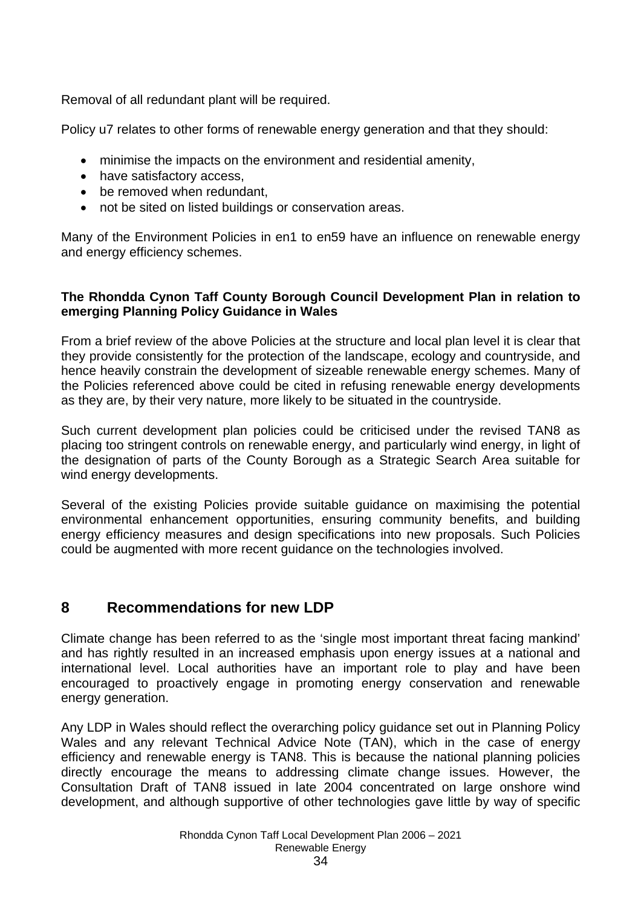Removal of all redundant plant will be required.

Policy u7 relates to other forms of renewable energy generation and that they should:

- minimise the impacts on the environment and residential amenity,
- have satisfactory access,
- be removed when redundant,
- not be sited on listed buildings or conservation areas.

Many of the Environment Policies in en1 to en59 have an influence on renewable energy and energy efficiency schemes.

**The Rhondda Cynon Taff County Borough Council Development Plan in relation to emerging Planning Policy Guidance in Wales**

From a brief review of the above Policies at the structure and local plan level it is clear that they provide consistently for the protection of the landscape, ecology and countryside, and hence heavily constrain the development of sizeable renewable energy schemes. Many of the Policies referenced above could be cited in refusing renewable energy developments as they are, by their very nature, more likely to be situated in the countryside.

Such current development plan policies could be criticised under the revised TAN8 as placing too stringent controls on renewable energy, and particularly wind energy, in light of the designation of parts of the County Borough as a Strategic Search Area suitable for wind energy developments.

Several of the existing Policies provide suitable guidance on maximising the potential environmental enhancement opportunities, ensuring community benefits, and building energy efficiency measures and design specifications into new proposals. Such Policies could be augmented with more recent guidance on the technologies involved.

## 8 Recommendations for new LDP

Climate change has been referred to as the 'single most important threat facing mankind' and has rightly resulted in an increased emphasis upon energy issues at a national and international level. Local authorities have an important role to play and have been encouraged to proactively engage in promoting energy conservation and renewable energy generation.

Any LDP in Wales should reflect the overarching policy guidance set out in Planning Policy Wales and any relevant Technical Advice Note (TAN), which in the case of energy efficiency and renewable energy is TAN8. This is because the national planning policies directly encourage the means to addressing climate change issues. However, the Consultation Draft of TAN8 issued in late 2004 concentrated on large onshore wind development, and although supportive of other technologies gave little by way of specific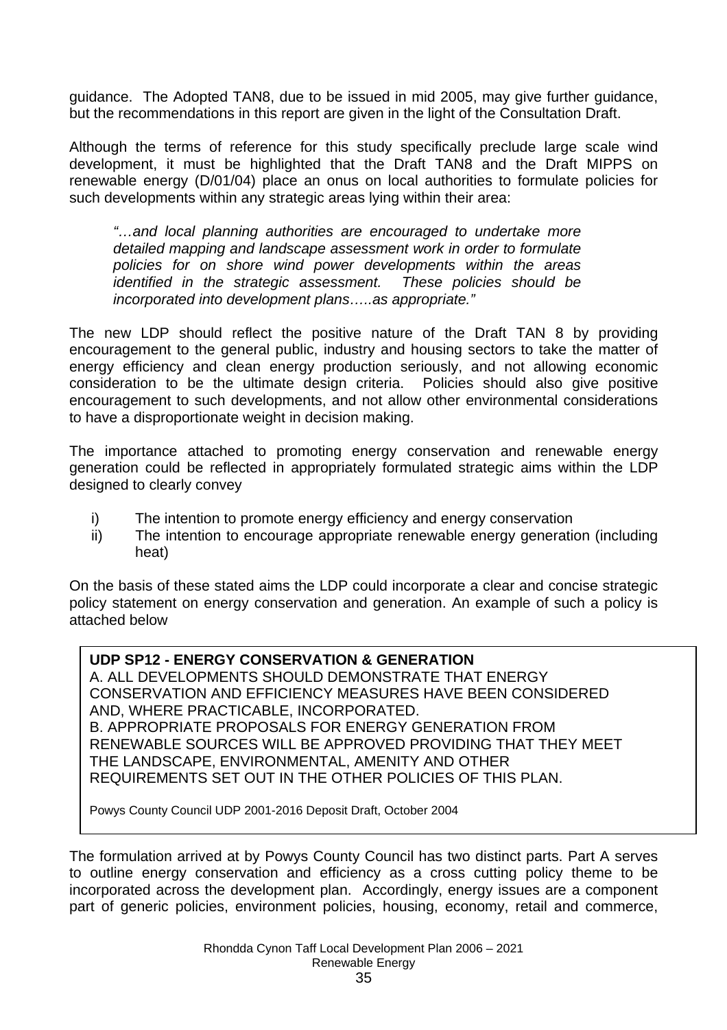guidance. The Adopted TAN8, due to be issued in mid 2005, may give further guidance, but the recommendations in this report are given in the light of the Consultation Draft.

Although the terms of reference for this study specifically preclude large scale wind development, it must be highlighted that the Draft TAN8 and the Draft MIPPS on renewable energy (D/01/04) place an onus on local authorities to formulate policies for such developments within any strategic areas lying within their area:

> *"…and local planning authorities are encouraged to undertake more detailed mapping and landscape assessment work in order to formulate policies for on shore wind power developments within the areas identified in the strategic assessment. These policies should be incorporated into development plans…..as appropriate."*

The new LDP should reflect the positive nature of the Draft TAN 8 by providing encouragement to the general public, industry and housing sectors to take the matter of energy efficiency and clean energy production seriously, and not allowing economic consideration to be the ultimate design criteria. Policies should also give positive encouragement to such developments, and not allow other environmental considerations to have a disproportionate weight in decision making.

The importance attached to promoting energy conservation and renewable energy generation could be reflected in appropriately formulated strategic aims within the LDP designed to clearly convey

i) The intention to promote energy efficiency and energy conservation
ii) The intention to encourage appropriate renewable energy generation (including heat)

On the basis of these stated aims the LDP could incorporate a clear and concise strategic policy statement on energy conservation and generation. An example of such a policy is attached below

> **UDP SP12 - ENERGY CONSERVATION & GENERATION**
> A. ALL DEVELOPMENTS SHOULD DEMONSTRATE THAT ENERGY CONSERVATION AND EFFICIENCY MEASURES HAVE BEEN CONSIDERED AND, WHERE PRACTICABLE, INCORPORATED.
> B. APPROPRIATE PROPOSALS FOR ENERGY GENERATION FROM RENEWABLE SOURCES WILL BE APPROVED PROVIDING THAT THEY MEET THE LANDSCAPE, ENVIRONMENTAL, AMENITY AND OTHER REQUIREMENTS SET OUT IN THE OTHER POLICIES OF THIS PLAN.
>
> Powys County Council UDP 2001-2016 Deposit Draft, October 2004

The formulation arrived at by Powys County Council has two distinct parts. Part A serves to outline energy conservation and efficiency as a cross cutting policy theme to be incorporated across the development plan. Accordingly, energy issues are a component part of generic policies, environment policies, housing, economy, retail and commerce,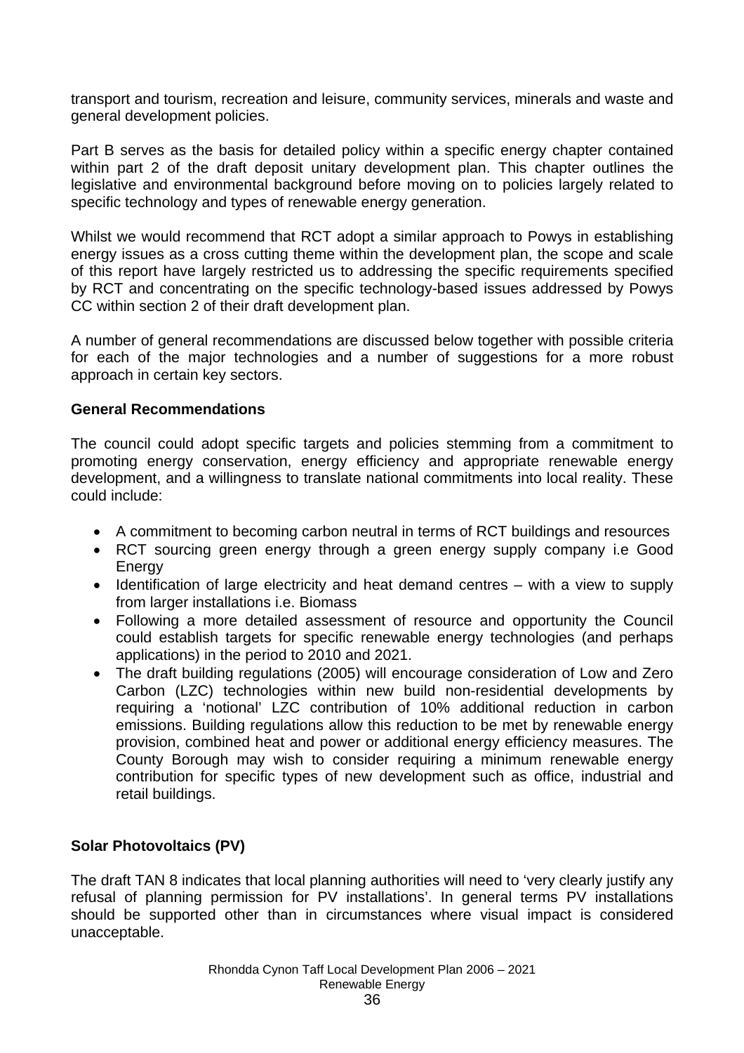transport and tourism, recreation and leisure, community services, minerals and waste and general development policies.

Part B serves as the basis for detailed policy within a specific energy chapter contained within part 2 of the draft deposit unitary development plan. This chapter outlines the legislative and environmental background before moving on to policies largely related to specific technology and types of renewable energy generation.

Whilst we would recommend that RCT adopt a similar approach to Powys in establishing energy issues as a cross cutting theme within the development plan, the scope and scale of this report have largely restricted us to addressing the specific requirements specified by RCT and concentrating on the specific technology-based issues addressed by Powys CC within section 2 of their draft development plan.

A number of general recommendations are discussed below together with possible criteria for each of the major technologies and a number of suggestions for a more robust approach in certain key sectors.

**General Recommendations**

The council could adopt specific targets and policies stemming from a commitment to promoting energy conservation, energy efficiency and appropriate renewable energy development, and a willingness to translate national commitments into local reality. These could include:

- A commitment to becoming carbon neutral in terms of RCT buildings and resources
- RCT sourcing green energy through a green energy supply company i.e Good Energy
- Identification of large electricity and heat demand centres – with a view to supply from larger installations i.e. Biomass
- Following a more detailed assessment of resource and opportunity the Council could establish targets for specific renewable energy technologies (and perhaps applications) in the period to 2010 and 2021.
- The draft building regulations (2005) will encourage consideration of Low and Zero Carbon (LZC) technologies within new build non-residential developments by requiring a 'notional' LZC contribution of 10% additional reduction in carbon emissions. Building regulations allow this reduction to be met by renewable energy provision, combined heat and power or additional energy efficiency measures. The County Borough may wish to consider requiring a minimum renewable energy contribution for specific types of new development such as office, industrial and retail buildings.

**Solar Photovoltaics (PV)**

The draft TAN 8 indicates that local planning authorities will need to 'very clearly justify any refusal of planning permission for PV installations'. In general terms PV installations should be supported other than in circumstances where visual impact is considered unacceptable.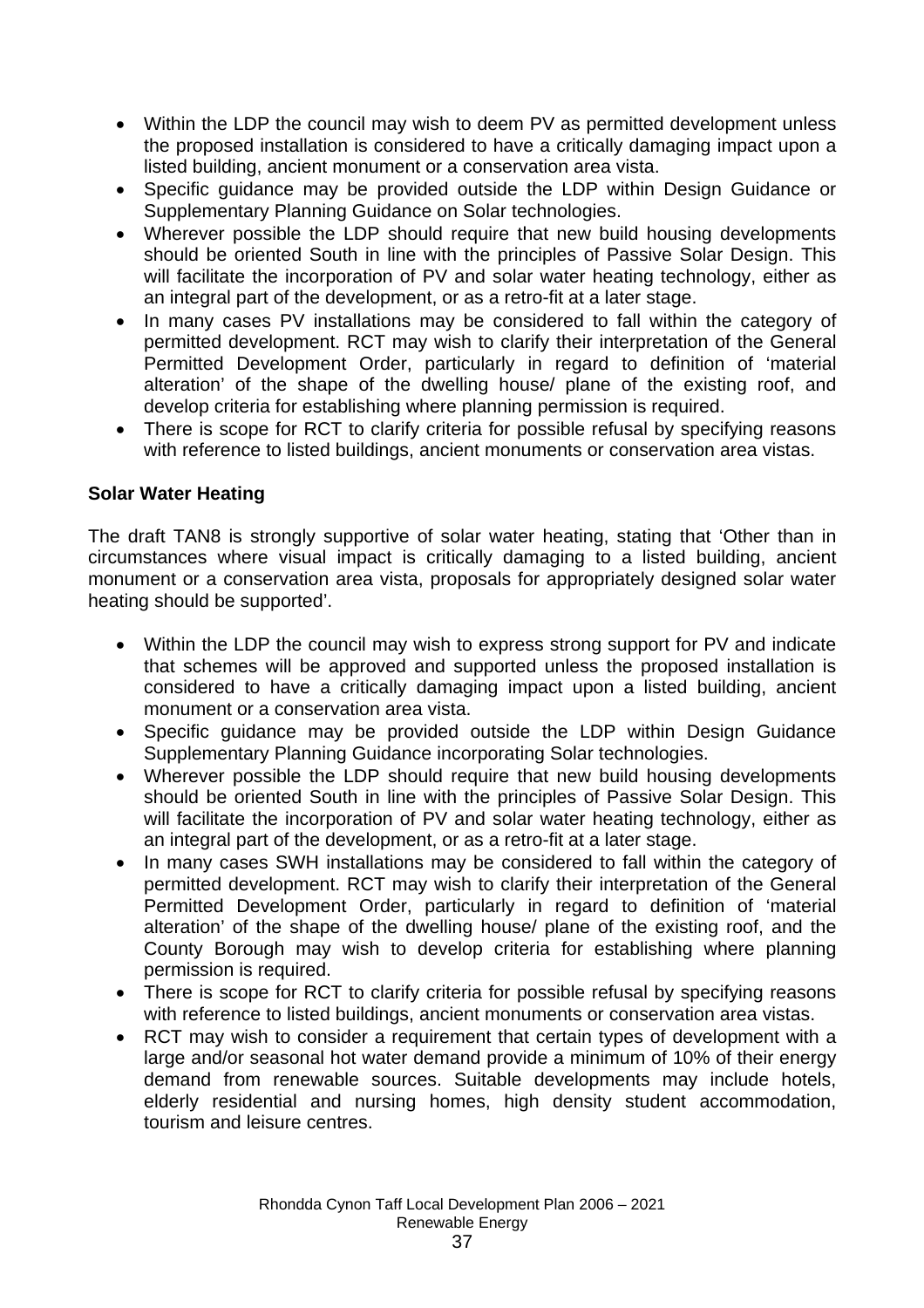- Within the LDP the council may wish to deem PV as permitted development unless the proposed installation is considered to have a critically damaging impact upon a listed building, ancient monument or a conservation area vista.
- Specific guidance may be provided outside the LDP within Design Guidance or Supplementary Planning Guidance on Solar technologies.
- Wherever possible the LDP should require that new build housing developments should be oriented South in line with the principles of Passive Solar Design. This will facilitate the incorporation of PV and solar water heating technology, either as an integral part of the development, or as a retro-fit at a later stage.
- In many cases PV installations may be considered to fall within the category of permitted development. RCT may wish to clarify their interpretation of the General Permitted Development Order, particularly in regard to definition of 'material alteration' of the shape of the dwelling house/ plane of the existing roof, and develop criteria for establishing where planning permission is required.
- There is scope for RCT to clarify criteria for possible refusal by specifying reasons with reference to listed buildings, ancient monuments or conservation area vistas.

**Solar Water Heating**

The draft TAN8 is strongly supportive of solar water heating, stating that 'Other than in circumstances where visual impact is critically damaging to a listed building, ancient monument or a conservation area vista, proposals for appropriately designed solar water heating should be supported'.

- Within the LDP the council may wish to express strong support for PV and indicate that schemes will be approved and supported unless the proposed installation is considered to have a critically damaging impact upon a listed building, ancient monument or a conservation area vista.
- Specific guidance may be provided outside the LDP within Design Guidance Supplementary Planning Guidance incorporating Solar technologies.
- Wherever possible the LDP should require that new build housing developments should be oriented South in line with the principles of Passive Solar Design. This will facilitate the incorporation of PV and solar water heating technology, either as an integral part of the development, or as a retro-fit at a later stage.
- In many cases SWH installations may be considered to fall within the category of permitted development. RCT may wish to clarify their interpretation of the General Permitted Development Order, particularly in regard to definition of 'material alteration' of the shape of the dwelling house/ plane of the existing roof, and the County Borough may wish to develop criteria for establishing where planning permission is required.
- There is scope for RCT to clarify criteria for possible refusal by specifying reasons with reference to listed buildings, ancient monuments or conservation area vistas.
- RCT may wish to consider a requirement that certain types of development with a large and/or seasonal hot water demand provide a minimum of 10% of their energy demand from renewable sources. Suitable developments may include hotels, elderly residential and nursing homes, high density student accommodation, tourism and leisure centres.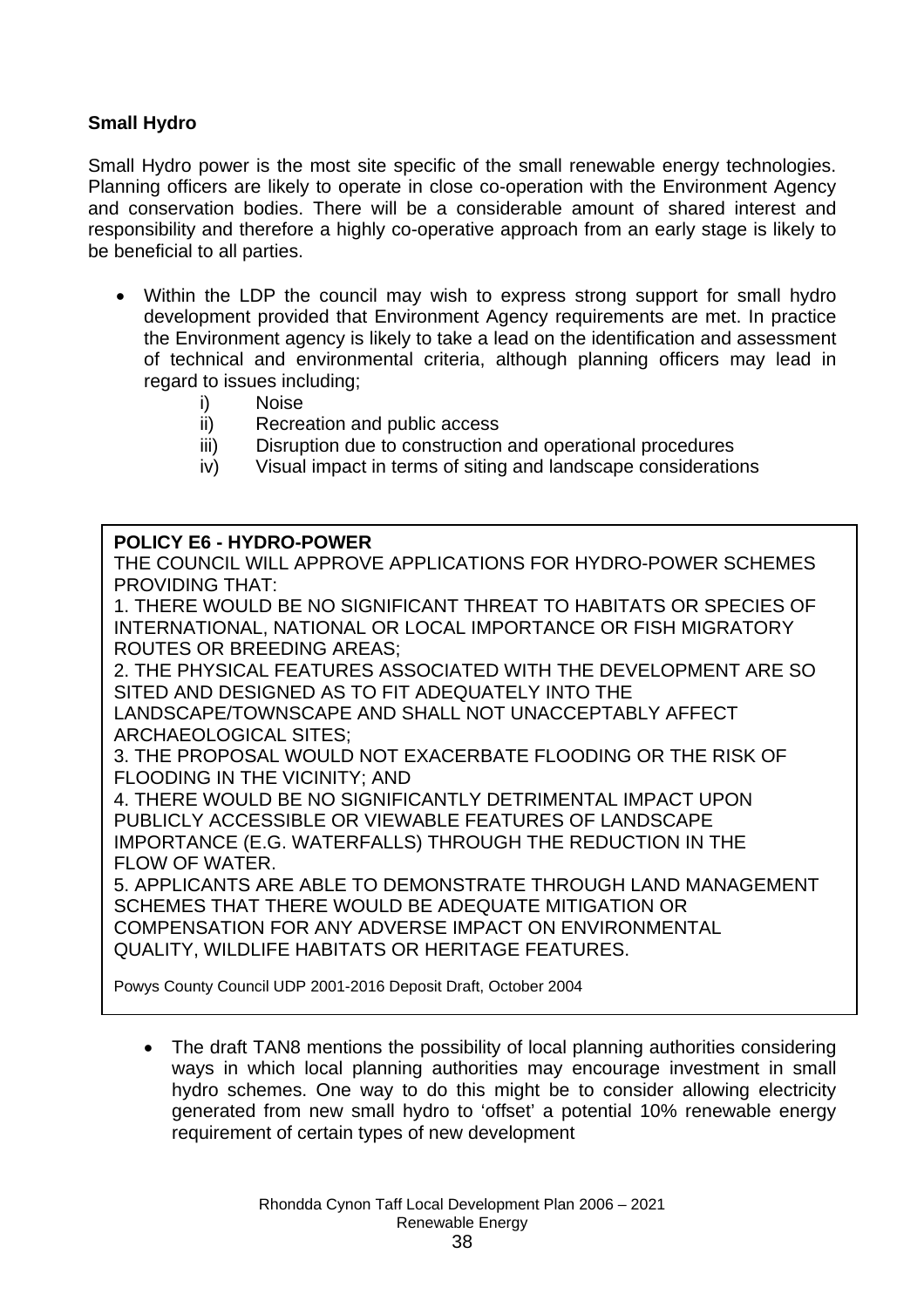**Small Hydro**

Small Hydro power is the most site specific of the small renewable energy technologies. Planning officers are likely to operate in close co-operation with the Environment Agency and conservation bodies. There will be a considerable amount of shared interest and responsibility and therefore a highly co-operative approach from an early stage is likely to be beneficial to all parties.

- Within the LDP the council may wish to express strong support for small hydro development provided that Environment Agency requirements are met. In practice the Environment agency is likely to take a lead on the identification and assessment of technical and environmental criteria, although planning officers may lead in regard to issues including;
  - i) Noise
  - ii) Recreation and public access
  - iii) Disruption due to construction and operational procedures
  - iv) Visual impact in terms of siting and landscape considerations

> **POLICY E6 - HYDRO-POWER**
> THE COUNCIL WILL APPROVE APPLICATIONS FOR HYDRO-POWER SCHEMES PROVIDING THAT:
> 1. THERE WOULD BE NO SIGNIFICANT THREAT TO HABITATS OR SPECIES OF INTERNATIONAL, NATIONAL OR LOCAL IMPORTANCE OR FISH MIGRATORY ROUTES OR BREEDING AREAS;
> 2. THE PHYSICAL FEATURES ASSOCIATED WITH THE DEVELOPMENT ARE SO SITED AND DESIGNED AS TO FIT ADEQUATELY INTO THE LANDSCAPE/TOWNSCAPE AND SHALL NOT UNACCEPTABLY AFFECT ARCHAEOLOGICAL SITES;
> 3. THE PROPOSAL WOULD NOT EXACERBATE FLOODING OR THE RISK OF FLOODING IN THE VICINITY; AND
> 4. THERE WOULD BE NO SIGNIFICANTLY DETRIMENTAL IMPACT UPON PUBLICLY ACCESSIBLE OR VIEWABLE FEATURES OF LANDSCAPE IMPORTANCE (E.G. WATERFALLS) THROUGH THE REDUCTION IN THE FLOW OF WATER.
> 5. APPLICANTS ARE ABLE TO DEMONSTRATE THROUGH LAND MANAGEMENT SCHEMES THAT THERE WOULD BE ADEQUATE MITIGATION OR COMPENSATION FOR ANY ADVERSE IMPACT ON ENVIRONMENTAL QUALITY, WILDLIFE HABITATS OR HERITAGE FEATURES.
>
> Powys County Council UDP 2001-2016 Deposit Draft, October 2004

- The draft TAN8 mentions the possibility of local planning authorities considering ways in which local planning authorities may encourage investment in small hydro schemes. One way to do this might be to consider allowing electricity generated from new small hydro to 'offset' a potential 10% renewable energy requirement of certain types of new development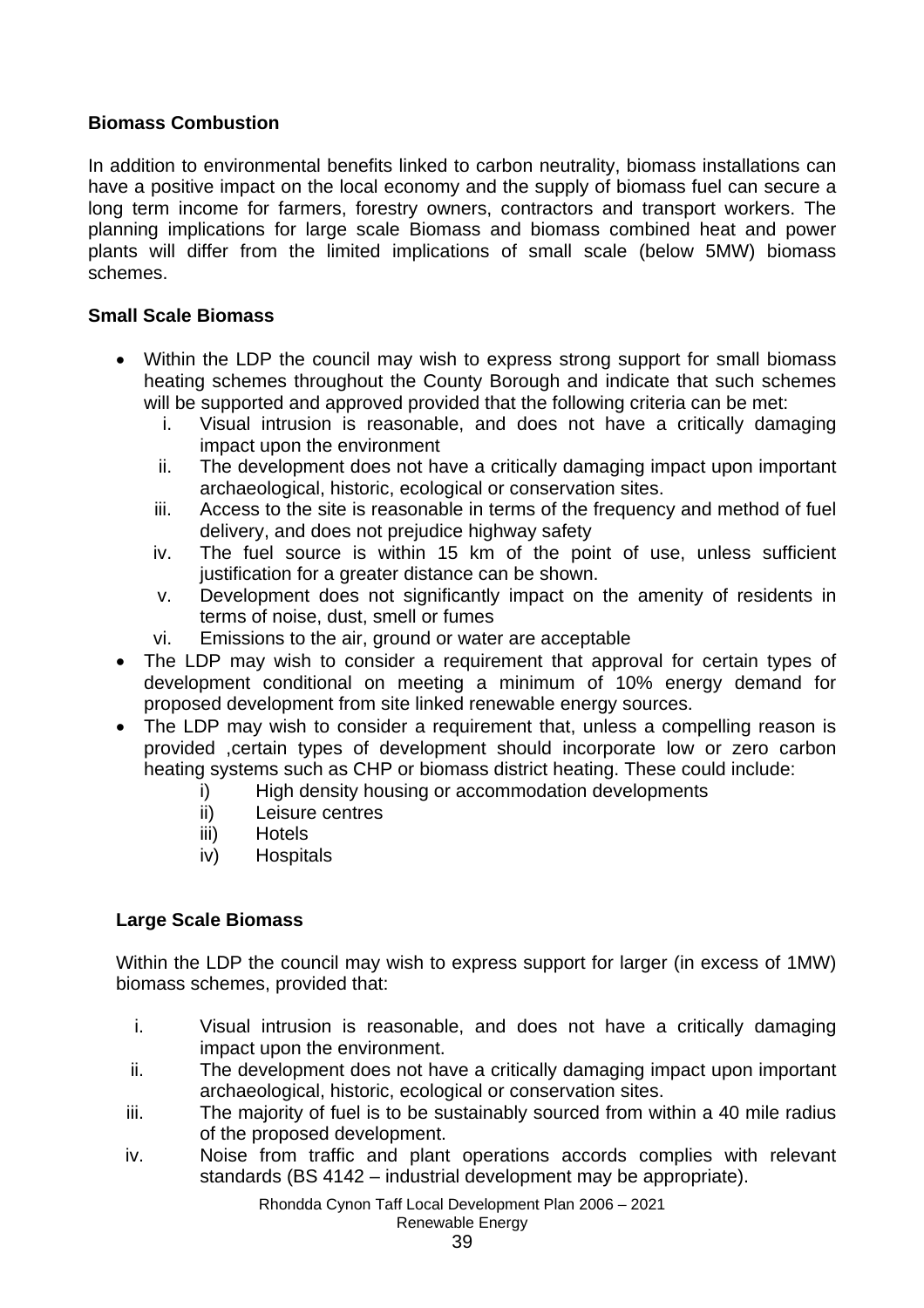**Biomass Combustion**

In addition to environmental benefits linked to carbon neutrality, biomass installations can have a positive impact on the local economy and the supply of biomass fuel can secure a long term income for farmers, forestry owners, contractors and transport workers. The planning implications for large scale Biomass and biomass combined heat and power plants will differ from the limited implications of small scale (below 5MW) biomass schemes.

**Small Scale Biomass**

- Within the LDP the council may wish to express strong support for small biomass heating schemes throughout the County Borough and indicate that such schemes will be supported and approved provided that the following criteria can be met:
    - i. Visual intrusion is reasonable, and does not have a critically damaging impact upon the environment
    - ii. The development does not have a critically damaging impact upon important archaeological, historic, ecological or conservation sites.
    - iii. Access to the site is reasonable in terms of the frequency and method of fuel delivery, and does not prejudice highway safety
    - iv. The fuel source is within 15 km of the point of use, unless sufficient justification for a greater distance can be shown.
    - v. Development does not significantly impact on the amenity of residents in terms of noise, dust, smell or fumes
    - vi. Emissions to the air, ground or water are acceptable
- The LDP may wish to consider a requirement that approval for certain types of development conditional on meeting a minimum of 10% energy demand for proposed development from site linked renewable energy sources.
- The LDP may wish to consider a requirement that, unless a compelling reason is provided ,certain types of development should incorporate low or zero carbon heating systems such as CHP or biomass district heating. These could include:
    - i) High density housing or accommodation developments
    - ii) Leisure centres
    - iii) Hotels
    - iv) Hospitals

**Large Scale Biomass**

Within the LDP the council may wish to express support for larger (in excess of 1MW) biomass schemes, provided that:

- i. Visual intrusion is reasonable, and does not have a critically damaging impact upon the environment.
- ii. The development does not have a critically damaging impact upon important archaeological, historic, ecological or conservation sites.
- iii. The majority of fuel is to be sustainably sourced from within a 40 mile radius of the proposed development.
- iv. Noise from traffic and plant operations accords complies with relevant standards (BS 4142 – industrial development may be appropriate).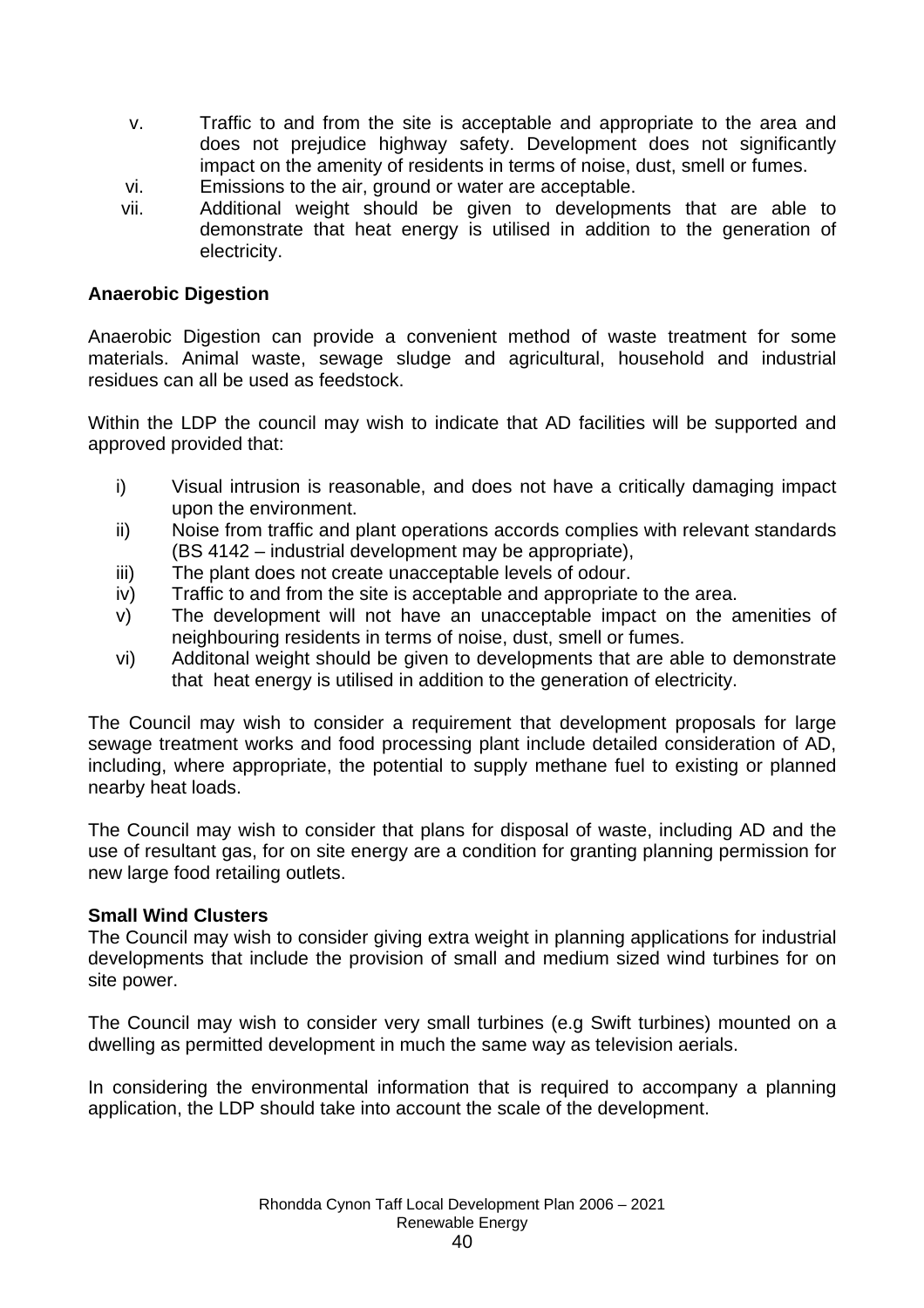v. Traffic to and from the site is acceptable and appropriate to the area and does not prejudice highway safety. Development does not significantly impact on the amenity of residents in terms of noise, dust, smell or fumes.
vi. Emissions to the air, ground or water are acceptable.
vii. Additional weight should be given to developments that are able to demonstrate that heat energy is utilised in addition to the generation of electricity.

**Anaerobic Digestion**

Anaerobic Digestion can provide a convenient method of waste treatment for some materials. Animal waste, sewage sludge and agricultural, household and industrial residues can all be used as feedstock.

Within the LDP the council may wish to indicate that AD facilities will be supported and approved provided that:

i) Visual intrusion is reasonable, and does not have a critically damaging impact upon the environment.
ii) Noise from traffic and plant operations accords complies with relevant standards (BS 4142 – industrial development may be appropriate),
iii) The plant does not create unacceptable levels of odour.
iv) Traffic to and from the site is acceptable and appropriate to the area.
v) The development will not have an unacceptable impact on the amenities of neighbouring residents in terms of noise, dust, smell or fumes.
vi) Additonal weight should be given to developments that are able to demonstrate that heat energy is utilised in addition to the generation of electricity.

The Council may wish to consider a requirement that development proposals for large sewage treatment works and food processing plant include detailed consideration of AD, including, where appropriate, the potential to supply methane fuel to existing or planned nearby heat loads.

The Council may wish to consider that plans for disposal of waste, including AD and the use of resultant gas, for on site energy are a condition for granting planning permission for new large food retailing outlets.

**Small Wind Clusters**

The Council may wish to consider giving extra weight in planning applications for industrial developments that include the provision of small and medium sized wind turbines for on site power.

The Council may wish to consider very small turbines (e.g Swift turbines) mounted on a dwelling as permitted development in much the same way as television aerials.

In considering the environmental information that is required to accompany a planning application, the LDP should take into account the scale of the development.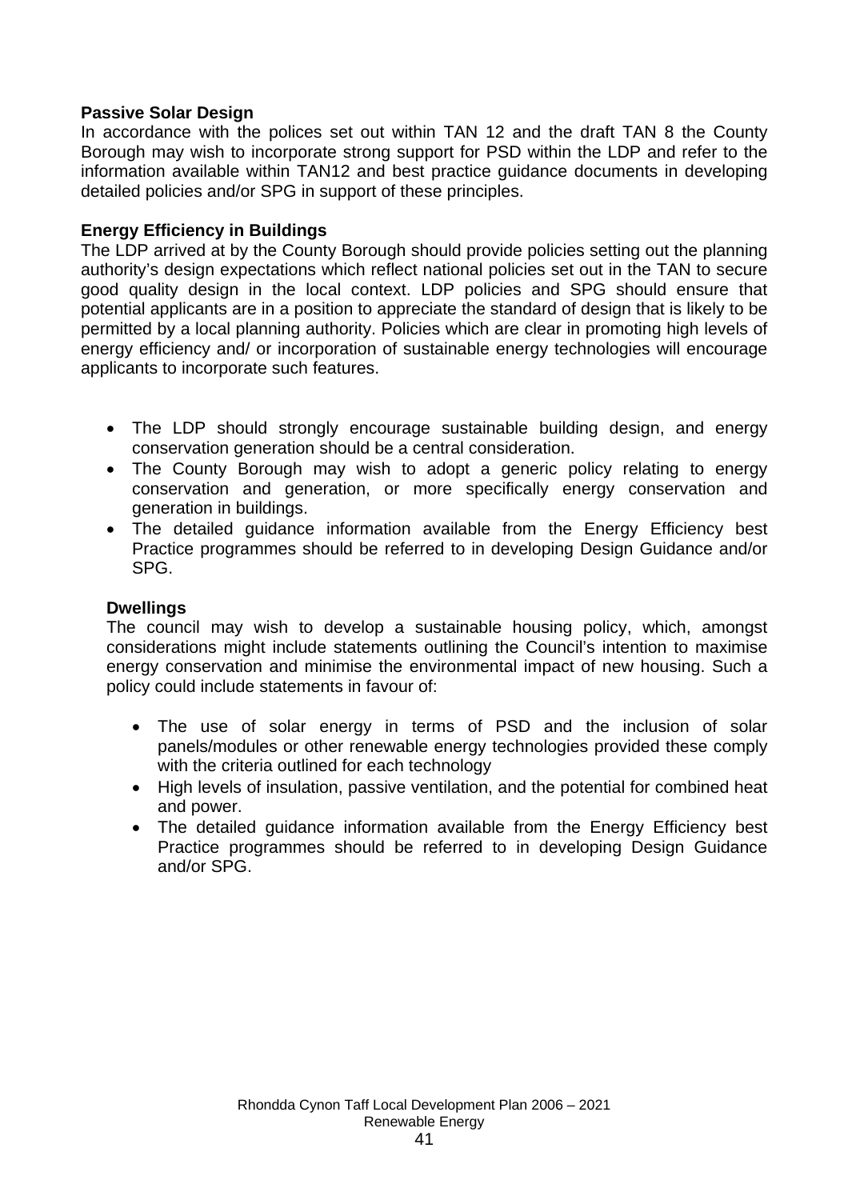**Passive Solar Design**

In accordance with the polices set out within TAN 12 and the draft TAN 8 the County Borough may wish to incorporate strong support for PSD within the LDP and refer to the information available within TAN12 and best practice guidance documents in developing detailed policies and/or SPG in support of these principles.

**Energy Efficiency in Buildings**

The LDP arrived at by the County Borough should provide policies setting out the planning authority's design expectations which reflect national policies set out in the TAN to secure good quality design in the local context. LDP policies and SPG should ensure that potential applicants are in a position to appreciate the standard of design that is likely to be permitted by a local planning authority. Policies which are clear in promoting high levels of energy efficiency and/ or incorporation of sustainable energy technologies will encourage applicants to incorporate such features.

- The LDP should strongly encourage sustainable building design, and energy conservation generation should be a central consideration.
- The County Borough may wish to adopt a generic policy relating to energy conservation and generation, or more specifically energy conservation and generation in buildings.
- The detailed guidance information available from the Energy Efficiency best Practice programmes should be referred to in developing Design Guidance and/or SPG.

**Dwellings**

The council may wish to develop a sustainable housing policy, which, amongst considerations might include statements outlining the Council's intention to maximise energy conservation and minimise the environmental impact of new housing. Such a policy could include statements in favour of:

- The use of solar energy in terms of PSD and the inclusion of solar panels/modules or other renewable energy technologies provided these comply with the criteria outlined for each technology
- High levels of insulation, passive ventilation, and the potential for combined heat and power.
- The detailed guidance information available from the Energy Efficiency best Practice programmes should be referred to in developing Design Guidance and/or SPG.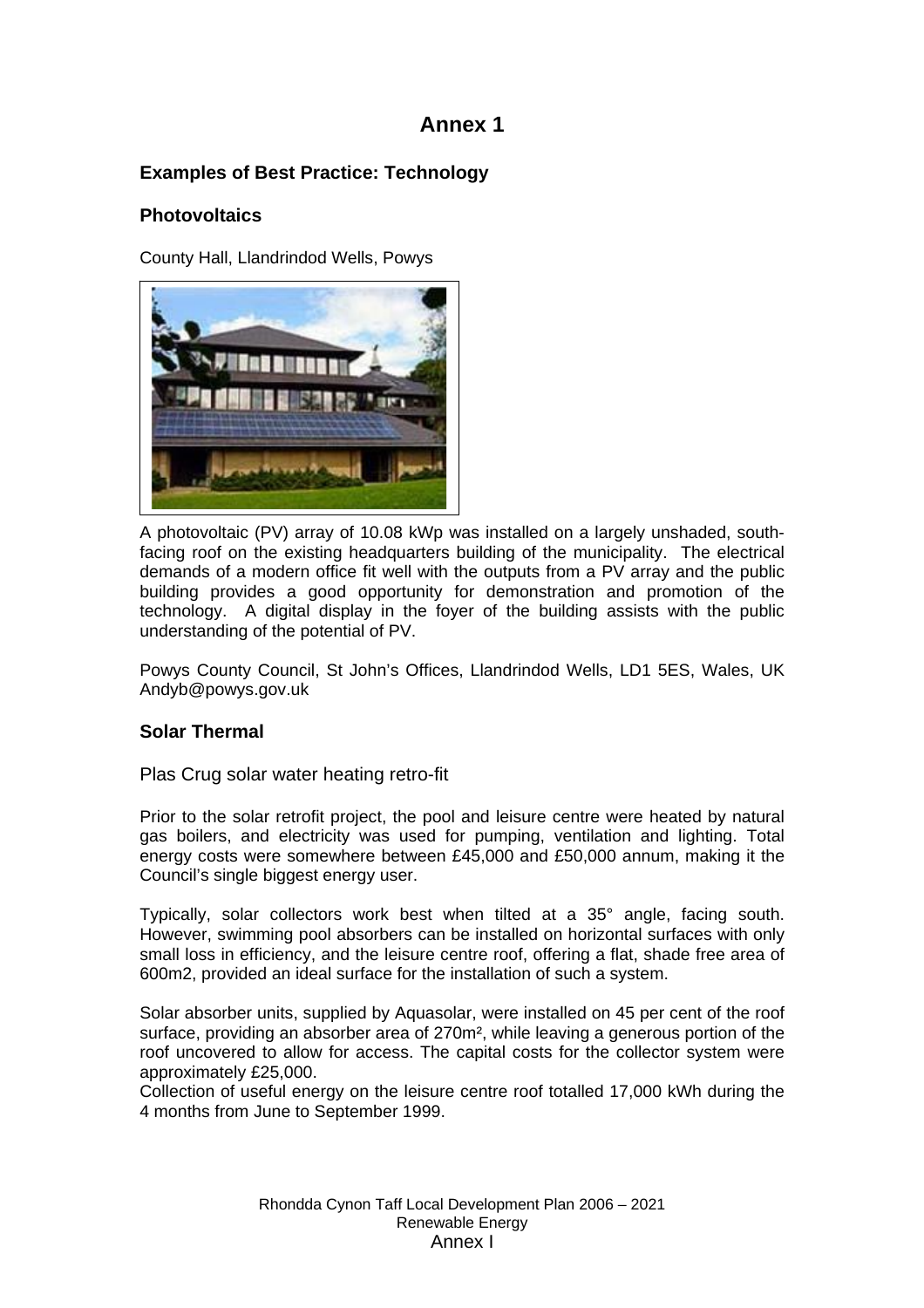# Annex 1

## Examples of Best Practice: Technology

### Photovoltaics

County Hall, Llandrindod Wells, Powys

A photovoltaic (PV) array of 10.08 kWp was installed on a largely unshaded, south-facing roof on the existing headquarters building of the municipality. The electrical demands of a modern office fit well with the outputs from a PV array and the public building provides a good opportunity for demonstration and promotion of the technology. A digital display in the foyer of the building assists with the public understanding of the potential of PV.

Powys County Council, St John's Offices, Llandrindod Wells, LD1 5ES, Wales, UK
Andyb@powys.gov.uk

### Solar Thermal

Plas Crug solar water heating retro-fit

Prior to the solar retrofit project, the pool and leisure centre were heated by natural gas boilers, and electricity was used for pumping, ventilation and lighting. Total energy costs were somewhere between £45,000 and £50,000 annum, making it the Council's single biggest energy user.

Typically, solar collectors work best when tilted at a 35° angle, facing south. However, swimming pool absorbers can be installed on horizontal surfaces with only small loss in efficiency, and the leisure centre roof, offering a flat, shade free area of 600m2, provided an ideal surface for the installation of such a system.

Solar absorber units, supplied by Aquasolar, were installed on 45 per cent of the roof surface, providing an absorber area of 270m², while leaving a generous portion of the roof uncovered to allow for access. The capital costs for the collector system were approximately £25,000.
Collection of useful energy on the leisure centre roof totalled 17,000 kWh during the 4 months from June to September 1999.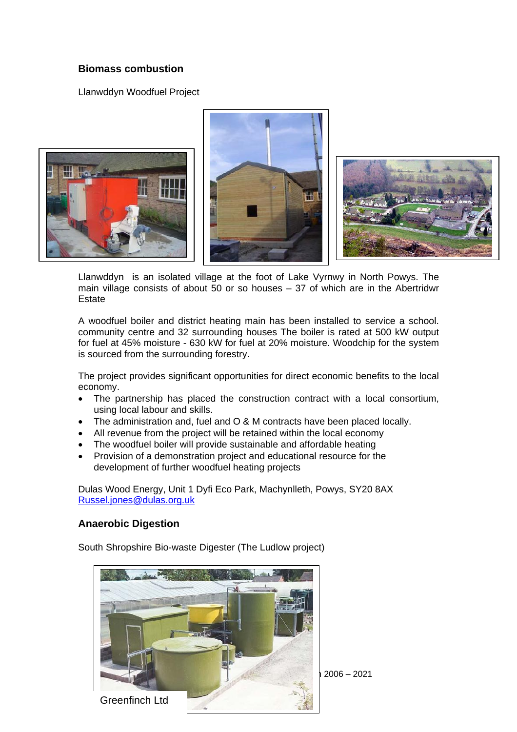## Biomass combustion

Llanwddyn Woodfuel Project

Llanwddyn is an isolated village at the foot of Lake Vyrnwy in North Powys. The main village consists of about 50 or so houses – 37 of which are in the Abertridwr Estate

A woodfuel boiler and district heating main has been installed to service a school. community centre and 32 surrounding houses The boiler is rated at 500 kW output for fuel at 45% moisture - 630 kW for fuel at 20% moisture. Woodchip for the system is sourced from the surrounding forestry.

The project provides significant opportunities for direct economic benefits to the local economy.

- The partnership has placed the construction contract with a local consortium, using local labour and skills.
- The administration and, fuel and O & M contracts have been placed locally.
- All revenue from the project will be retained within the local economy
- The woodfuel boiler will provide sustainable and affordable heating
- Provision of a demonstration project and educational resource for the development of further woodfuel heating projects

Dulas Wood Energy, Unit 1 Dyfi Eco Park, Machynlleth, Powys, SY20 8AX
Russel.jones@dulas.org.uk

## Anaerobic Digestion

South Shropshire Bio-waste Digester (The Ludlow project)

Greenfinch Ltd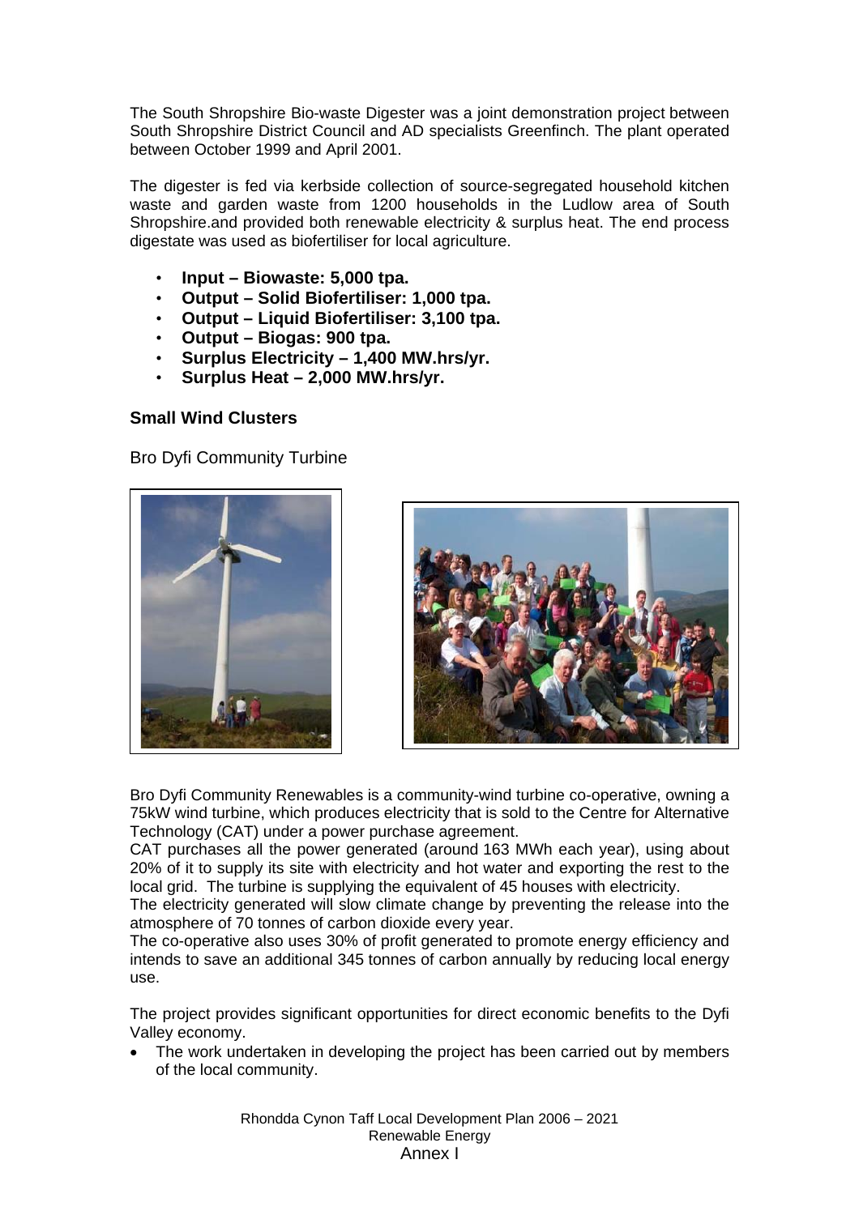The South Shropshire Bio-waste Digester was a joint demonstration project between South Shropshire District Council and AD specialists Greenfinch. The plant operated between October 1999 and April 2001.

The digester is fed via kerbside collection of source-segregated household kitchen waste and garden waste from 1200 households in the Ludlow area of South Shropshire.and provided both renewable electricity & surplus heat. The end process digestate was used as biofertiliser for local agriculture.

- **Input – Biowaste: 5,000 tpa.**
- **Output – Solid Biofertiliser: 1,000 tpa.**
- **Output – Liquid Biofertiliser: 3,100 tpa.**
- **Output – Biogas: 900 tpa.**
- **Surplus Electricity – 1,400 MW.hrs/yr.**
- **Surplus Heat – 2,000 MW.hrs/yr.**

### Small Wind Clusters

Bro Dyfi Community Turbine

Bro Dyfi Community Renewables is a community-wind turbine co-operative, owning a 75kW wind turbine, which produces electricity that is sold to the Centre for Alternative Technology (CAT) under a power purchase agreement.

CAT purchases all the power generated (around 163 MWh each year), using about 20% of it to supply its site with electricity and hot water and exporting the rest to the local grid. The turbine is supplying the equivalent of 45 houses with electricity.

The electricity generated will slow climate change by preventing the release into the atmosphere of 70 tonnes of carbon dioxide every year.

The co-operative also uses 30% of profit generated to promote energy efficiency and intends to save an additional 345 tonnes of carbon annually by reducing local energy use.

The project provides significant opportunities for direct economic benefits to the Dyfi Valley economy.

- The work undertaken in developing the project has been carried out by members of the local community.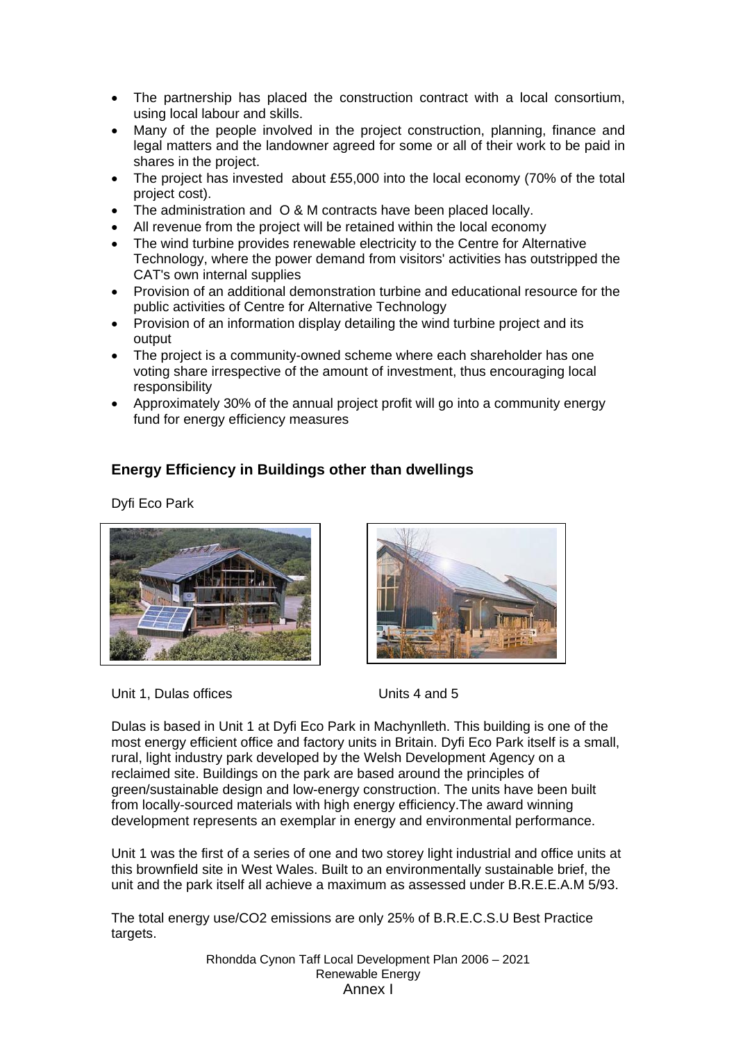- The partnership has placed the construction contract with a local consortium, using local labour and skills.
- Many of the people involved in the project construction, planning, finance and legal matters and the landowner agreed for some or all of their work to be paid in shares in the project.
- The project has invested about £55,000 into the local economy (70% of the total project cost).
- The administration and O & M contracts have been placed locally.
- All revenue from the project will be retained within the local economy
- The wind turbine provides renewable electricity to the Centre for Alternative Technology, where the power demand from visitors' activities has outstripped the CAT's own internal supplies
- Provision of an additional demonstration turbine and educational resource for the public activities of Centre for Alternative Technology
- Provision of an information display detailing the wind turbine project and its output
- The project is a community-owned scheme where each shareholder has one voting share irrespective of the amount of investment, thus encouraging local responsibility
- Approximately 30% of the annual project profit will go into a community energy fund for energy efficiency measures

## Energy Efficiency in Buildings other than dwellings

Dyfi Eco Park

Unit 1, Dulas offices

Units 4 and 5

Dulas is based in Unit 1 at Dyfi Eco Park in Machynlleth. This building is one of the most energy efficient office and factory units in Britain. Dyfi Eco Park itself is a small, rural, light industry park developed by the Welsh Development Agency on a reclaimed site. Buildings on the park are based around the principles of green/sustainable design and low-energy construction. The units have been built from locally-sourced materials with high energy efficiency.The award winning development represents an exemplar in energy and environmental performance.

Unit 1 was the first of a series of one and two storey light industrial and office units at this brownfield site in West Wales. Built to an environmentally sustainable brief, the unit and the park itself all achieve a maximum as assessed under B.R.E.E.A.M 5/93.

The total energy use/CO2 emissions are only 25% of B.R.E.C.S.U Best Practice targets.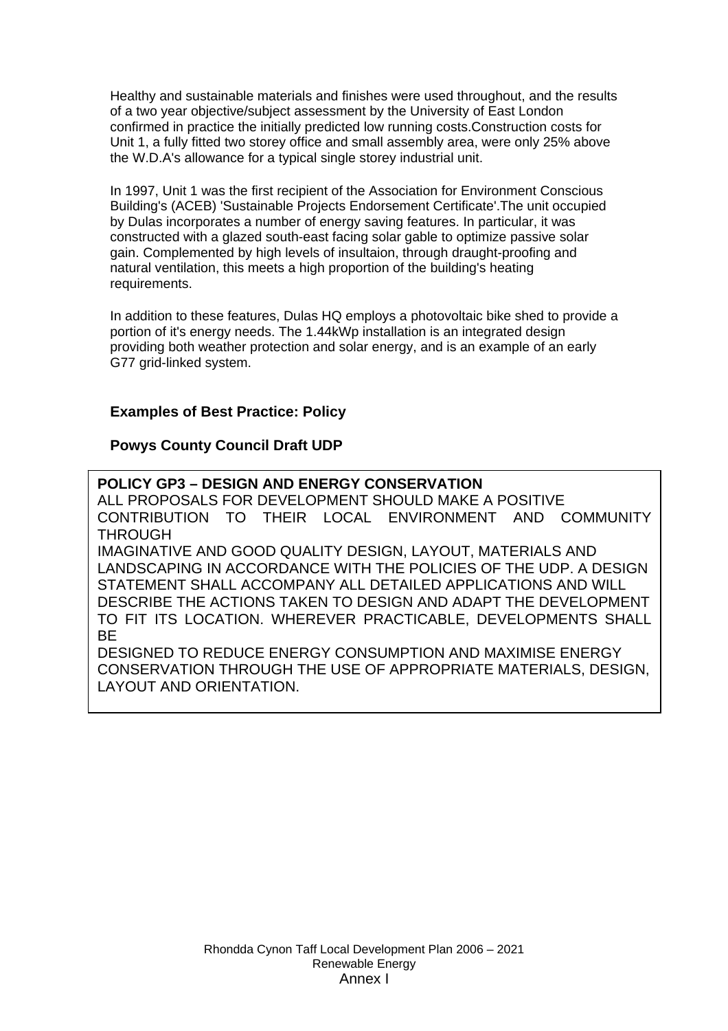Healthy and sustainable materials and finishes were used throughout, and the results of a two year objective/subject assessment by the University of East London confirmed in practice the initially predicted low running costs.Construction costs for Unit 1, a fully fitted two storey office and small assembly area, were only 25% above the W.D.A's allowance for a typical single storey industrial unit.

In 1997, Unit 1 was the first recipient of the Association for Environment Conscious Building's (ACEB) 'Sustainable Projects Endorsement Certificate'.The unit occupied by Dulas incorporates a number of energy saving features. In particular, it was constructed with a glazed south-east facing solar gable to optimize passive solar gain. Complemented by high levels of insultaion, through draught-proofing and natural ventilation, this meets a high proportion of the building's heating requirements.

In addition to these features, Dulas HQ employs a photovoltaic bike shed to provide a portion of it's energy needs. The 1.44kWp installation is an integrated design providing both weather protection and solar energy, and is an example of an early G77 grid-linked system.

**Examples of Best Practice: Policy**

**Powys County Council Draft UDP**

**POLICY GP3 – DESIGN AND ENERGY CONSERVATION**

ALL PROPOSALS FOR DEVELOPMENT SHOULD MAKE A POSITIVE CONTRIBUTION TO THEIR LOCAL ENVIRONMENT AND COMMUNITY THROUGH IMAGINATIVE AND GOOD QUALITY DESIGN, LAYOUT, MATERIALS AND LANDSCAPING IN ACCORDANCE WITH THE POLICIES OF THE UDP. A DESIGN STATEMENT SHALL ACCOMPANY ALL DETAILED APPLICATIONS AND WILL DESCRIBE THE ACTIONS TAKEN TO DESIGN AND ADAPT THE DEVELOPMENT TO FIT ITS LOCATION. WHEREVER PRACTICABLE, DEVELOPMENTS SHALL BE DESIGNED TO REDUCE ENERGY CONSUMPTION AND MAXIMISE ENERGY CONSERVATION THROUGH THE USE OF APPROPRIATE MATERIALS, DESIGN, LAYOUT AND ORIENTATION.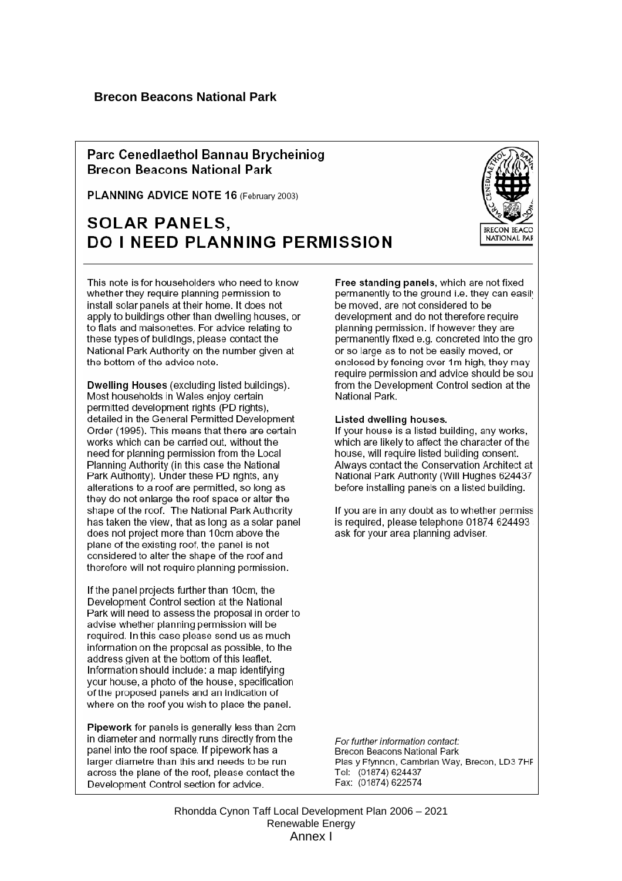**Brecon Beacons National Park**

Parc Cenedlaethol Bannau Brycheiniog
Brecon Beacons National Park

PLANNING ADVICE NOTE 16 (February 2003)

# SOLAR PANELS, DO I NEED PLANNING PERMISSION

This note is for householders who need to know whether they require planning permission to install solar panels at their home. It does not apply to buildings other than dwelling houses, or to flats and maisonettes. For advice relating to these types of buildings, please contact the National Park Authority on the number given at the bottom of the advice note.

**Dwelling Houses** (excluding listed buildings). Most households in Wales enjoy certain permitted development rights (PD rights), detailed in the General Permitted Development Order (1995). This means that there are certain works which can be carried out, without the need for planning permission from the Local Planning Authority (in this case the National Park Authority). Under these PD rights, any alterations to a roof are permitted, so long as they do not enlarge the roof space or alter the shape of the roof. The National Park Authority has taken the view, that as long as a solar panel does not project more than 10cm above the plane of the existing roof, the panel is not considered to alter the shape of the roof and therefore will not require planning permission.

If the panel projects further than 10cm, the Development Control section at the National Park will need to assess the proposal in order to advise whether planning permission will be required. In this case please send us as much information on the proposal as possible, to the address given at the bottom of this leaflet. Information should include: a map identifying your house, a photo of the house, specification of the proposed panels and an indication of where on the roof you wish to place the panel.

**Pipework** for panels is generally less than 2cm in diameter and normally runs directly from the panel into the roof space. If pipework has a larger diametre than this and needs to be run across the plane of the roof, please contact the Development Control section for advice.

**Free standing panels**, which are not fixed permanently to the ground i.e. they can easily be moved, are not considered to be development and do not therefore require planning permission. If however they are permanently fixed e.g. concreted into the gro or so large as to not be easily moved, or enclosed by fencing over 1m high, they may require permission and advice should be sou from the Development Control section at the National Park.

**Listed dwelling houses.**
If your house is a listed building, any works, which are likely to affect the character of the house, will require listed building consent. Always contact the Conservation Architect at National Park Authority (Will Hughes 624437 before installing panels on a listed building.

If you are in any doubt as to whether permiss is required, please telephone 01874 624493 ask for your area planning adviser.

*For further information contact:*
Brecon Beacons National Park
Plas y Ffynnon, Cambrian Way, Brecon, LD3 7HP
Tel: (01874) 624437
Fax: (01874) 622574

Rhondda Cynon Taff Local Development Plan 2006 – 2021
Renewable Energy
Annex I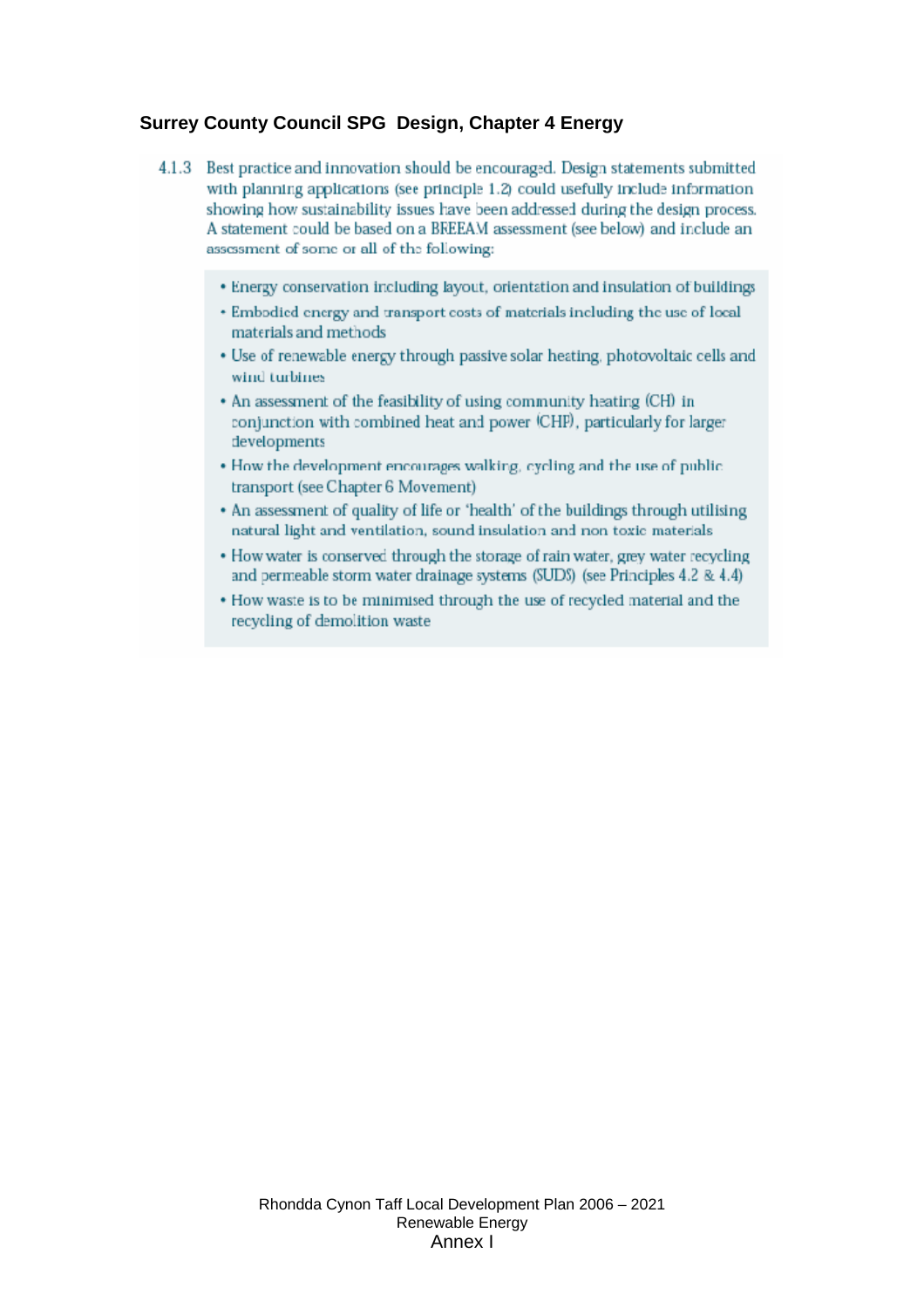**Surrey County Council SPG Design, Chapter 4 Energy**

4.1.3 Best practice and innovation should be encouraged. Design statements submitted with planning applications (see principle 1.2) could usefully include information showing how sustainability issues have been addressed during the design process. A statement could be based on a BREEAM assessment (see below) and include an assessment of some or all of the following:

- Energy conservation including layout, orientation and insulation of buildings
- Embodied energy and transport costs of materials including the use of local materials and methods
- Use of renewable energy through passive solar heating, photovoltaic cells and wind turbines
- An assessment of the feasibility of using community heating (CH) in conjunction with combined heat and power (CHP), particularly for larger developments
- How the development encourages walking, cycling and the use of public transport (see Chapter 6 Movement)
- An assessment of quality of life or 'health' of the buildings through utilising natural light and ventilation, sound insulation and non toxic materials
- How water is conserved through the storage of rain water, grey water recycling and permeable storm water drainage systems (SUDS) (see Principles 4.2 & 4.4)
- How waste is to be minimised through the use of recycled material and the recycling of demolition waste